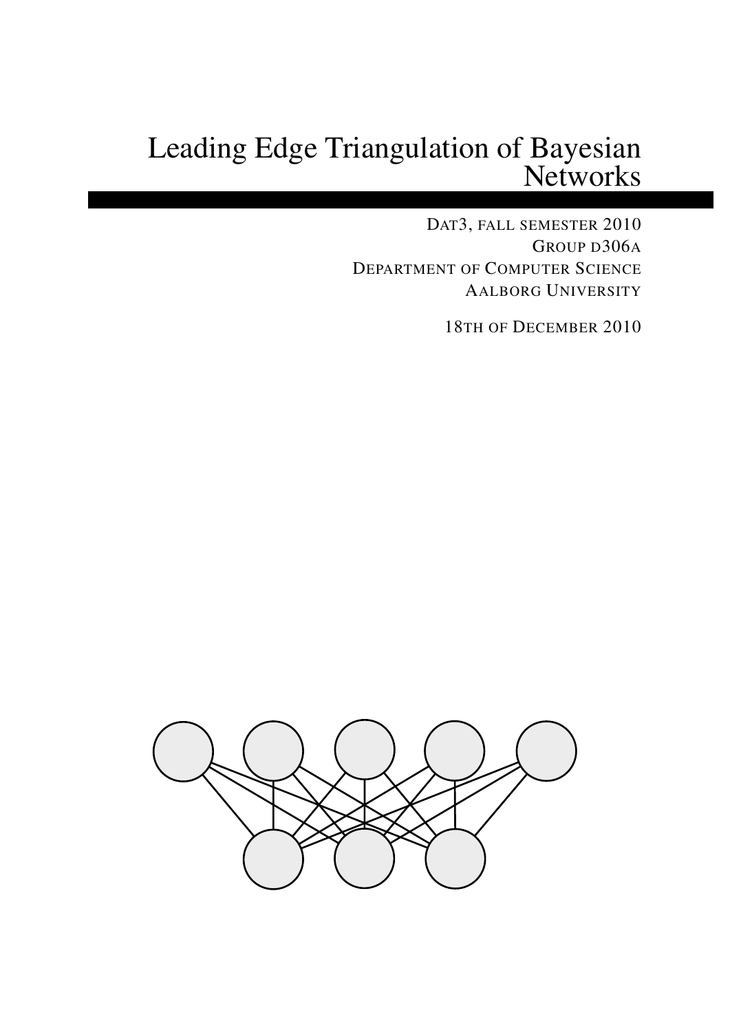# Leading Edge Triangulation of Bayesian Networks

DAT3, FALL SEMESTER 2010
GROUP D306A
DEPARTMENT OF COMPUTER SCIENCE
AALBORG UNIVERSITY

18TH OF DECEMBER 2010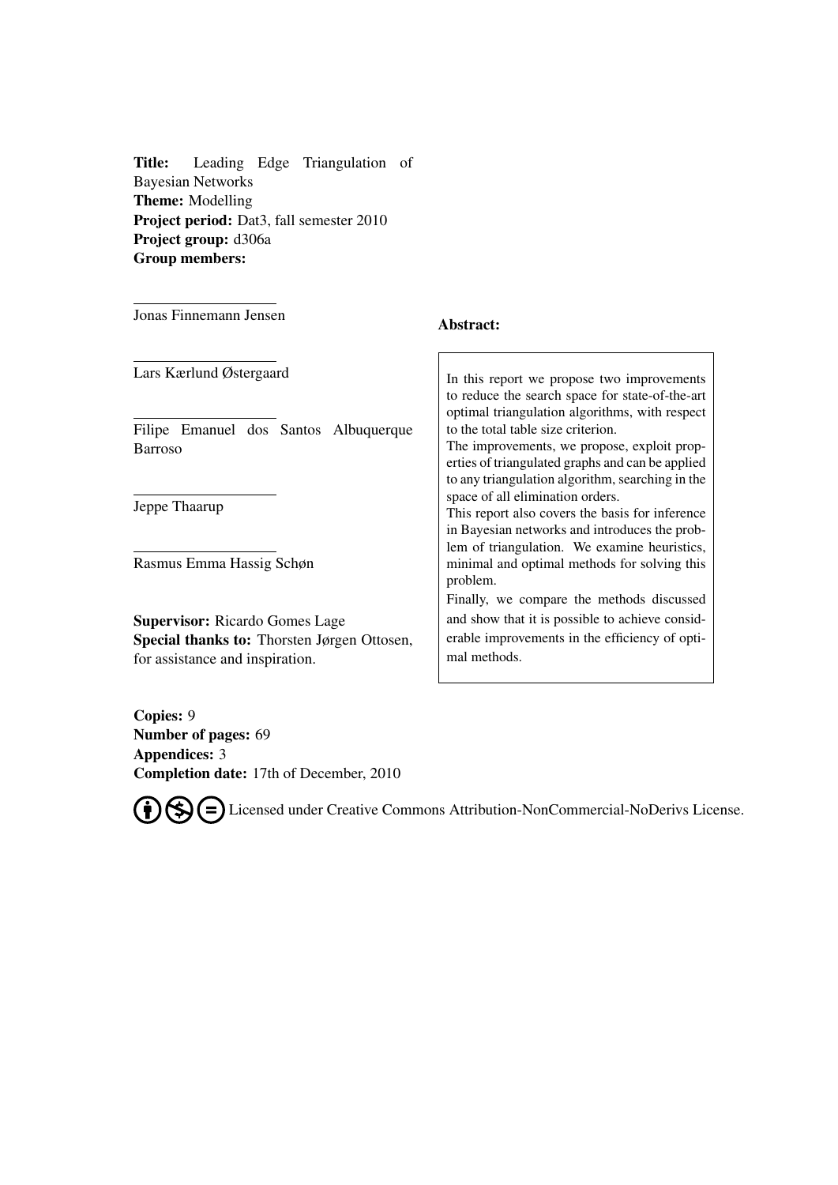**Title:** Leading Edge Triangulation of Bayesian Networks
**Theme:** Modelling
**Project period:** Dat3, fall semester 2010
**Project group:** d306a
**Group members:**

Jonas Finnemann Jensen

Lars Kærlund Østergaard

Filipe Emanuel dos Santos Albuquerque Barroso

Jeppe Thaarup

Rasmus Emma Hassig Schøn

**Supervisor:** Ricardo Gomes Lage
**Special thanks to:** Thorsten Jørgen Ottosen, for assistance and inspiration.

**Abstract:**

In this report we propose two improvements to reduce the search space for state-of-the-art optimal triangulation algorithms, with respect to the total table size criterion.
The improvements, we propose, exploit properties of triangulated graphs and can be applied to any triangulation algorithm, searching in the space of all elimination orders.
This report also covers the basis for inference in Bayesian networks and introduces the problem of triangulation. We examine heuristics, minimal and optimal methods for solving this problem.
Finally, we compare the methods discussed and show that it is possible to achieve considerable improvements in the efficiency of optimal methods.

**Copies:** 9
**Number of pages:** 69
**Appendices:** 3
**Completion date:** 17th of December, 2010

Licensed under Creative Commons Attribution-NonCommercial-NoDerivs License.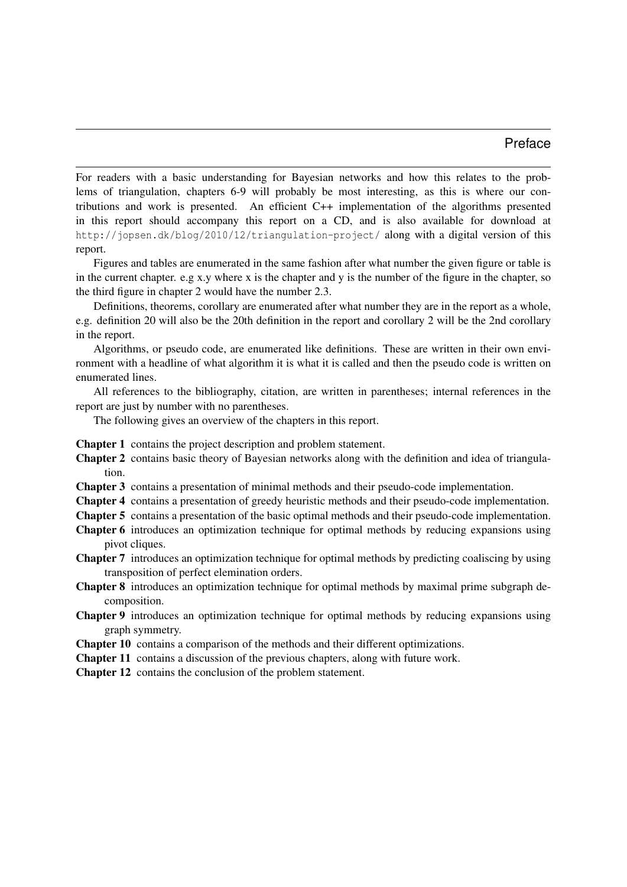# Preface

For readers with a basic understanding for Bayesian networks and how this relates to the problems of triangulation, chapters 6-9 will probably be most interesting, as this is where our contributions and work is presented. An efficient C++ implementation of the algorithms presented in this report should accompany this report on a CD, and is also available for download at http://jopsen.dk/blog/2010/12/triangulation-project/ along with a digital version of this report.

Figures and tables are enumerated in the same fashion after what number the given figure or table is in the current chapter. e.g x.y where x is the chapter and y is the number of the figure in the chapter, so the third figure in chapter 2 would have the number 2.3.

Definitions, theorems, corollary are enumerated after what number they are in the report as a whole, e.g. definition 20 will also be the 20th definition in the report and corollary 2 will be the 2nd corollary in the report.

Algorithms, or pseudo code, are enumerated like definitions. These are written in their own environment with a headline of what algorithm it is what it is called and then the pseudo code is written on enumerated lines.

All references to the bibliography, citation, are written in parentheses; internal references in the report are just by number with no parentheses.

The following gives an overview of the chapters in this report.

**Chapter 1** contains the project description and problem statement.

**Chapter 2** contains basic theory of Bayesian networks along with the definition and idea of triangulation.

**Chapter 3** contains a presentation of minimal methods and their pseudo-code implementation.

**Chapter 4** contains a presentation of greedy heuristic methods and their pseudo-code implementation.

**Chapter 5** contains a presentation of the basic optimal methods and their pseudo-code implementation.

**Chapter 6** introduces an optimization technique for optimal methods by reducing expansions using pivot cliques.

**Chapter 7** introduces an optimization technique for optimal methods by predicting coaliscing by using transposition of perfect elemination orders.

**Chapter 8** introduces an optimization technique for optimal methods by maximal prime subgraph decomposition.

**Chapter 9** introduces an optimization technique for optimal methods by reducing expansions using graph symmetry.

**Chapter 10** contains a comparison of the methods and their different optimizations.

**Chapter 11** contains a discussion of the previous chapters, along with future work.

**Chapter 12** contains the conclusion of the problem statement.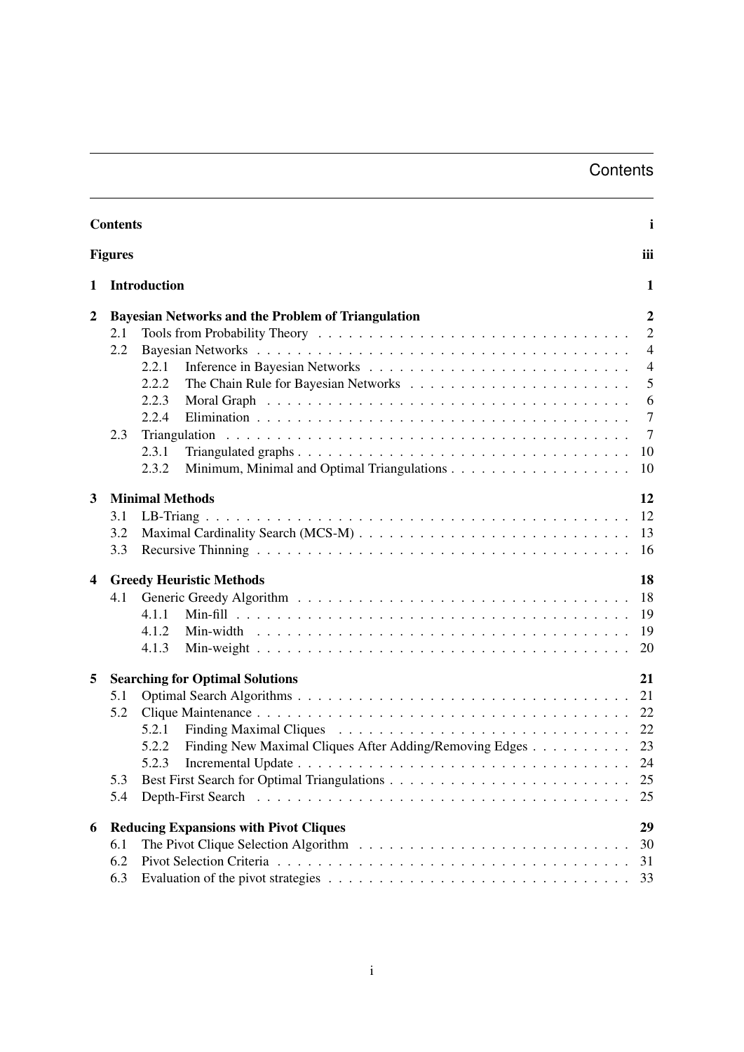# Contents

**Contents** **i**

**Figures** **iii**

**1 Introduction** **1**

**2 Bayesian Networks and the Problem of Triangulation** **2**

- 2.1 Tools from Probability Theory . . . 2
- 2.2 Bayesian Networks . . . 4
  - 2.2.1 Inference in Bayesian Networks . . . 4
  - 2.2.2 The Chain Rule for Bayesian Networks . . . 5
  - 2.2.3 Moral Graph . . . 6
  - 2.2.4 Elimination . . . 7
- 2.3 Triangulation . . . 7
  - 2.3.1 Triangulated graphs . . . 10
  - 2.3.2 Minimum, Minimal and Optimal Triangulations . . . 10

**3 Minimal Methods** **12**

- 3.1 LB-Triang . . . 12
- 3.2 Maximal Cardinality Search (MCS-M) . . . 13
- 3.3 Recursive Thinning . . . 16

**4 Greedy Heuristic Methods** **18**

- 4.1 Generic Greedy Algorithm . . . 18
  - 4.1.1 Min-fill . . . 19
  - 4.1.2 Min-width . . . 19
  - 4.1.3 Min-weight . . . 20

**5 Searching for Optimal Solutions** **21**

- 5.1 Optimal Search Algorithms . . . 21
- 5.2 Clique Maintenance . . . 22
  - 5.2.1 Finding Maximal Cliques . . . 22
  - 5.2.2 Finding New Maximal Cliques After Adding/Removing Edges . . . 23
  - 5.2.3 Incremental Update . . . 24
- 5.3 Best First Search for Optimal Triangulations . . . 25
- 5.4 Depth-First Search . . . 25

**6 Reducing Expansions with Pivot Cliques** **29**

- 6.1 The Pivot Clique Selection Algorithm . . . 30
- 6.2 Pivot Selection Criteria . . . 31
- 6.3 Evaluation of the pivot strategies . . . 33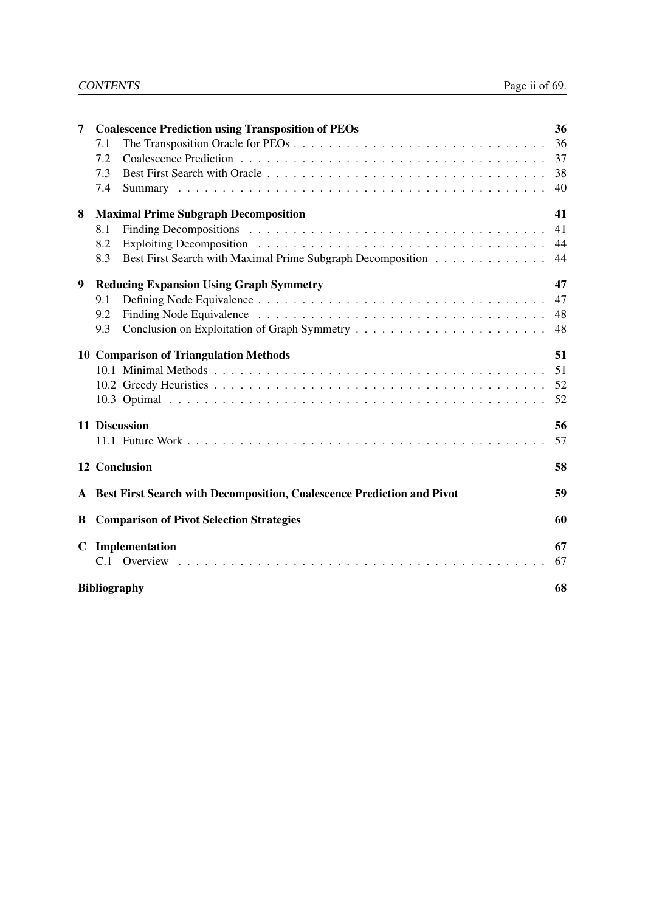**7 Coalescence Prediction using Transposition of PEOs** — 36

- 7.1 The Transposition Oracle for PEOs — 36
- 7.2 Coalescence Prediction — 37
- 7.3 Best First Search with Oracle — 38
- 7.4 Summary — 40

**8 Maximal Prime Subgraph Decomposition** — 41

- 8.1 Finding Decompositions — 41
- 8.2 Exploiting Decomposition — 44
- 8.3 Best First Search with Maximal Prime Subgraph Decomposition — 44

**9 Reducing Expansion Using Graph Symmetry** — 47

- 9.1 Defining Node Equivalence — 47
- 9.2 Finding Node Equivalence — 48
- 9.3 Conclusion on Exploitation of Graph Symmetry — 48

**10 Comparison of Triangulation Methods** — 51

- 10.1 Minimal Methods — 51
- 10.2 Greedy Heuristics — 52
- 10.3 Optimal — 52

**11 Discussion** — 56

- 11.1 Future Work — 57

**12 Conclusion** — 58

**A Best First Search with Decomposition, Coalescence Prediction and Pivot** — 59

**B Comparison of Pivot Selection Strategies** — 60

**C Implementation** — 67

- C.1 Overview — 67

**Bibliography** — 68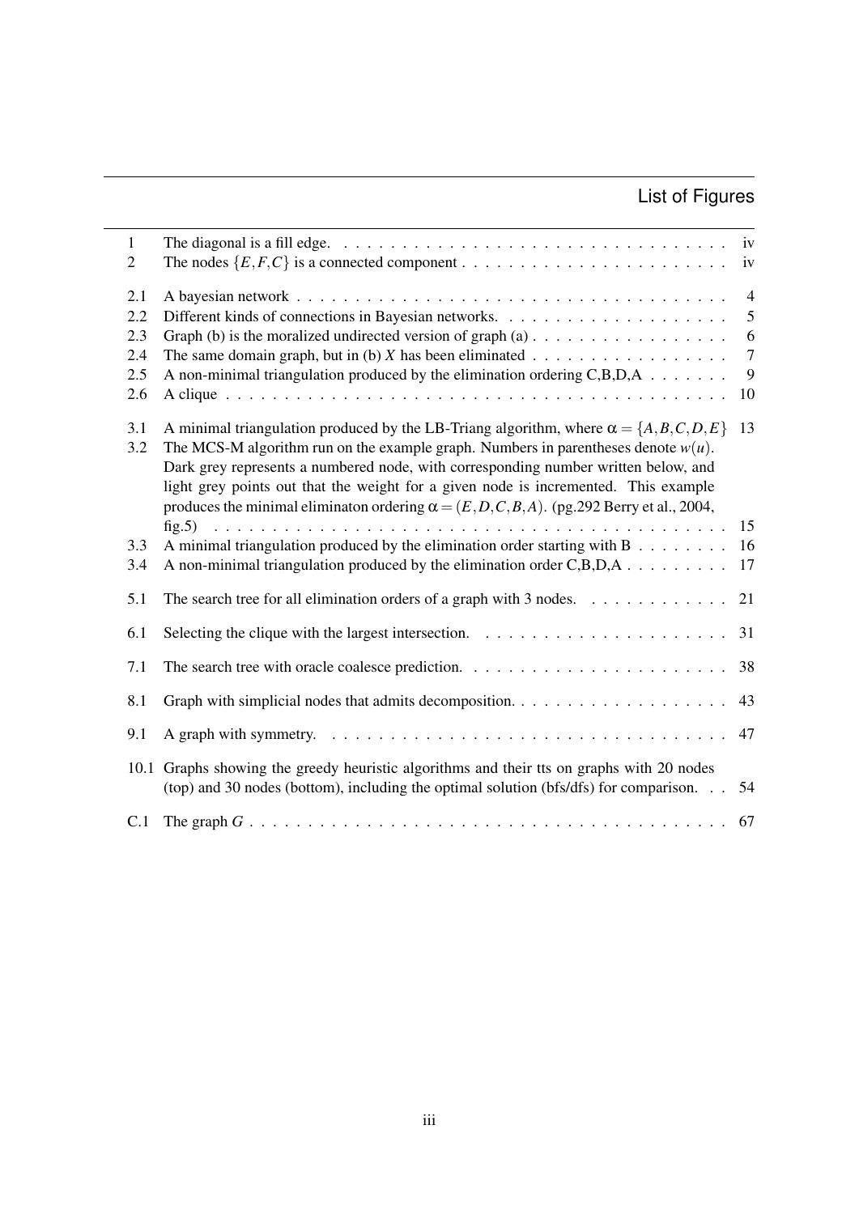# List of Figures

| | | |
|---|---|---|
| 1 | The diagonal is a fill edge. | iv |
| 2 | The nodes $\{E,F,C\}$ is a connected component | iv |
| 2.1 | A bayesian network | 4 |
| 2.2 | Different kinds of connections in Bayesian networks. | 5 |
| 2.3 | Graph (b) is the moralized undirected version of graph (a) | 6 |
| 2.4 | The same domain graph, but in (b) $X$ has been eliminated | 7 |
| 2.5 | A non-minimal triangulation produced by the elimination ordering C,B,D,A | 9 |
| 2.6 | A clique | 10 |
| 3.1 | A minimal triangulation produced by the LB-Triang algorithm, where $\alpha = \{A,B,C,D,E\}$ | 13 |
| 3.2 | The MCS-M algorithm run on the example graph. Numbers in parentheses denote $w(u)$. Dark grey represents a numbered node, with corresponding number written below, and light grey points out that the weight for a given node is incremented. This example produces the minimal eliminaton ordering $\alpha = (E,D,C,B,A)$. (pg.292 Berry et al., 2004, fig.5) | 15 |
| 3.3 | A minimal triangulation produced by the elimination order starting with B | 16 |
| 3.4 | A non-minimal triangulation produced by the elimination order C,B,D,A | 17 |
| 5.1 | The search tree for all elimination orders of a graph with 3 nodes. | 21 |
| 6.1 | Selecting the clique with the largest intersection. | 31 |
| 7.1 | The search tree with oracle coalesce prediction. | 38 |
| 8.1 | Graph with simplicial nodes that admits decomposition. | 43 |
| 9.1 | A graph with symmetry. | 47 |
| 10.1 | Graphs showing the greedy heuristic algorithms and their tts on graphs with 20 nodes (top) and 30 nodes (bottom), including the optimal solution (bfs/dfs) for comparison. | 54 |
| C.1 | The graph $G$ | 67 |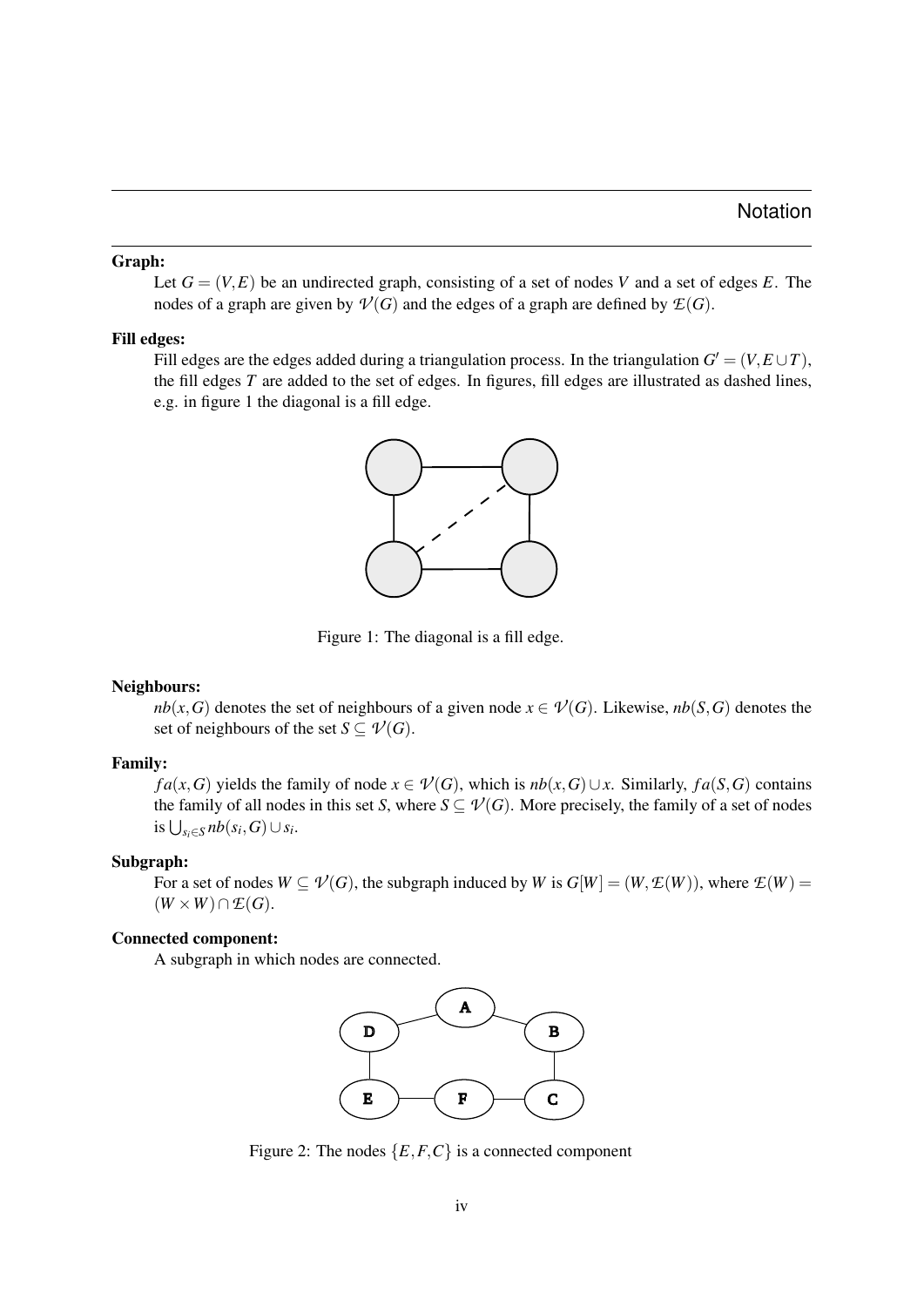# Notation

**Graph:**

Let $G = (V,E)$ be an undirected graph, consisting of a set of nodes $V$ and a set of edges $E$. The nodes of a graph are given by $\mathcal{V}(G)$ and the edges of a graph are defined by $\mathcal{E}(G)$.

**Fill edges:**

Fill edges are the edges added during a triangulation process. In the triangulation $G' = (V,E \cup T)$, the fill edges $T$ are added to the set of edges. In figures, fill edges are illustrated as dashed lines, e.g. in figure 1 the diagonal is a fill edge.

Figure 1: The diagonal is a fill edge.

**Neighbours:**

$nb(x,G)$ denotes the set of neighbours of a given node $x \in \mathcal{V}(G)$. Likewise, $nb(S,G)$ denotes the set of neighbours of the set $S \subseteq \mathcal{V}(G)$.

**Family:**

$fa(x,G)$ yields the family of node $x \in \mathcal{V}(G)$, which is $nb(x,G) \cup x$. Similarly, $fa(S,G)$ contains the family of all nodes in this set $S$, where $S \subseteq \mathcal{V}(G)$. More precisely, the family of a set of nodes is $\bigcup_{s_i \in S} nb(s_i,G) \cup s_i$.

**Subgraph:**

For a set of nodes $W \subseteq \mathcal{V}(G)$, the subgraph induced by $W$ is $G[W] = (W, \mathcal{E}(W))$, where $\mathcal{E}(W) = (W \times W) \cap \mathcal{E}(G)$.

**Connected component:**

A subgraph in which nodes are connected.

Figure 2: The nodes $\{E,F,C\}$ is a connected component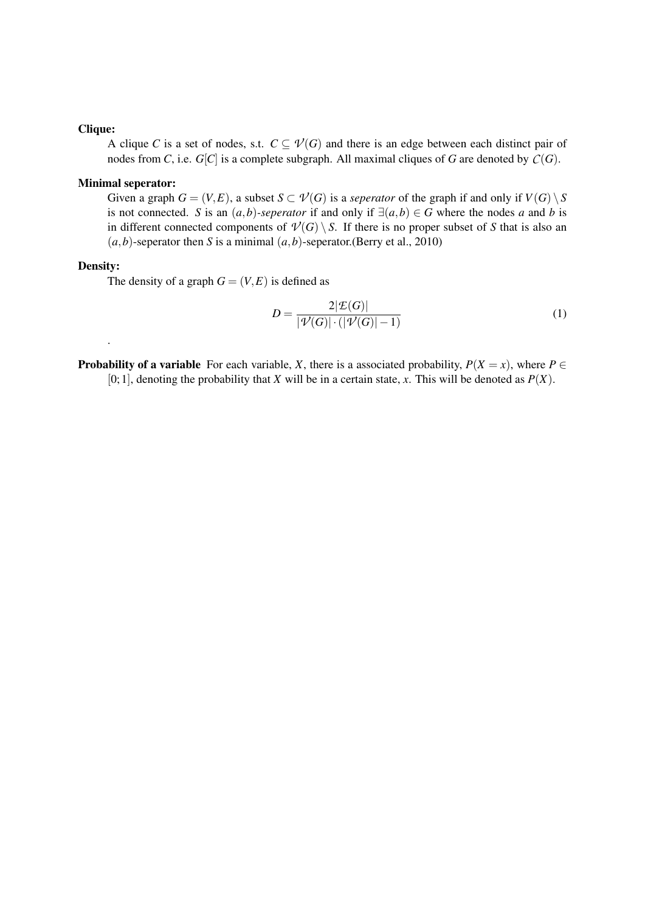**Clique:**

A clique $C$ is a set of nodes, s.t. $C \subseteq \mathcal{V}(G)$ and there is an edge between each distinct pair of nodes from $C$, i.e. $G[C]$ is a complete subgraph. All maximal cliques of $G$ are denoted by $\mathcal{C}(G)$.

**Minimal seperator:**

Given a graph $G = (V, E)$, a subset $S \subset \mathcal{V}(G)$ is a *seperator* of the graph if and only if $V(G) \setminus S$ is not connected. $S$ is an $(a,b)$-*seperator* if and only if $\exists (a,b) \in G$ where the nodes $a$ and $b$ is in different connected components of $\mathcal{V}(G) \setminus S$. If there is no proper subset of $S$ that is also an $(a,b)$-seperator then $S$ is a minimal $(a,b)$-seperator.(Berry et al., 2010)

**Density:**

The density of a graph $G = (V, E)$ is defined as

$$D = \frac{2|\mathcal{E}(G)|}{|\mathcal{V}(G)| \cdot (|\mathcal{V}(G)| - 1)} \tag{1}$$

.

**Probability of a variable** For each variable, $X$, there is a associated probability, $P(X = x)$, where $P \in [0;1]$, denoting the probability that $X$ will be in a certain state, $x$. This will be denoted as $P(X)$.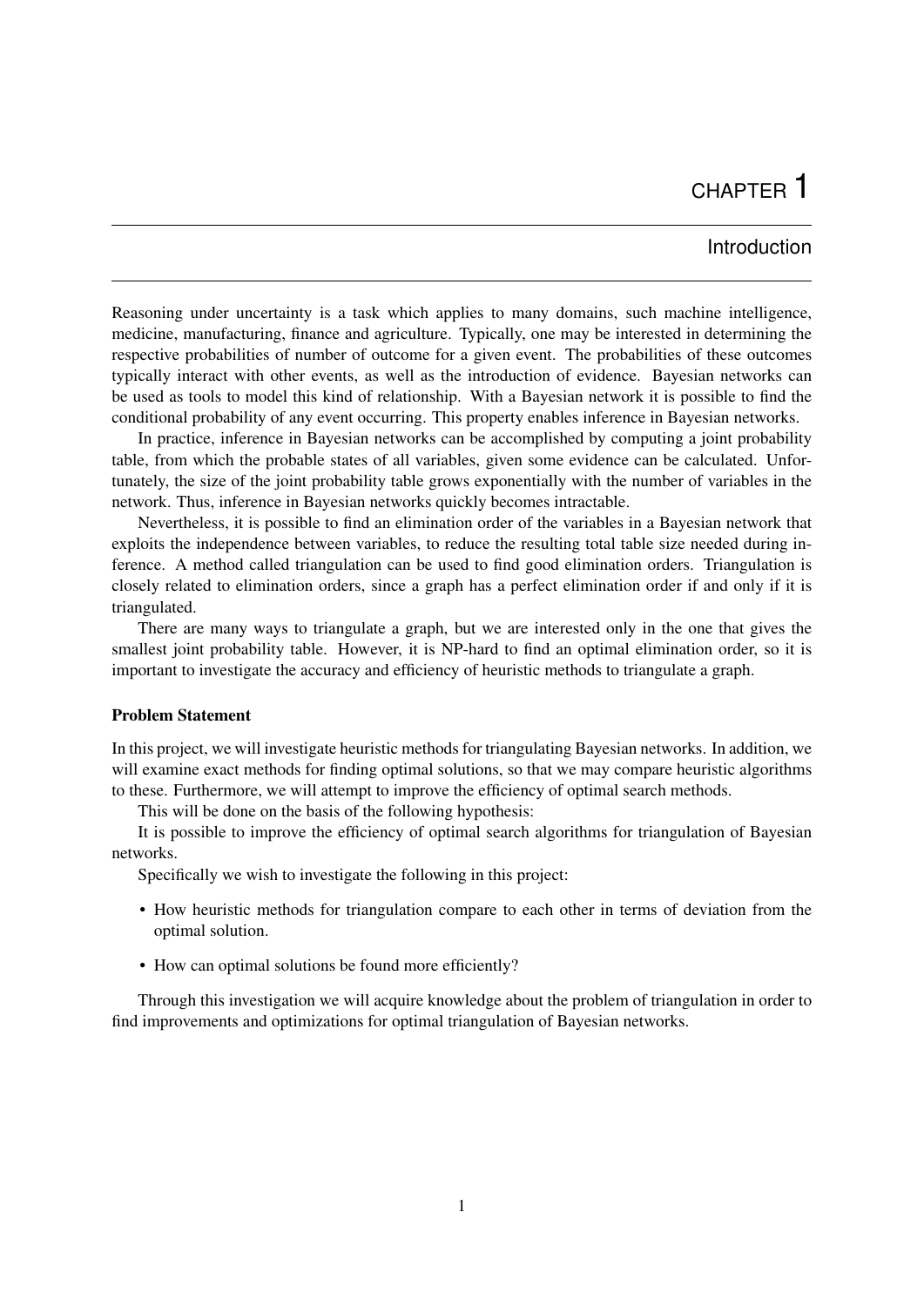# CHAPTER 1

## Introduction

Reasoning under uncertainty is a task which applies to many domains, such machine intelligence, medicine, manufacturing, finance and agriculture. Typically, one may be interested in determining the respective probabilities of number of outcome for a given event. The probabilities of these outcomes typically interact with other events, as well as the introduction of evidence. Bayesian networks can be used as tools to model this kind of relationship. With a Bayesian network it is possible to find the conditional probability of any event occurring. This property enables inference in Bayesian networks.

In practice, inference in Bayesian networks can be accomplished by computing a joint probability table, from which the probable states of all variables, given some evidence can be calculated. Unfortunately, the size of the joint probability table grows exponentially with the number of variables in the network. Thus, inference in Bayesian networks quickly becomes intractable.

Nevertheless, it is possible to find an elimination order of the variables in a Bayesian network that exploits the independence between variables, to reduce the resulting total table size needed during inference. A method called triangulation can be used to find good elimination orders. Triangulation is closely related to elimination orders, since a graph has a perfect elimination order if and only if it is triangulated.

There are many ways to triangulate a graph, but we are interested only in the one that gives the smallest joint probability table. However, it is NP-hard to find an optimal elimination order, so it is important to investigate the accuracy and efficiency of heuristic methods to triangulate a graph.

**Problem Statement**

In this project, we will investigate heuristic methods for triangulating Bayesian networks. In addition, we will examine exact methods for finding optimal solutions, so that we may compare heuristic algorithms to these. Furthermore, we will attempt to improve the efficiency of optimal search methods.

This will be done on the basis of the following hypothesis:

It is possible to improve the efficiency of optimal search algorithms for triangulation of Bayesian networks.

Specifically we wish to investigate the following in this project:

- How heuristic methods for triangulation compare to each other in terms of deviation from the optimal solution.
- How can optimal solutions be found more efficiently?

Through this investigation we will acquire knowledge about the problem of triangulation in order to find improvements and optimizations for optimal triangulation of Bayesian networks.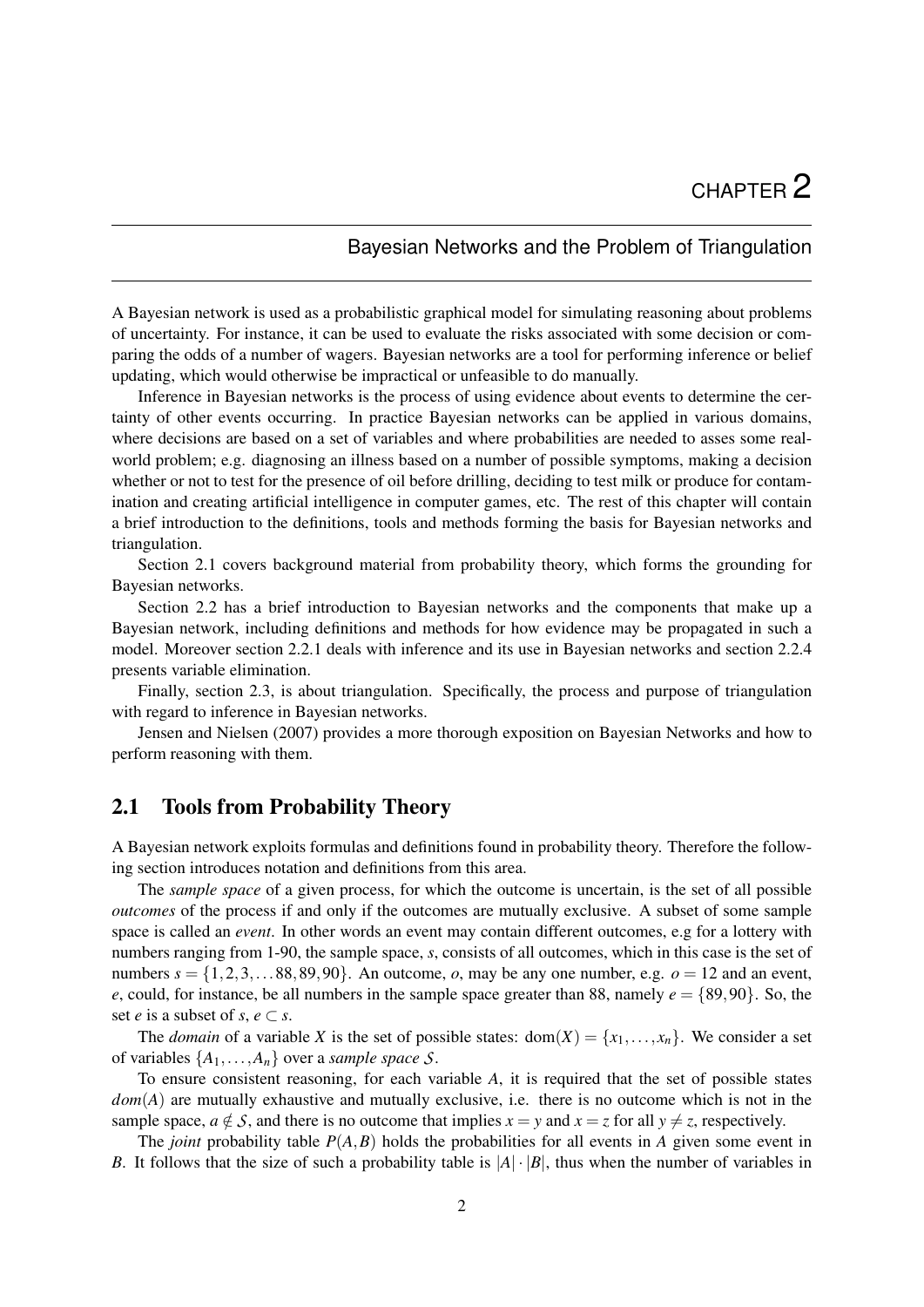# CHAPTER 2

## Bayesian Networks and the Problem of Triangulation

A Bayesian network is used as a probabilistic graphical model for simulating reasoning about problems of uncertainty. For instance, it can be used to evaluate the risks associated with some decision or comparing the odds of a number of wagers. Bayesian networks are a tool for performing inference or belief updating, which would otherwise be impractical or unfeasible to do manually.

Inference in Bayesian networks is the process of using evidence about events to determine the certainty of other events occurring. In practice Bayesian networks can be applied in various domains, where decisions are based on a set of variables and where probabilities are needed to asses some real-world problem; e.g. diagnosing an illness based on a number of possible symptoms, making a decision whether or not to test for the presence of oil before drilling, deciding to test milk or produce for contamination and creating artificial intelligence in computer games, etc. The rest of this chapter will contain a brief introduction to the definitions, tools and methods forming the basis for Bayesian networks and triangulation.

Section 2.1 covers background material from probability theory, which forms the grounding for Bayesian networks.

Section 2.2 has a brief introduction to Bayesian networks and the components that make up a Bayesian network, including definitions and methods for how evidence may be propagated in such a model. Moreover section 2.2.1 deals with inference and its use in Bayesian networks and section 2.2.4 presents variable elimination.

Finally, section 2.3, is about triangulation. Specifically, the process and purpose of triangulation with regard to inference in Bayesian networks.

Jensen and Nielsen (2007) provides a more thorough exposition on Bayesian Networks and how to perform reasoning with them.

## 2.1 Tools from Probability Theory

A Bayesian network exploits formulas and definitions found in probability theory. Therefore the following section introduces notation and definitions from this area.

The *sample space* of a given process, for which the outcome is uncertain, is the set of all possible *outcomes* of the process if and only if the outcomes are mutually exclusive. A subset of some sample space is called an *event*. In other words an event may contain different outcomes, e.g for a lottery with numbers ranging from 1-90, the sample space, $s$, consists of all outcomes, which in this case is the set of numbers $s = \{1, 2, 3, \ldots 88, 89, 90\}$. An outcome, $o$, may be any one number, e.g. $o = 12$ and an event, $e$, could, for instance, be all numbers in the sample space greater than 88, namely $e = \{89, 90\}$. So, the set $e$ is a subset of $s$, $e \subset s$.

The *domain* of a variable $X$ is the set of possible states: $\text{dom}(X) = \{x_1, \ldots, x_n\}$. We consider a set of variables $\{A_1, \ldots, A_n\}$ over a *sample space* $\mathcal{S}$.

To ensure consistent reasoning, for each variable $A$, it is required that the set of possible states $dom(A)$ are mutually exhaustive and mutually exclusive, i.e. there is no outcome which is not in the sample space, $a \notin \mathcal{S}$, and there is no outcome that implies $x = y$ and $x = z$ for all $y \neq z$, respectively.

The *joint* probability table $P(A, B)$ holds the probabilities for all events in $A$ given some event in $B$. It follows that the size of such a probability table is $|A| \cdot |B|$, thus when the number of variables in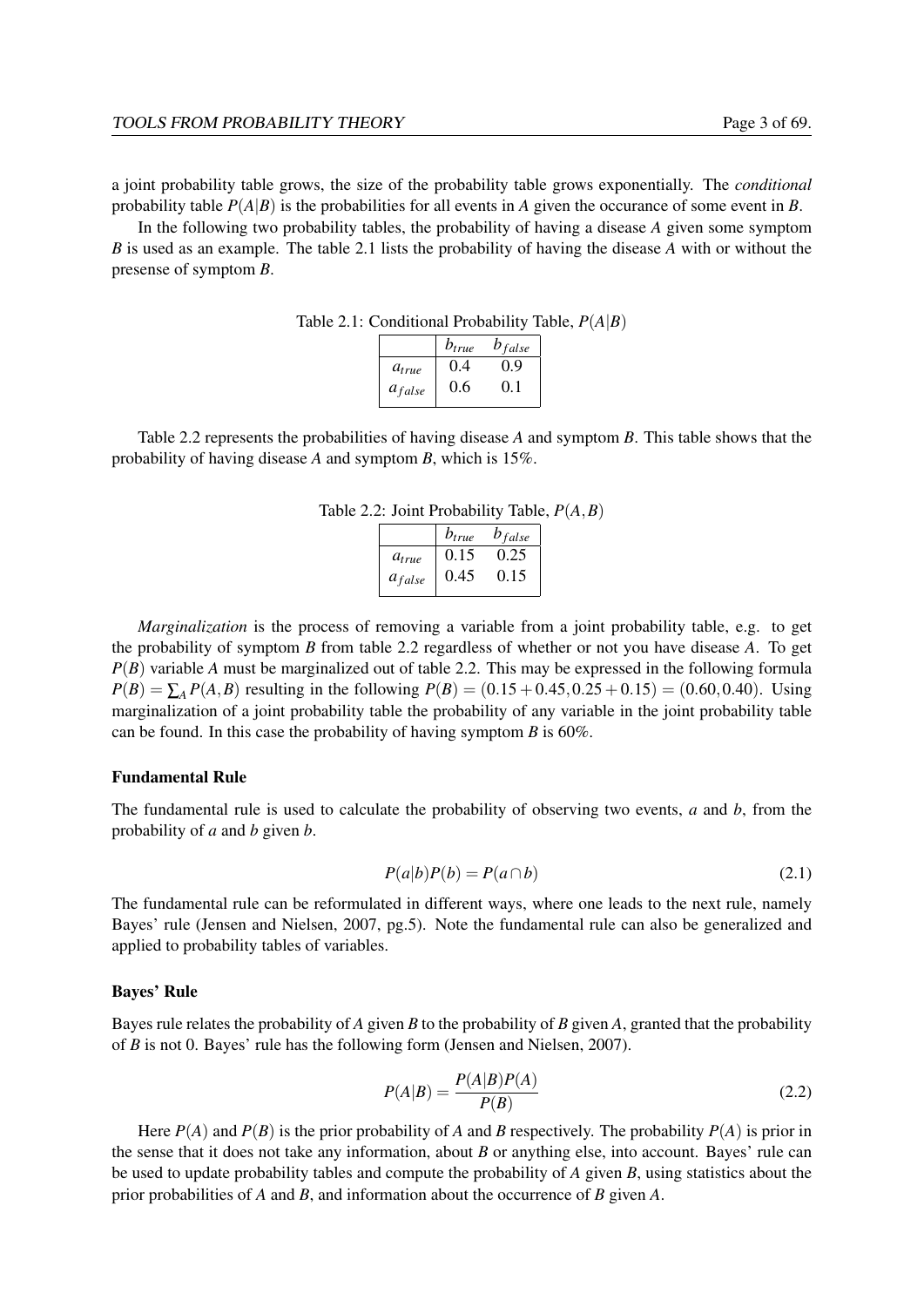a joint probability table grows, the size of the probability table grows exponentially. The *conditional* probability table $P(A|B)$ is the probabilities for all events in $A$ given the occurance of some event in $B$.

In the following two probability tables, the probability of having a disease $A$ given some symptom $B$ is used as an example. The table 2.1 lists the probability of having the disease $A$ with or without the presense of symptom $B$.

Table 2.1: Conditional Probability Table, $P(A|B)$

| | $b_{true}$ | $b_{false}$ |
|---|---|---|
| $a_{true}$ | 0.4 | 0.9 |
| $a_{false}$ | 0.6 | 0.1 |

Table 2.2 represents the probabilities of having disease $A$ and symptom $B$. This table shows that the probability of having disease $A$ and symptom $B$, which is 15%.

Table 2.2: Joint Probability Table, $P(A,B)$

| | $b_{true}$ | $b_{false}$ |
|---|---|---|
| $a_{true}$ | 0.15 | 0.25 |
| $a_{false}$ | 0.45 | 0.15 |

*Marginalization* is the process of removing a variable from a joint probability table, e.g. to get the probability of symptom $B$ from table 2.2 regardless of whether or not you have disease $A$. To get $P(B)$ variable $A$ must be marginalized out of table 2.2. This may be expressed in the following formula $P(B) = \sum_A P(A,B)$ resulting in the following $P(B) = (0.15 + 0.45, 0.25 + 0.15) = (0.60, 0.40)$. Using marginalization of a joint probability table the probability of any variable in the joint probability table can be found. In this case the probability of having symptom $B$ is 60%.

### Fundamental Rule

The fundamental rule is used to calculate the probability of observing two events, $a$ and $b$, from the probability of $a$ and $b$ given $b$.

$$P(a|b)P(b) = P(a \cap b) \tag{2.1}$$

The fundamental rule can be reformulated in different ways, where one leads to the next rule, namely Bayes' rule (Jensen and Nielsen, 2007, pg.5). Note the fundamental rule can also be generalized and applied to probability tables of variables.

### Bayes' Rule

Bayes rule relates the probability of $A$ given $B$ to the probability of $B$ given $A$, granted that the probability of $B$ is not 0. Bayes' rule has the following form (Jensen and Nielsen, 2007).

$$P(A|B) = \frac{P(A|B)P(A)}{P(B)} \tag{2.2}$$

Here $P(A)$ and $P(B)$ is the prior probability of $A$ and $B$ respectively. The probability $P(A)$ is prior in the sense that it does not take any information, about $B$ or anything else, into account. Bayes' rule can be used to update probability tables and compute the probability of $A$ given $B$, using statistics about the prior probabilities of $A$ and $B$, and information about the occurrence of $B$ given $A$.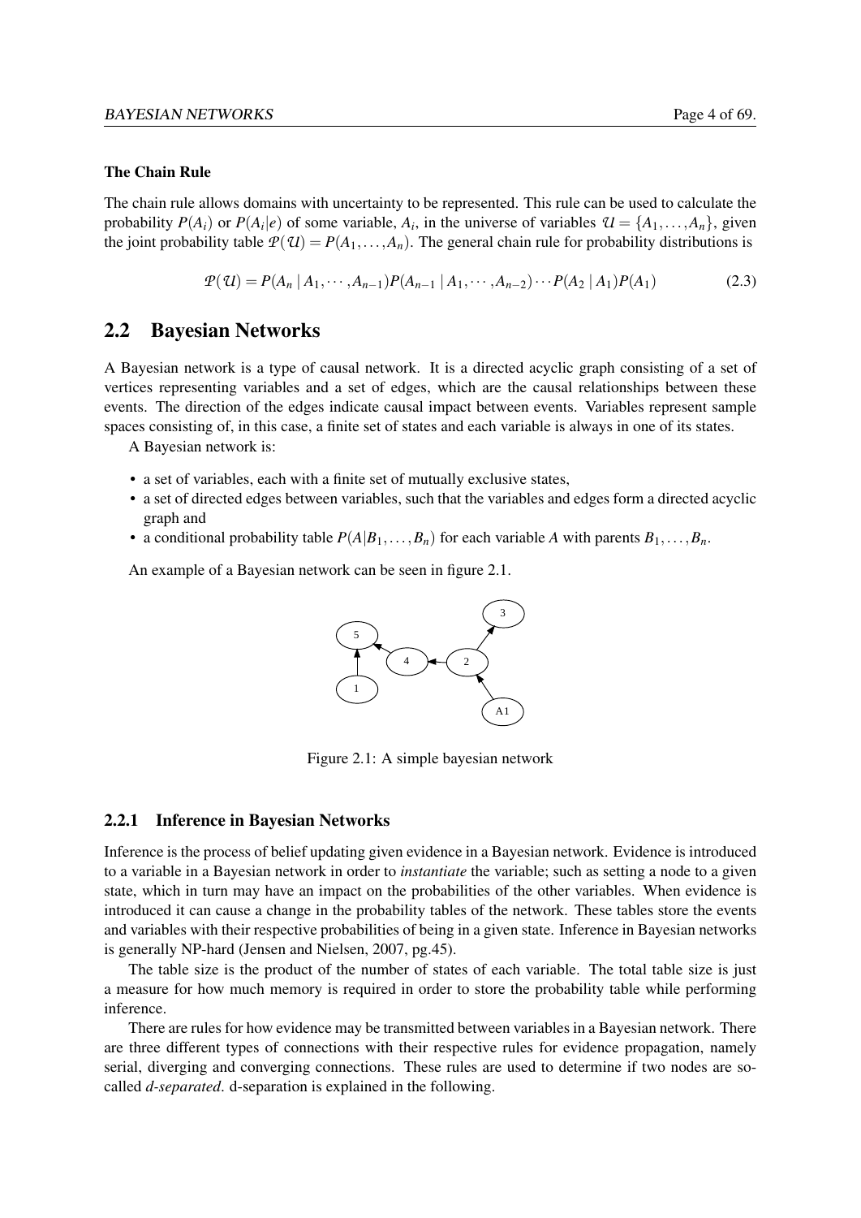### The Chain Rule

The chain rule allows domains with uncertainty to be represented. This rule can be used to calculate the probability $P(A_i)$ or $P(A_i|e)$ of some variable, $A_i$, in the universe of variables $\mathcal{U} = \{A_1, \ldots, A_n\}$, given the joint probability table $\mathcal{P}(\mathcal{U}) = P(A_1, \ldots, A_n)$. The general chain rule for probability distributions is

$$\mathcal{P}(\mathcal{U}) = P(A_n \mid A_1, \cdots, A_{n-1}) P(A_{n-1} \mid A_1, \cdots, A_{n-2}) \cdots P(A_2 \mid A_1) P(A_1) \tag{2.3}$$

## 2.2 Bayesian Networks

A Bayesian network is a type of causal network. It is a directed acyclic graph consisting of a set of vertices representing variables and a set of edges, which are the causal relationships between these events. The direction of the edges indicate causal impact between events. Variables represent sample spaces consisting of, in this case, a finite set of states and each variable is always in one of its states.

A Bayesian network is:

- a set of variables, each with a finite set of mutually exclusive states,
- a set of directed edges between variables, such that the variables and edges form a directed acyclic graph and
- a conditional probability table $P(A|B_1, \ldots, B_n)$ for each variable $A$ with parents $B_1, \ldots, B_n$.

An example of a Bayesian network can be seen in figure 2.1.

Figure 2.1: A simple bayesian network

### 2.2.1 Inference in Bayesian Networks

Inference is the process of belief updating given evidence in a Bayesian network. Evidence is introduced to a variable in a Bayesian network in order to *instantiate* the variable; such as setting a node to a given state, which in turn may have an impact on the probabilities of the other variables. When evidence is introduced it can cause a change in the probability tables of the network. These tables store the events and variables with their respective probabilities of being in a given state. Inference in Bayesian networks is generally NP-hard (Jensen and Nielsen, 2007, pg.45).

The table size is the product of the number of states of each variable. The total table size is just a measure for how much memory is required in order to store the probability table while performing inference.

There are rules for how evidence may be transmitted between variables in a Bayesian network. There are three different types of connections with their respective rules for evidence propagation, namely serial, diverging and converging connections. These rules are used to determine if two nodes are so-called *d-separated*. d-separation is explained in the following.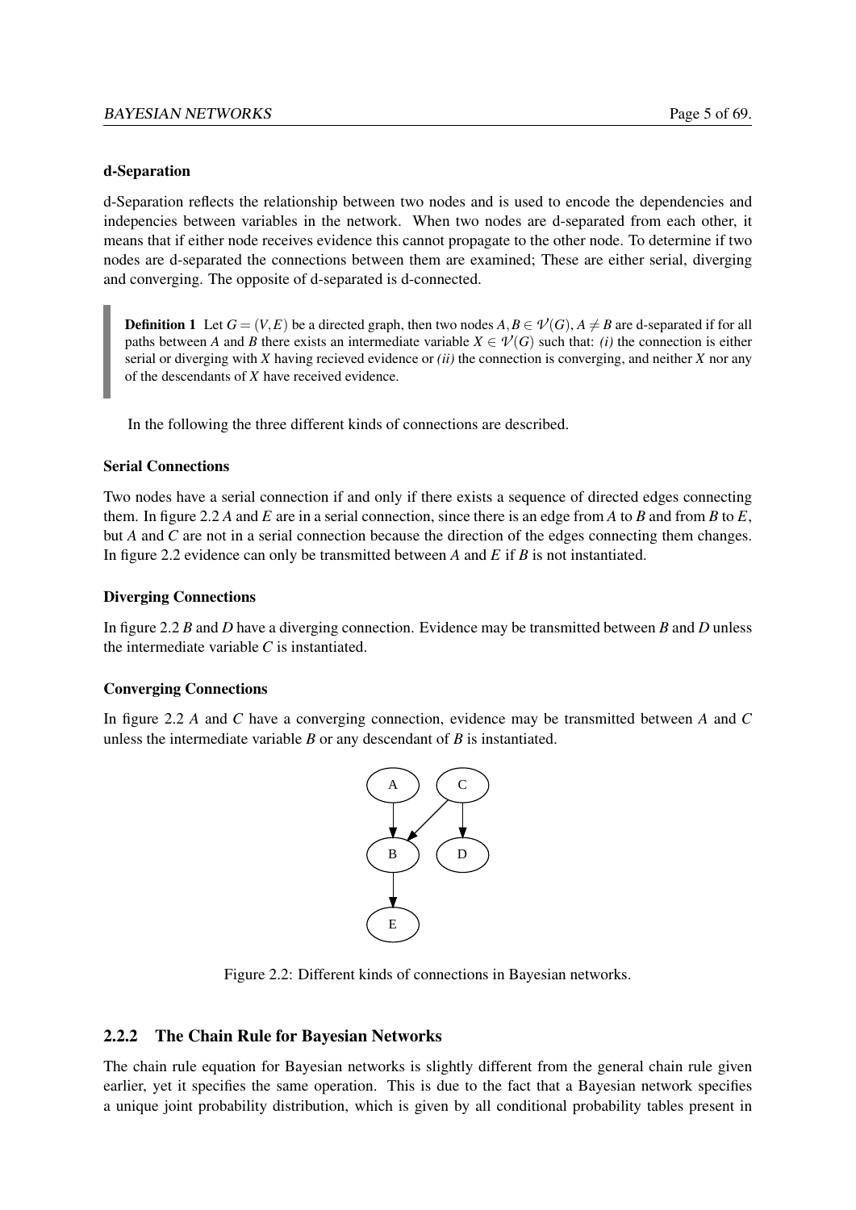**d-Separation**

d-Separation reflects the relationship between two nodes and is used to encode the dependencies and indepencies between variables in the network. When two nodes are d-separated from each other, it means that if either node receives evidence this cannot propagate to the other node. To determine if two nodes are d-separated the connections between them are examined; These are either serial, diverging and converging. The opposite of d-separated is d-connected.

> **Definition 1** Let $G = (V,E)$ be a directed graph, then two nodes $A, B \in \mathcal{V}(G), A \neq B$ are d-separated if for all paths between $A$ and $B$ there exists an intermediate variable $X \in \mathcal{V}(G)$ such that: *(i)* the connection is either serial or diverging with $X$ having recieved evidence or *(ii)* the connection is converging, and neither $X$ nor any of the descendants of $X$ have received evidence.

In the following the three different kinds of connections are described.

**Serial Connections**

Two nodes have a serial connection if and only if there exists a sequence of directed edges connecting them. In figure 2.2 $A$ and $E$ are in a serial connection, since there is an edge from $A$ to $B$ and from $B$ to $E$, but $A$ and $C$ are not in a serial connection because the direction of the edges connecting them changes. In figure 2.2 evidence can only be transmitted between $A$ and $E$ if $B$ is not instantiated.

**Diverging Connections**

In figure 2.2 $B$ and $D$ have a diverging connection. Evidence may be transmitted between $B$ and $D$ unless the intermediate variable $C$ is instantiated.

**Converging Connections**

In figure 2.2 $A$ and $C$ have a converging connection, evidence may be transmitted between $A$ and $C$ unless the intermediate variable $B$ or any descendant of $B$ is instantiated.

Figure 2.2: Different kinds of connections in Bayesian networks.

### 2.2.2 The Chain Rule for Bayesian Networks

The chain rule equation for Bayesian networks is slightly different from the general chain rule given earlier, yet it specifies the same operation. This is due to the fact that a Bayesian network specifies a unique joint probability distribution, which is given by all conditional probability tables present in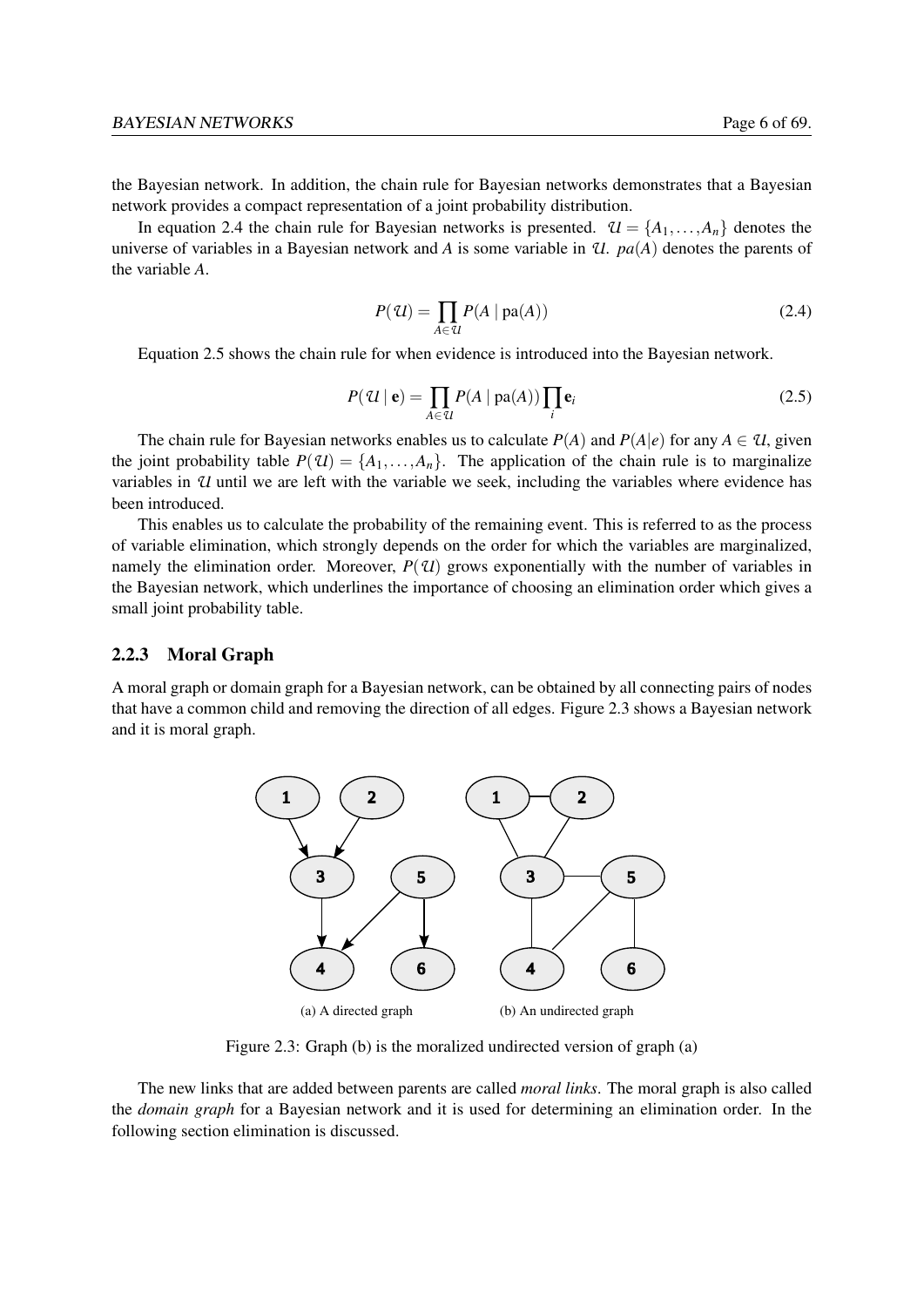the Bayesian network. In addition, the chain rule for Bayesian networks demonstrates that a Bayesian network provides a compact representation of a joint probability distribution.

In equation 2.4 the chain rule for Bayesian networks is presented. $\mathcal{U} = \{A_1, \ldots, A_n\}$ denotes the universe of variables in a Bayesian network and $A$ is some variable in $\mathcal{U}$. $pa(A)$ denotes the parents of the variable $A$.

$$P(\mathcal{U}) = \prod_{A \in \mathcal{U}} P(A \mid \text{pa}(A)) \tag{2.4}$$

Equation 2.5 shows the chain rule for when evidence is introduced into the Bayesian network.

$$P(\mathcal{U} \mid \mathbf{e}) = \prod_{A \in \mathcal{U}} P(A \mid \text{pa}(A)) \prod_{i} \mathbf{e}_i \tag{2.5}$$

The chain rule for Bayesian networks enables us to calculate $P(A)$ and $P(A|e)$ for any $A \in \mathcal{U}$, given the joint probability table $P(\mathcal{U}) = \{A_1, \ldots, A_n\}$. The application of the chain rule is to marginalize variables in $\mathcal{U}$ until we are left with the variable we seek, including the variables where evidence has been introduced.

This enables us to calculate the probability of the remaining event. This is referred to as the process of variable elimination, which strongly depends on the order for which the variables are marginalized, namely the elimination order. Moreover, $P(\mathcal{U})$ grows exponentially with the number of variables in the Bayesian network, which underlines the importance of choosing an elimination order which gives a small joint probability table.

### 2.2.3 Moral Graph

A moral graph or domain graph for a Bayesian network, can be obtained by all connecting pairs of nodes that have a common child and removing the direction of all edges. Figure 2.3 shows a Bayesian network and it is moral graph.

(a) A directed graph

(b) An undirected graph

Figure 2.3: Graph (b) is the moralized undirected version of graph (a)

The new links that are added between parents are called *moral links*. The moral graph is also called the *domain graph* for a Bayesian network and it is used for determining an elimination order. In the following section elimination is discussed.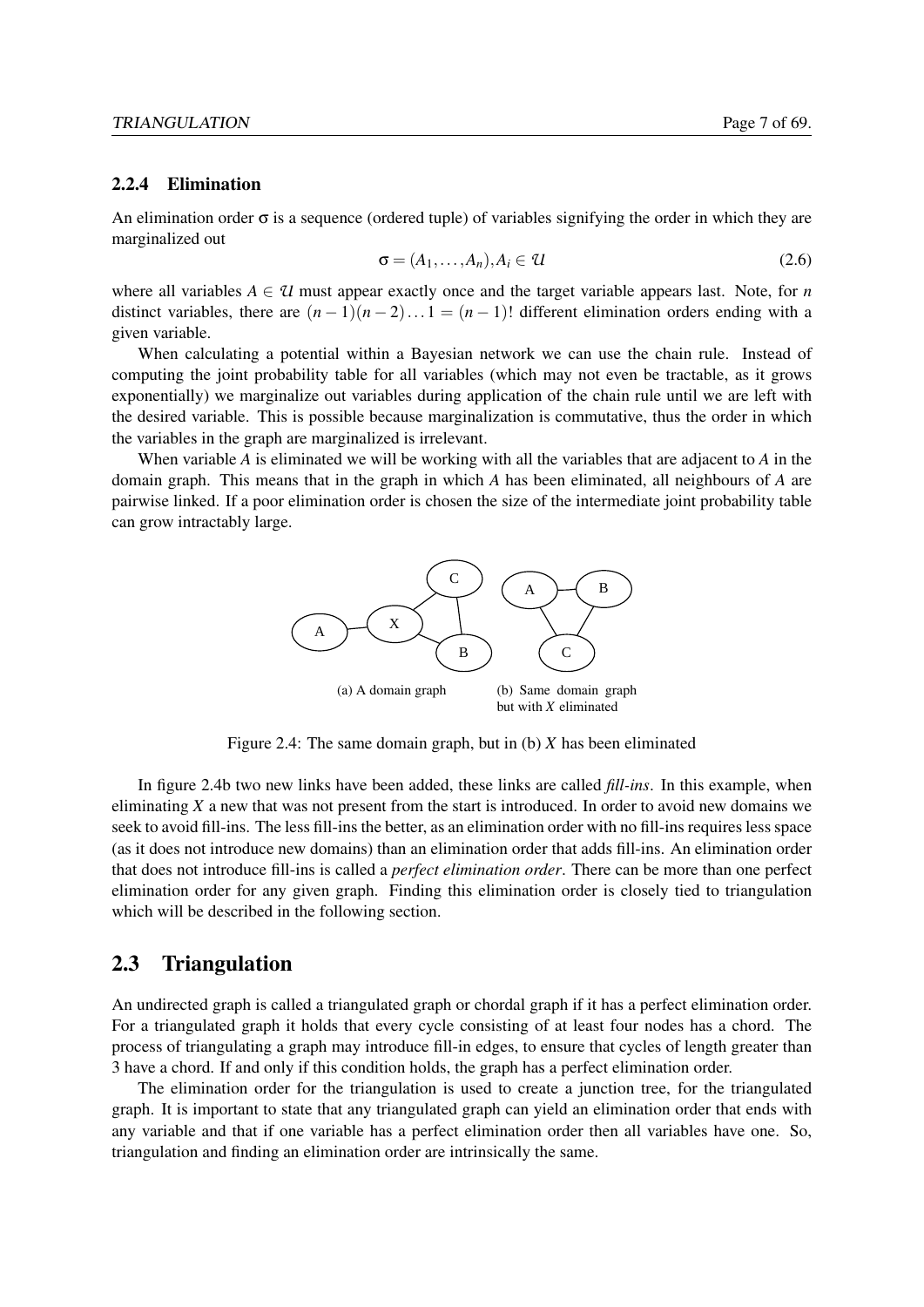### 2.2.4 Elimination

An elimination order $\sigma$ is a sequence (ordered tuple) of variables signifying the order in which they are marginalized out

$$\sigma = (A_1, \ldots, A_n), A_i \in \mathcal{U} \tag{2.6}$$

where all variables $A \in \mathcal{U}$ must appear exactly once and the target variable appears last. Note, for $n$ distinct variables, there are $(n-1)(n-2)\ldots 1 = (n-1)!$ different elimination orders ending with a given variable.

When calculating a potential within a Bayesian network we can use the chain rule. Instead of computing the joint probability table for all variables (which may not even be tractable, as it grows exponentially) we marginalize out variables during application of the chain rule until we are left with the desired variable. This is possible because marginalization is commutative, thus the order in which the variables in the graph are marginalized is irrelevant.

When variable $A$ is eliminated we will be working with all the variables that are adjacent to $A$ in the domain graph. This means that in the graph in which $A$ has been eliminated, all neighbours of $A$ are pairwise linked. If a poor elimination order is chosen the size of the intermediate joint probability table can grow intractably large.

(a) A domain graph

(b) Same domain graph but with $X$ eliminated

Figure 2.4: The same domain graph, but in (b) $X$ has been eliminated

In figure 2.4b two new links have been added, these links are called *fill-ins*. In this example, when eliminating $X$ a new that was not present from the start is introduced. In order to avoid new domains we seek to avoid fill-ins. The less fill-ins the better, as an elimination order with no fill-ins requires less space (as it does not introduce new domains) than an elimination order that adds fill-ins. An elimination order that does not introduce fill-ins is called a *perfect elimination order*. There can be more than one perfect elimination order for any given graph. Finding this elimination order is closely tied to triangulation which will be described in the following section.

## 2.3 Triangulation

An undirected graph is called a triangulated graph or chordal graph if it has a perfect elimination order. For a triangulated graph it holds that every cycle consisting of at least four nodes has a chord. The process of triangulating a graph may introduce fill-in edges, to ensure that cycles of length greater than 3 have a chord. If and only if this condition holds, the graph has a perfect elimination order.

The elimination order for the triangulation is used to create a junction tree, for the triangulated graph. It is important to state that any triangulated graph can yield an elimination order that ends with any variable and that if one variable has a perfect elimination order then all variables have one. So, triangulation and finding an elimination order are intrinsically the same.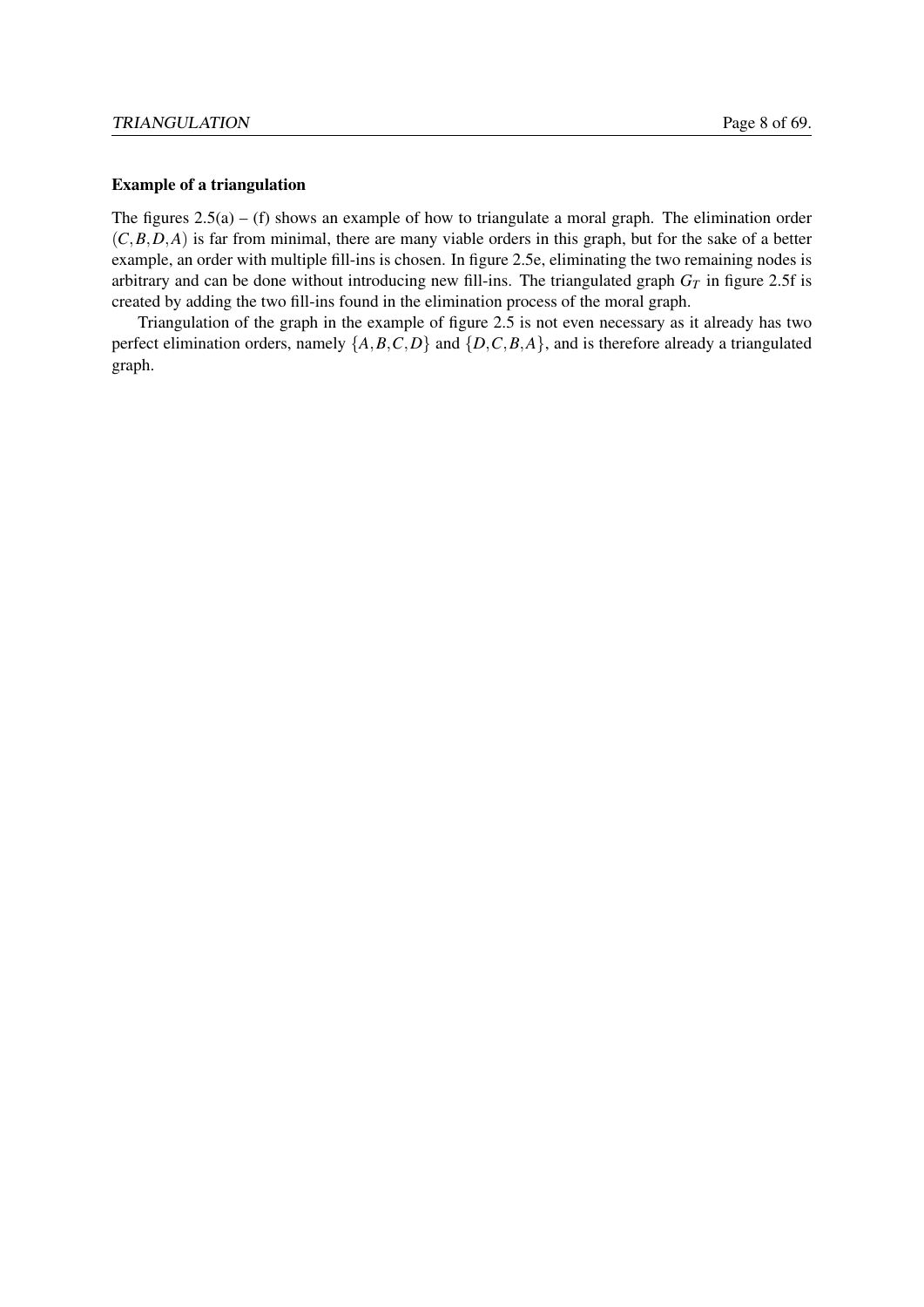### Example of a triangulation

The figures 2.5(a) – (f) shows an example of how to triangulate a moral graph. The elimination order $(C,B,D,A)$ is far from minimal, there are many viable orders in this graph, but for the sake of a better example, an order with multiple fill-ins is chosen. In figure 2.5e, eliminating the two remaining nodes is arbitrary and can be done without introducing new fill-ins. The triangulated graph $G_T$ in figure 2.5f is created by adding the two fill-ins found in the elimination process of the moral graph.

Triangulation of the graph in the example of figure 2.5 is not even necessary as it already has two perfect elimination orders, namely $\{A,B,C,D\}$ and $\{D,C,B,A\}$, and is therefore already a triangulated graph.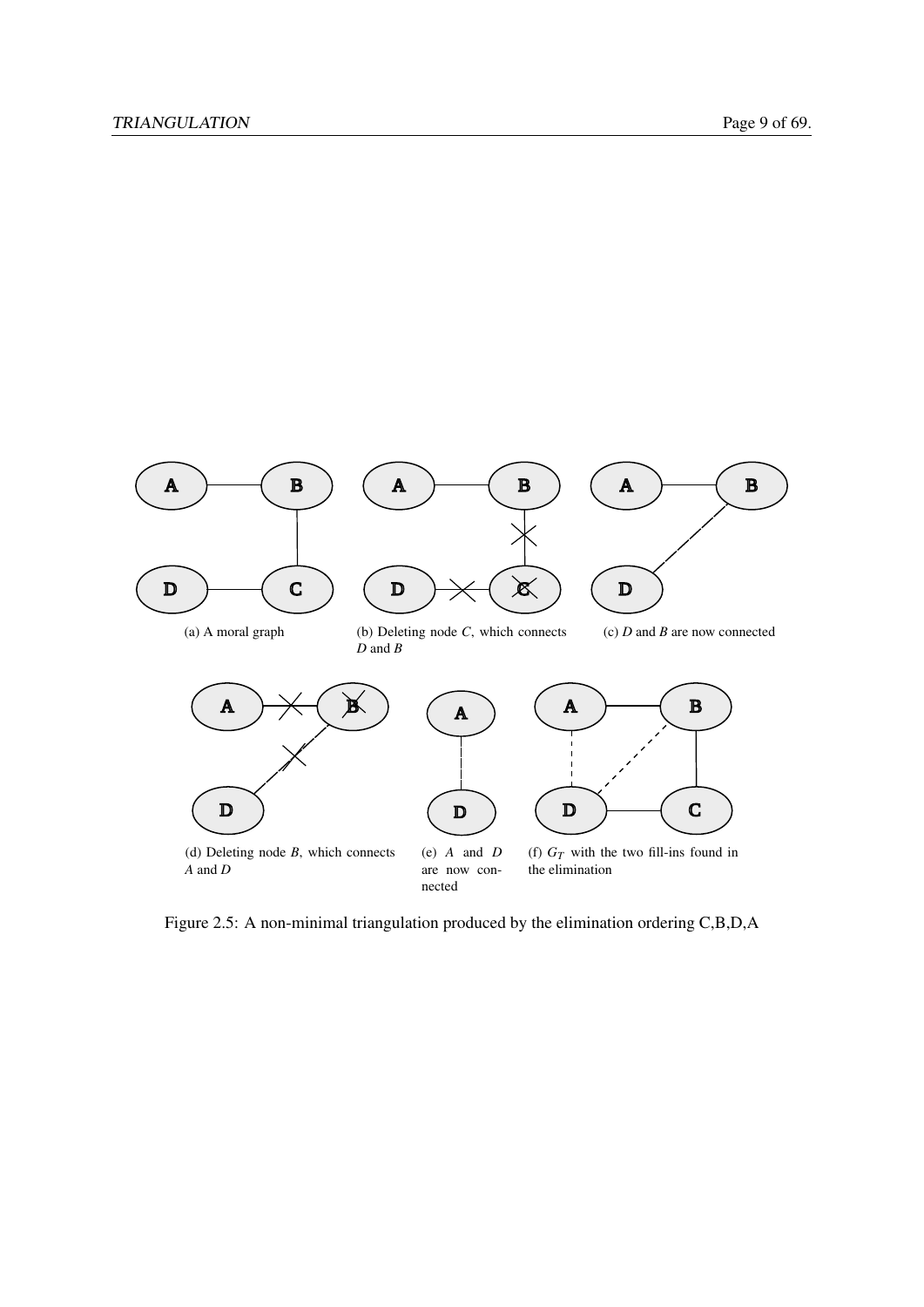(a) A moral graph

(b) Deleting node $C$, which connects $D$ and $B$

(c) $D$ and $B$ are now connected

(d) Deleting node $B$, which connects $A$ and $D$

(e) $A$ and $D$ are now connected

(f) $G_T$ with the two fill-ins found in the elimination

Figure 2.5: A non-minimal triangulation produced by the elimination ordering C,B,D,A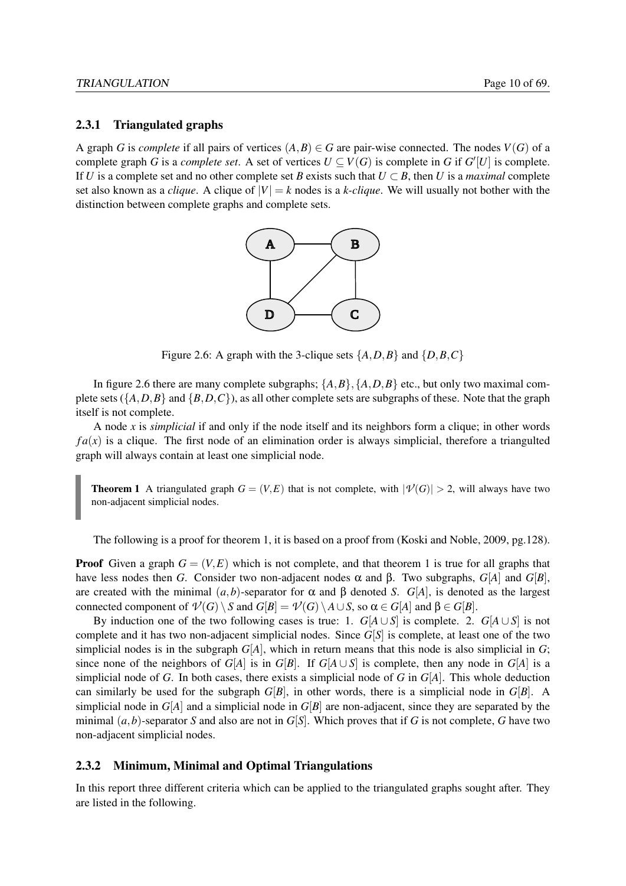### 2.3.1 Triangulated graphs

A graph $G$ is *complete* if all pairs of vertices $(A,B) \in G$ are pair-wise connected. The nodes $V(G)$ of a complete graph $G$ is a *complete set*. A set of vertices $U \subseteq V(G)$ is complete in $G$ if $G'[U]$ is complete. If $U$ is a complete set and no other complete set $B$ exists such that $U \subset B$, then $U$ is a *maximal* complete set also known as a *clique*. A clique of $|V| = k$ nodes is a *k-clique*. We will usually not bother with the distinction between complete graphs and complete sets.

Figure 2.6: A graph with the 3-clique sets $\{A,D,B\}$ and $\{D,B,C\}$

In figure 2.6 there are many complete subgraphs; $\{A,B\}, \{A,D,B\}$ etc., but only two maximal complete sets ($\{A,D,B\}$ and $\{B,D,C\}$), as all other complete sets are subgraphs of these. Note that the graph itself is not complete.

A node $x$ is *simplicial* if and only if the node itself and its neighbors form a clique; in other words $fa(x)$ is a clique. The first node of an elimination order is always simplicial, therefore a triangulted graph will always contain at least one simplicial node.

> **Theorem 1** A triangulated graph $G = (V,E)$ that is not complete, with $|\mathcal{V}(G)| > 2$, will always have two non-adjacent simplicial nodes.

The following is a proof for theorem 1, it is based on a proof from (Koski and Noble, 2009, pg.128).

**Proof** Given a graph $G = (V,E)$ which is not complete, and that theorem 1 is true for all graphs that have less nodes then $G$. Consider two non-adjacent nodes $\alpha$ and $\beta$. Two subgraphs, $G[A]$ and $G[B]$, are created with the minimal $(a,b)$-separator for $\alpha$ and $\beta$ denoted $S$. $G[A]$, is denoted as the largest connected component of $\mathcal{V}(G) \setminus S$ and $G[B] = \mathcal{V}(G) \setminus A \cup S$, so $\alpha \in G[A]$ and $\beta \in G[B]$.

By induction one of the two following cases is true: 1. $G[A \cup S]$ is complete. 2. $G[A \cup S]$ is not complete and it has two non-adjacent simplicial nodes. Since $G[S]$ is complete, at least one of the two simplicial nodes is in the subgraph $G[A]$, which in return means that this node is also simplicial in $G$; since none of the neighbors of $G[A]$ is in $G[B]$. If $G[A \cup S]$ is complete, then any node in $G[A]$ is a simplicial node of $G$. In both cases, there exists a simplicial node of $G$ in $G[A]$. This whole deduction can similarly be used for the subgraph $G[B]$, in other words, there is a simplicial node in $G[B]$. A simplicial node in $G[A]$ and a simplicial node in $G[B]$ are non-adjacent, since they are separated by the minimal $(a,b)$-separator $S$ and also are not in $G[S]$. Which proves that if $G$ is not complete, $G$ have two non-adjacent simplicial nodes.

### 2.3.2 Minimum, Minimal and Optimal Triangulations

In this report three different criteria which can be applied to the triangulated graphs sought after. They are listed in the following.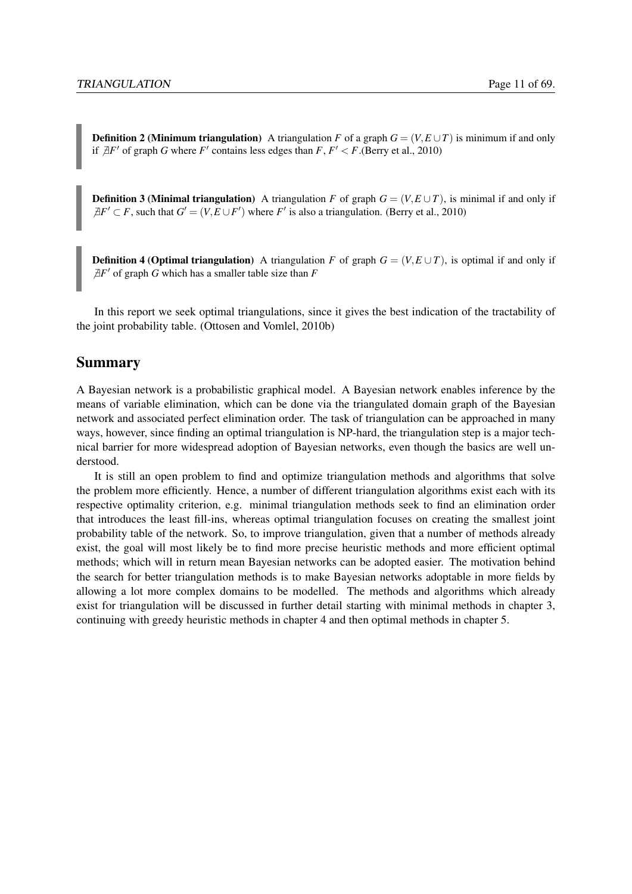**Definition 2 (Minimum triangulation)** A triangulation $F$ of a graph $G = (V, E \cup T)$ is minimum if and only if $\nexists F'$ of graph $G$ where $F'$ contains less edges than $F$, $F' < F$.(Berry et al., 2010)

**Definition 3 (Minimal triangulation)** A triangulation $F$ of graph $G = (V, E \cup T)$, is minimal if and only if $\nexists F' \subset F$, such that $G' = (V, E \cup F')$ where $F'$ is also a triangulation. (Berry et al., 2010)

**Definition 4 (Optimal triangulation)** A triangulation $F$ of graph $G = (V, E \cup T)$, is optimal if and only if $\nexists F'$ of graph $G$ which has a smaller table size than $F$

In this report we seek optimal triangulations, since it gives the best indication of the tractability of the joint probability table. (Ottosen and Vomlel, 2010b)

## Summary

A Bayesian network is a probabilistic graphical model. A Bayesian network enables inference by the means of variable elimination, which can be done via the triangulated domain graph of the Bayesian network and associated perfect elimination order. The task of triangulation can be approached in many ways, however, since finding an optimal triangulation is NP-hard, the triangulation step is a major technical barrier for more widespread adoption of Bayesian networks, even though the basics are well understood.

It is still an open problem to find and optimize triangulation methods and algorithms that solve the problem more efficiently. Hence, a number of different triangulation algorithms exist each with its respective optimality criterion, e.g. minimal triangulation methods seek to find an elimination order that introduces the least fill-ins, whereas optimal triangulation focuses on creating the smallest joint probability table of the network. So, to improve triangulation, given that a number of methods already exist, the goal will most likely be to find more precise heuristic methods and more efficient optimal methods; which will in return mean Bayesian networks can be adopted easier. The motivation behind the search for better triangulation methods is to make Bayesian networks adoptable in more fields by allowing a lot more complex domains to be modelled. The methods and algorithms which already exist for triangulation will be discussed in further detail starting with minimal methods in chapter 3, continuing with greedy heuristic methods in chapter 4 and then optimal methods in chapter 5.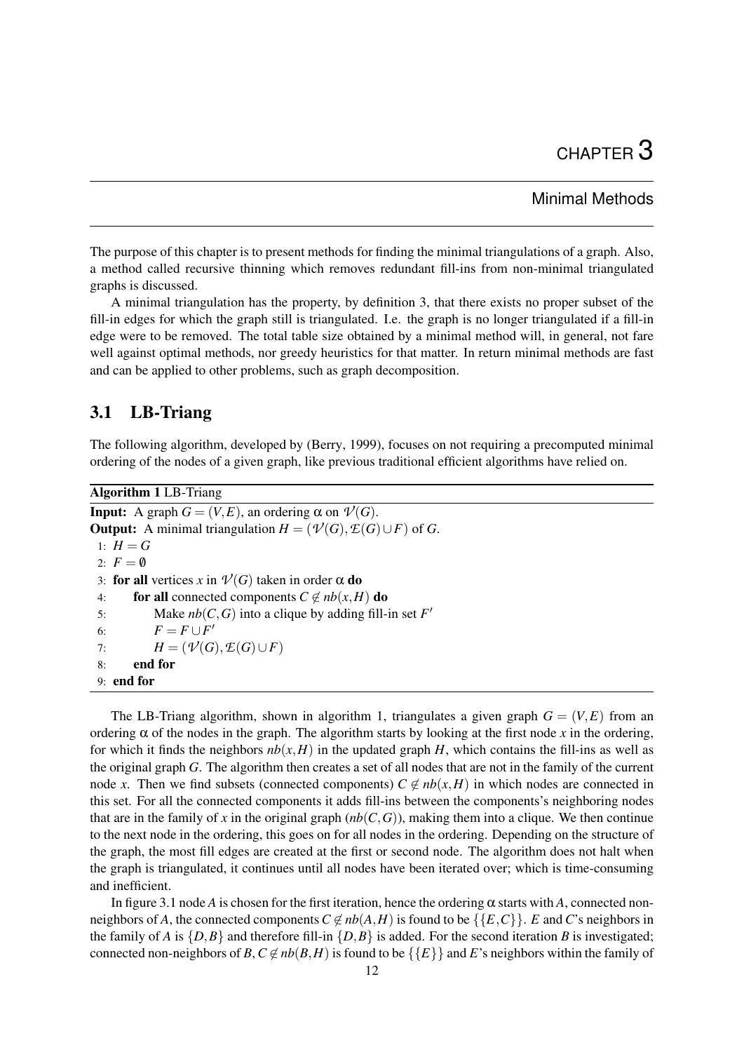# CHAPTER 3

## Minimal Methods

The purpose of this chapter is to present methods for finding the minimal triangulations of a graph. Also, a method called recursive thinning which removes redundant fill-ins from non-minimal triangulated graphs is discussed.

A minimal triangulation has the property, by definition 3, that there exists no proper subset of the fill-in edges for which the graph still is triangulated. I.e. the graph is no longer triangulated if a fill-in edge were to be removed. The total table size obtained by a minimal method will, in general, not fare well against optimal methods, nor greedy heuristics for that matter. In return minimal methods are fast and can be applied to other problems, such as graph decomposition.

## 3.1 LB-Triang

The following algorithm, developed by (Berry, 1999), focuses on not requiring a precomputed minimal ordering of the nodes of a given graph, like previous traditional efficient algorithms have relied on.

**Algorithm 1** LB-Triang

**Input:** A graph $G = (V,E)$, an ordering $\alpha$ on $\mathcal{V}(G)$.
**Output:** A minimal triangulation $H = (\mathcal{V}(G), \mathcal{E}(G) \cup F)$ of $G$.

```
1: H = G
2: F = ∅
3: for all vertices x in V(G) taken in order α do
4:     for all connected components C ∉ nb(x,H) do
5:         Make nb(C,G) into a clique by adding fill-in set F'
6:         F = F ∪ F'
7:         H = (V(G), E(G) ∪ F)
8:     end for
9: end for
```

The LB-Triang algorithm, shown in algorithm 1, triangulates a given graph $G = (V,E)$ from an ordering $\alpha$ of the nodes in the graph. The algorithm starts by looking at the first node $x$ in the ordering, for which it finds the neighbors $nb(x,H)$ in the updated graph $H$, which contains the fill-ins as well as the original graph $G$. The algorithm then creates a set of all nodes that are not in the family of the current node $x$. Then we find subsets (connected components) $C \notin nb(x,H)$ in which nodes are connected in this set. For all the connected components it adds fill-ins between the components's neighboring nodes that are in the family of $x$ in the original graph ($nb(C,G)$), making them into a clique. We then continue to the next node in the ordering, this goes on for all nodes in the ordering. Depending on the structure of the graph, the most fill edges are created at the first or second node. The algorithm does not halt when the graph is triangulated, it continues until all nodes have been iterated over; which is time-consuming and inefficient.

In figure 3.1 node $A$ is chosen for the first iteration, hence the ordering $\alpha$ starts with $A$, connected non-neighbors of $A$, the connected components $C \notin nb(A,H)$ is found to be $\{\{E,C\}\}$. $E$ and $C$'s neighbors in the family of $A$ is $\{D,B\}$ and therefore fill-in $\{D,B\}$ is added. For the second iteration $B$ is investigated; connected non-neighbors of $B$, $C \notin nb(B,H)$ is found to be $\{\{E\}\}$ and $E$'s neighbors within the family of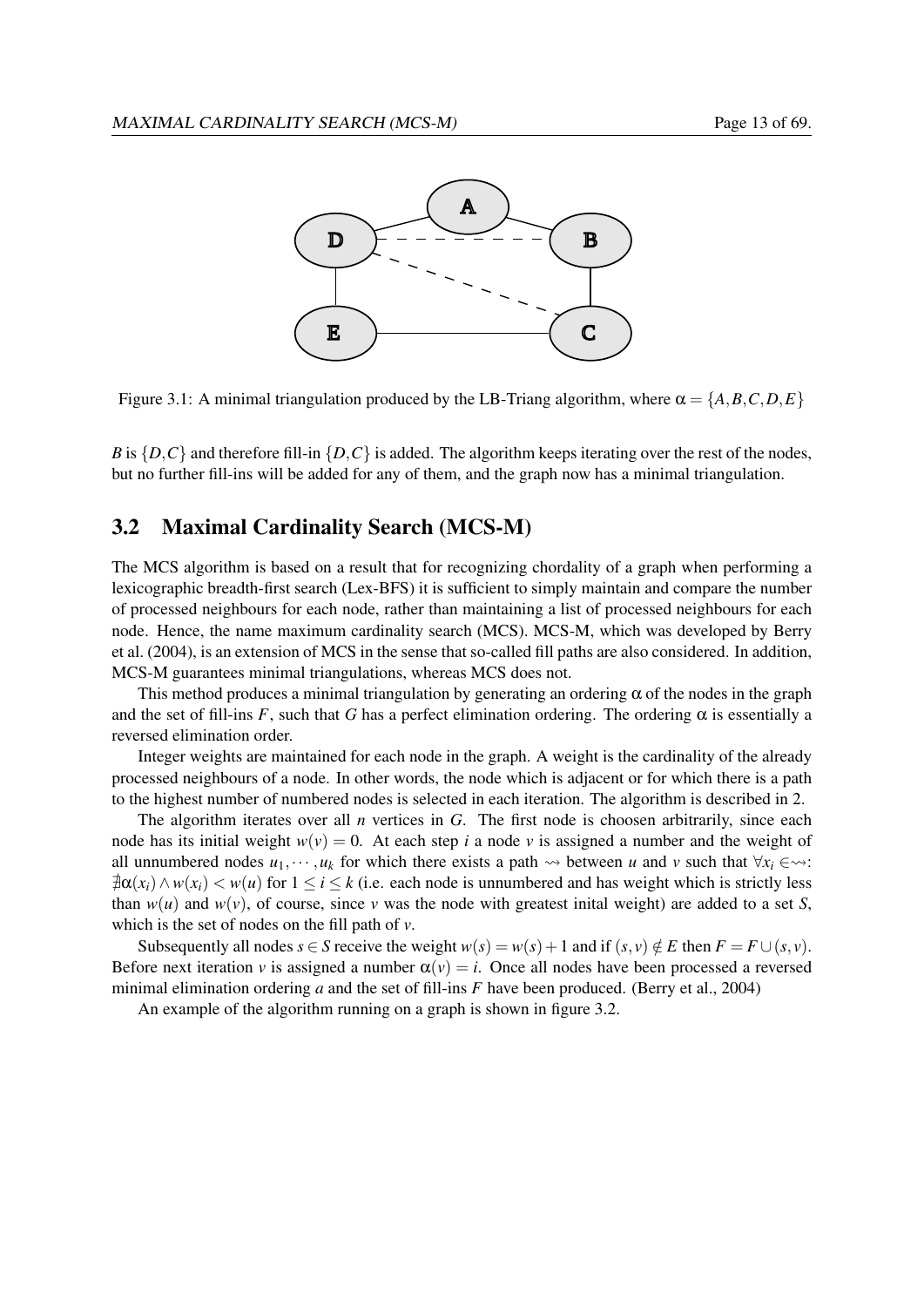Figure 3.1: A minimal triangulation produced by the LB-Triang algorithm, where $\alpha = \{A, B, C, D, E\}$

$B$ is $\{D, C\}$ and therefore fill-in $\{D, C\}$ is added. The algorithm keeps iterating over the rest of the nodes, but no further fill-ins will be added for any of them, and the graph now has a minimal triangulation.

## 3.2 Maximal Cardinality Search (MCS-M)

The MCS algorithm is based on a result that for recognizing chordality of a graph when performing a lexicographic breadth-first search (Lex-BFS) it is sufficient to simply maintain and compare the number of processed neighbours for each node, rather than maintaining a list of processed neighbours for each node. Hence, the name maximum cardinality search (MCS). MCS-M, which was developed by Berry et al. (2004), is an extension of MCS in the sense that so-called fill paths are also considered. In addition, MCS-M guarantees minimal triangulations, whereas MCS does not.

This method produces a minimal triangulation by generating an ordering $\alpha$ of the nodes in the graph and the set of fill-ins $F$, such that $G$ has a perfect elimination ordering. The ordering $\alpha$ is essentially a reversed elimination order.

Integer weights are maintained for each node in the graph. A weight is the cardinality of the already processed neighbours of a node. In other words, the node which is adjacent or for which there is a path to the highest number of numbered nodes is selected in each iteration. The algorithm is described in 2.

The algorithm iterates over all $n$ vertices in $G$. The first node is choosen arbitrarily, since each node has its initial weight $w(v) = 0$. At each step $i$ a node $v$ is assigned a number and the weight of all unnumbered nodes $u_1, \cdots, u_k$ for which there exists a path $\rightsquigarrow$ between $u$ and $v$ such that $\forall x_i \in \rightsquigarrow$: $\nexists \alpha(x_i) \wedge w(x_i) < w(u)$ for $1 \leq i \leq k$ (i.e. each node is unnumbered and has weight which is strictly less than $w(u)$ and $w(v)$, of course, since $v$ was the node with greatest inital weight) are added to a set $S$, which is the set of nodes on the fill path of $v$.

Subsequently all nodes $s \in S$ receive the weight $w(s) = w(s) + 1$ and if $(s, v) \notin E$ then $F = F \cup (s, v)$. Before next iteration $v$ is assigned a number $\alpha(v) = i$. Once all nodes have been processed a reversed minimal elimination ordering $a$ and the set of fill-ins $F$ have been produced. (Berry et al., 2004)

An example of the algorithm running on a graph is shown in figure 3.2.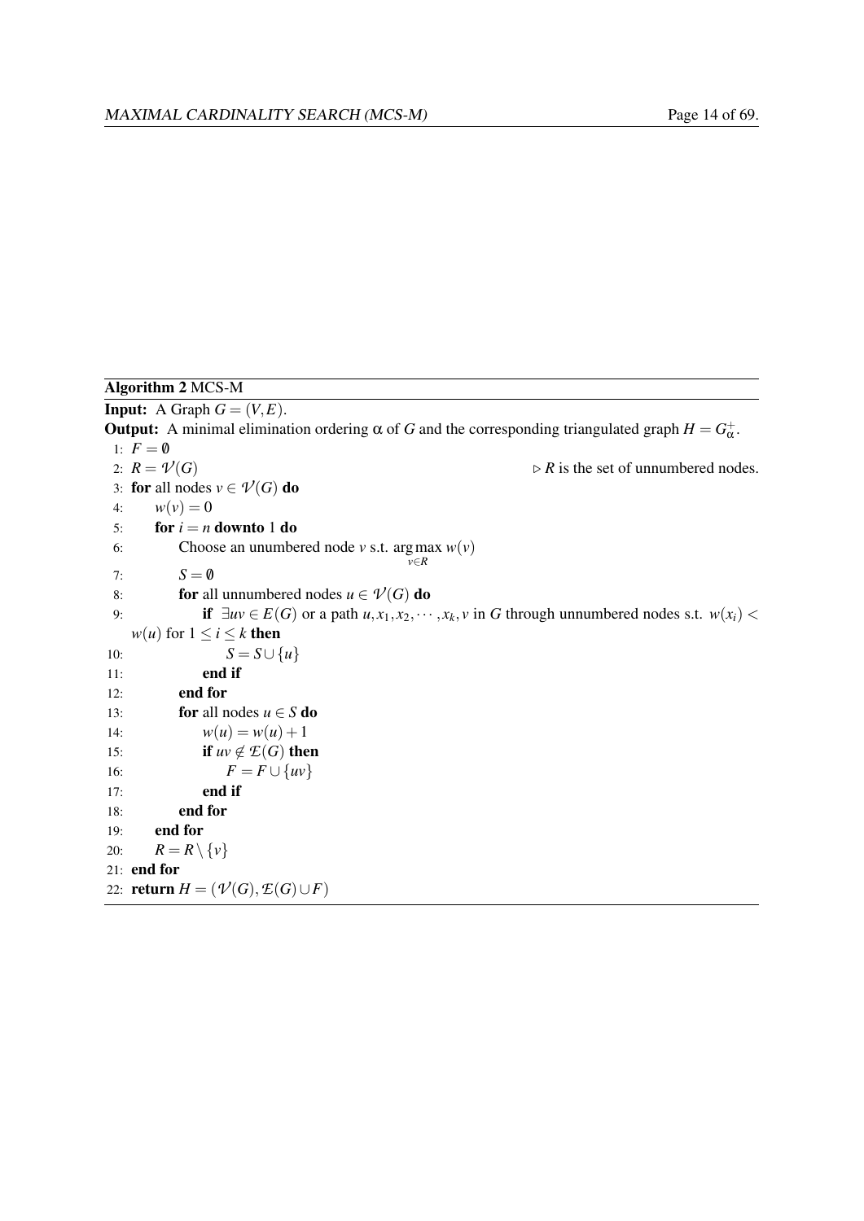**Algorithm 2** MCS-M

**Input:** A Graph $G = (V, E)$.

**Output:** A minimal elimination ordering $\alpha$ of $G$ and the corresponding triangulated graph $H = G^+_\alpha$.

```
1:  F = ∅
2:  R = 𝒱(G)                                              ▷ R is the set of unnumbered nodes.
3:  for all nodes v ∈ 𝒱(G) do
4:      w(v) = 0
5:      for i = n downto 1 do
6:          Choose an unnumbered node v s.t. argmax_{v∈R} w(v)
7:          S = ∅
8:          for all unnumbered nodes u ∈ 𝒱(G) do
9:              if ∃uv ∈ E(G) or a path u, x_1, x_2, ···, x_k, v in G through unnumbered nodes s.t. w(x_i) <
    w(u) for 1 ≤ i ≤ k then
10:                 S = S ∪ {u}
11:             end if
12:         end for
13:         for all nodes u ∈ S do
14:             w(u) = w(u) + 1
15:             if uv ∉ ℰ(G) then
16:                 F = F ∪ {uv}
17:             end if
18:         end for
19:     end for
20:     R = R \ {v}
21: end for
22: return H = (𝒱(G), ℰ(G) ∪ F)
```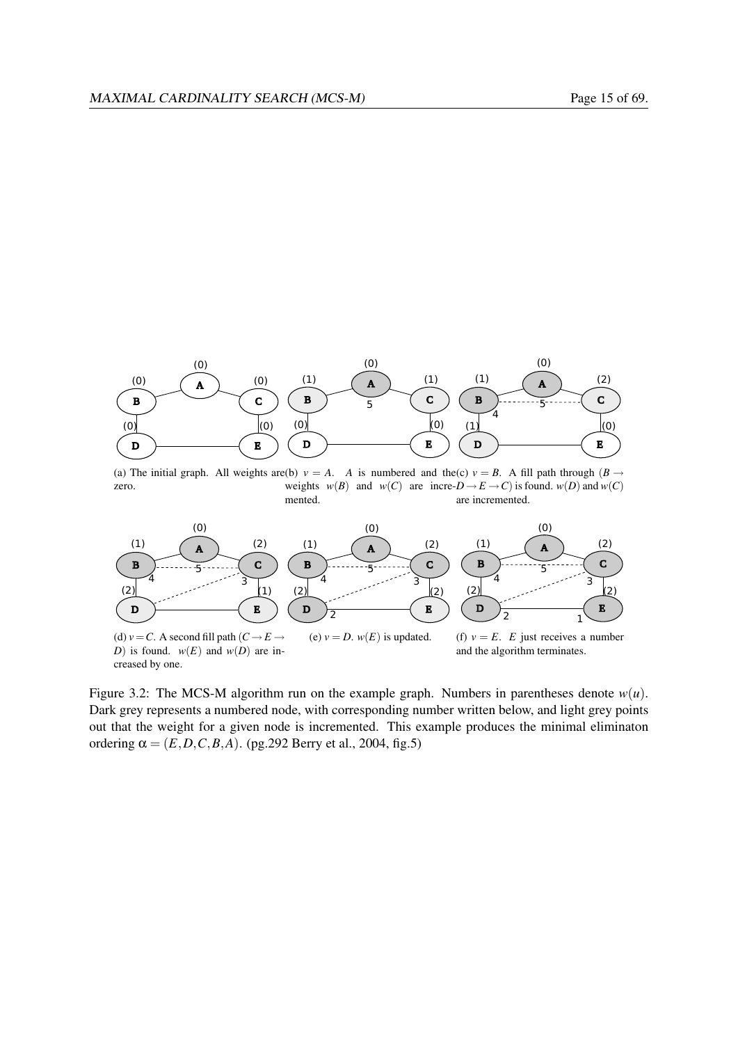(a) The initial graph. All weights are zero.

(b) $v = A$. $A$ is numbered and the weights $w(B)$ and $w(C)$ are incremented.

(c) $v = B$. A fill path through $(B \rightarrow D \rightarrow E \rightarrow C)$ is found. $w(D)$ and $w(C)$ are incremented.

(d) $v = C$. A second fill path $(C \rightarrow E \rightarrow D)$ is found. $w(E)$ and $w(D)$ are increased by one.

(e) $v = D$. $w(E)$ is updated.

(f) $v = E$. $E$ just receives a number and the algorithm terminates.

Figure 3.2: The MCS-M algorithm run on the example graph. Numbers in parentheses denote $w(u)$. Dark grey represents a numbered node, with corresponding number written below, and light grey points out that the weight for a given node is incremented. This example produces the minimal eliminaton ordering $\alpha = (E, D, C, B, A)$. (pg.292 Berry et al., 2004, fig.5)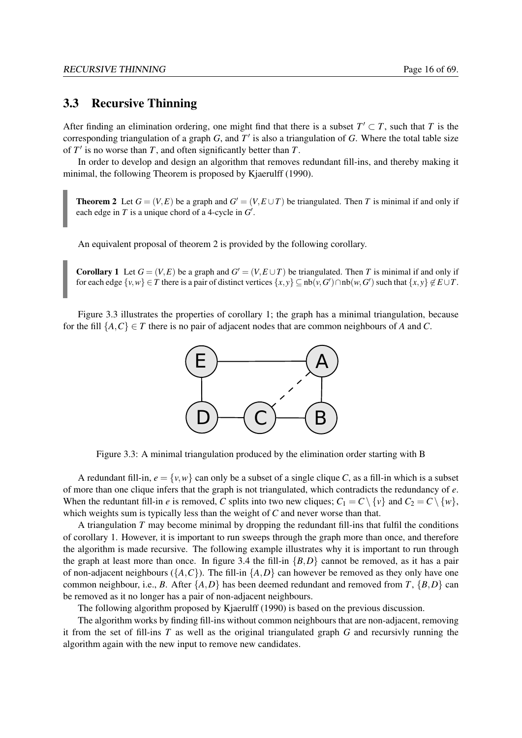## 3.3 Recursive Thinning

After finding an elimination ordering, one might find that there is a subset $T' \subset T$, such that $T$ is the corresponding triangulation of a graph $G$, and $T'$ is also a triangulation of $G$. Where the total table size of $T'$ is no worse than $T$, and often significantly better than $T$.

In order to develop and design an algorithm that removes redundant fill-ins, and thereby making it minimal, the following Theorem is proposed by Kjaerulff (1990).

> **Theorem 2** Let $G = (V, E)$ be a graph and $G' = (V, E \cup T)$ be triangulated. Then $T$ is minimal if and only if each edge in $T$ is a unique chord of a 4-cycle in $G'$.

An equivalent proposal of theorem 2 is provided by the following corollary.

> **Corollary 1** Let $G = (V, E)$ be a graph and $G' = (V, E \cup T)$ be triangulated. Then $T$ is minimal if and only if for each edge $\{v, w\} \in T$ there is a pair of distinct vertices $\{x, y\} \subseteq \text{nb}(v, G') \cap \text{nb}(w, G')$ such that $\{x, y\} \notin E \cup T$.

Figure 3.3 illustrates the properties of corollary 1; the graph has a minimal triangulation, because for the fill $\{A, C\} \in T$ there is no pair of adjacent nodes that are common neighbours of $A$ and $C$.

Figure 3.3: A minimal triangulation produced by the elimination order starting with B

A redundant fill-in, $e = \{v, w\}$ can only be a subset of a single clique $C$, as a fill-in which is a subset of more than one clique infers that the graph is not triangulated, which contradicts the redundancy of $e$. When the reduntant fill-in $e$ is removed, $C$ splits into two new cliques; $C_1 = C \setminus \{v\}$ and $C_2 = C \setminus \{w\}$, which weights sum is typically less than the weight of $C$ and never worse than that.

A triangulation $T$ may become minimal by dropping the redundant fill-ins that fulfil the conditions of corollary 1. However, it is important to run sweeps through the graph more than once, and therefore the algorithm is made recursive. The following example illustrates why it is important to run through the graph at least more than once. In figure 3.4 the fill-in $\{B, D\}$ cannot be removed, as it has a pair of non-adjacent neighbours ($\{A, C\}$). The fill-in $\{A, D\}$ can however be removed as they only have one common neighbour, i.e., $B$. After $\{A, D\}$ has been deemed redundant and removed from $T$, $\{B, D\}$ can be removed as it no longer has a pair of non-adjacent neighbours.

The following algorithm proposed by Kjaerulff (1990) is based on the previous discussion.

The algorithm works by finding fill-ins without common neighbours that are non-adjacent, removing it from the set of fill-ins $T$ as well as the original triangulated graph $G$ and recursivly running the algorithm again with the new input to remove new candidates.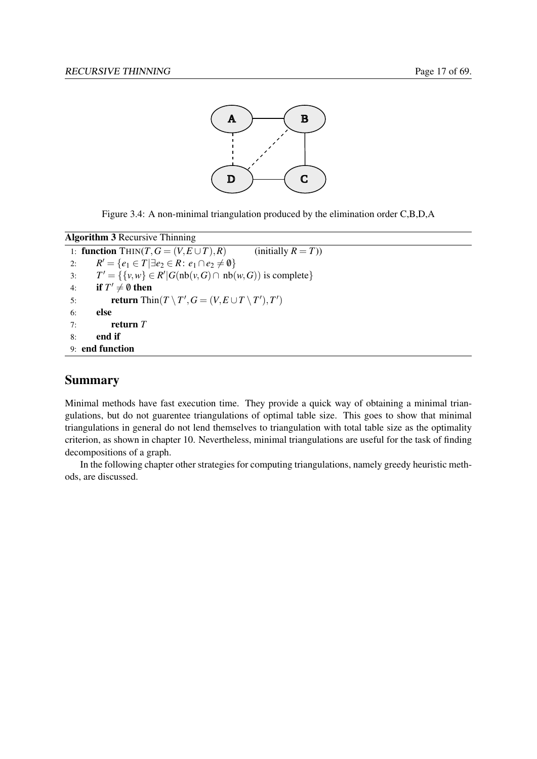Figure 3.4: A non-minimal triangulation produced by the elimination order C,B,D,A

**Algorithm 3** Recursive Thinning

```
1: function THIN(T, G = (V, E ∪ T), R)        (initially R = T))
2:     R' = {e1 ∈ T | ∃e2 ∈ R: e1 ∩ e2 ≠ ∅}
3:     T' = {{v,w} ∈ R' | G(nb(v,G) ∩ nb(w,G)) is complete}
4:     if T' ≠ ∅ then
5:         return Thin(T \ T', G = (V, E ∪ T \ T'), T')
6:     else
7:         return T
8:     end if
9: end function
```

## Summary

Minimal methods have fast execution time. They provide a quick way of obtaining a minimal triangulations, but do not guarentee triangulations of optimal table size. This goes to show that minimal triangulations in general do not lend themselves to triangulation with total table size as the optimality criterion, as shown in chapter 10. Nevertheless, minimal triangulations are useful for the task of finding decompositions of a graph.

In the following chapter other strategies for computing triangulations, namely greedy heuristic methods, are discussed.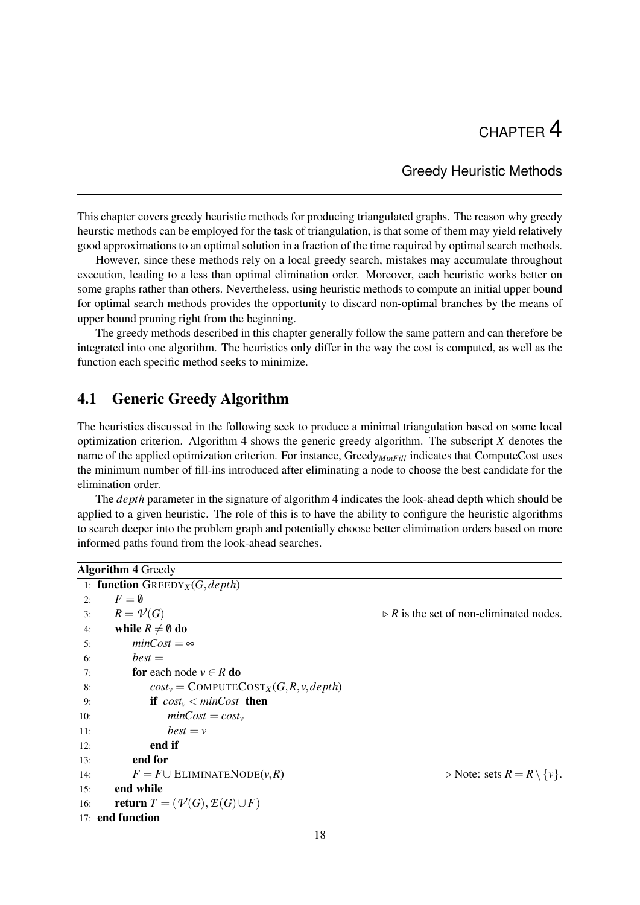# CHAPTER 4

## Greedy Heuristic Methods

This chapter covers greedy heuristic methods for producing triangulated graphs. The reason why greedy heurstic methods can be employed for the task of triangulation, is that some of them may yield relatively good approximations to an optimal solution in a fraction of the time required by optimal search methods.

However, since these methods rely on a local greedy search, mistakes may accumulate throughout execution, leading to a less than optimal elimination order. Moreover, each heuristic works better on some graphs rather than others. Nevertheless, using heuristic methods to compute an initial upper bound for optimal search methods provides the opportunity to discard non-optimal branches by the means of upper bound pruning right from the beginning.

The greedy methods described in this chapter generally follow the same pattern and can therefore be integrated into one algorithm. The heuristics only differ in the way the cost is computed, as well as the function each specific method seeks to minimize.

## 4.1 Generic Greedy Algorithm

The heuristics discussed in the following seek to produce a minimal triangulation based on some local optimization criterion. Algorithm 4 shows the generic greedy algorithm. The subscript $X$ denotes the name of the applied optimization criterion. For instance, $\text{Greedy}_{MinFill}$ indicates that ComputeCost uses the minimum number of fill-ins introduced after eliminating a node to choose the best candidate for the elimination order.

The $depth$ parameter in the signature of algorithm 4 indicates the look-ahead depth which should be applied to a given heuristic. The role of this is to have the ability to configure the heuristic algorithms to search deeper into the problem graph and potentially choose better elimimation orders based on more informed paths found from the look-ahead searches.

**Algorithm 4** Greedy

```
 1: function GREEDY_X(G, depth)
 2:     F = ∅
 3:     R = V(G)                                         ▷ R is the set of non-eliminated nodes.
 4:     while R ≠ ∅ do
 5:         minCost = ∞
 6:         best = ⊥
 7:         for each node v ∈ R do
 8:             cost_v = COMPUTECOST_X(G, R, v, depth)
 9:             if cost_v < minCost then
10:                 minCost = cost_v
11:                 best = v
12:             end if
13:         end for
14:         F = F ∪ ELIMINATENODE(v, R)                  ▷ Note: sets R = R \ {v}.
15:     end while
16:     return T = (V(G), E(G) ∪ F)
17: end function
```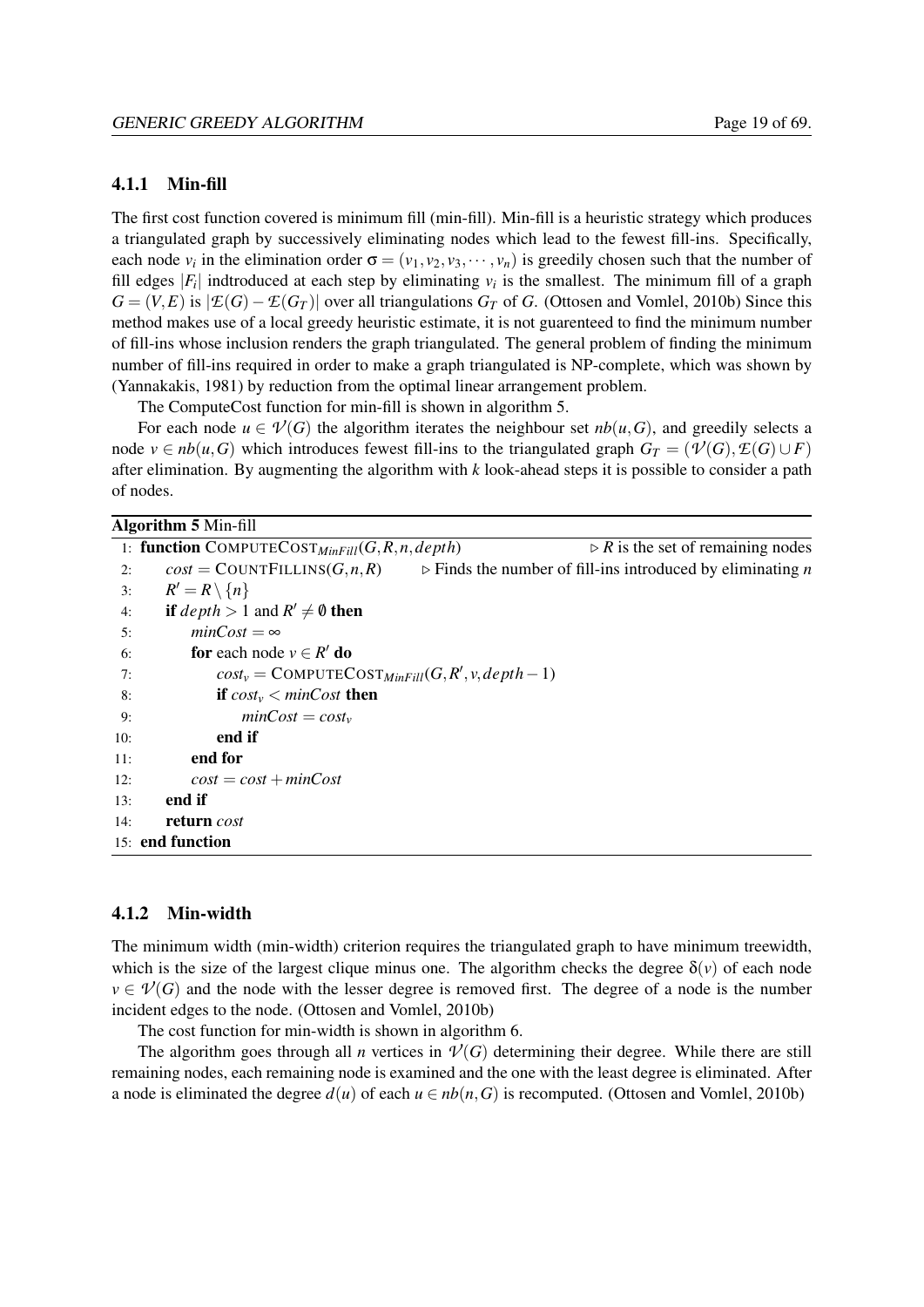### 4.1.1 Min-fill

The first cost function covered is minimum fill (min-fill). Min-fill is a heuristic strategy which produces a triangulated graph by successively eliminating nodes which lead to the fewest fill-ins. Specifically, each node $v_i$ in the elimination order $\sigma = (v_1, v_2, v_3, \cdots, v_n)$ is greedily chosen such that the number of fill edges $|F_i|$ indtroduced at each step by eliminating $v_i$ is the smallest. The minimum fill of a graph $G = (V, E)$ is $|\mathcal{E}(G) - \mathcal{E}(G_T)|$ over all triangulations $G_T$ of $G$. (Ottosen and Vomlel, 2010b) Since this method makes use of a local greedy heuristic estimate, it is not guarenteed to find the minimum number of fill-ins whose inclusion renders the graph triangulated. The general problem of finding the minimum number of fill-ins required in order to make a graph triangulated is NP-complete, which was shown by (Yannakakis, 1981) by reduction from the optimal linear arrangement problem.

The ComputeCost function for min-fill is shown in algorithm 5.

For each node $u \in \mathcal{V}(G)$ the algorithm iterates the neighbour set $nb(u, G)$, and greedily selects a node $v \in nb(u, G)$ which introduces fewest fill-ins to the triangulated graph $G_T = (\mathcal{V}(G), \mathcal{E}(G) \cup F)$ after elimination. By augmenting the algorithm with $k$ look-ahead steps it is possible to consider a path of nodes.

**Algorithm 5** Min-fill

```
 1: function COMPUTECOST_MinFill(G, R, n, depth)        ▷ R is the set of remaining nodes
 2:     cost = COUNTFILLINS(G, n, R)     ▷ Finds the number of fill-ins introduced by eliminating n
 3:     R' = R \ {n}
 4:     if depth > 1 and R' ≠ ∅ then
 5:         minCost = ∞
 6:         for each node v ∈ R' do
 7:             cost_v = COMPUTECOST_MinFill(G, R', v, depth − 1)
 8:             if cost_v < minCost then
 9:                 minCost = cost_v
10:             end if
11:         end for
12:         cost = cost + minCost
13:     end if
14:     return cost
15: end function
```

### 4.1.2 Min-width

The minimum width (min-width) criterion requires the triangulated graph to have minimum treewidth, which is the size of the largest clique minus one. The algorithm checks the degree $\delta(v)$ of each node $v \in \mathcal{V}(G)$ and the node with the lesser degree is removed first. The degree of a node is the number incident edges to the node. (Ottosen and Vomlel, 2010b)

The cost function for min-width is shown in algorithm 6.

The algorithm goes through all $n$ vertices in $\mathcal{V}(G)$ determining their degree. While there are still remaining nodes, each remaining node is examined and the one with the least degree is eliminated. After a node is eliminated the degree $d(u)$ of each $u \in nb(n, G)$ is recomputed. (Ottosen and Vomlel, 2010b)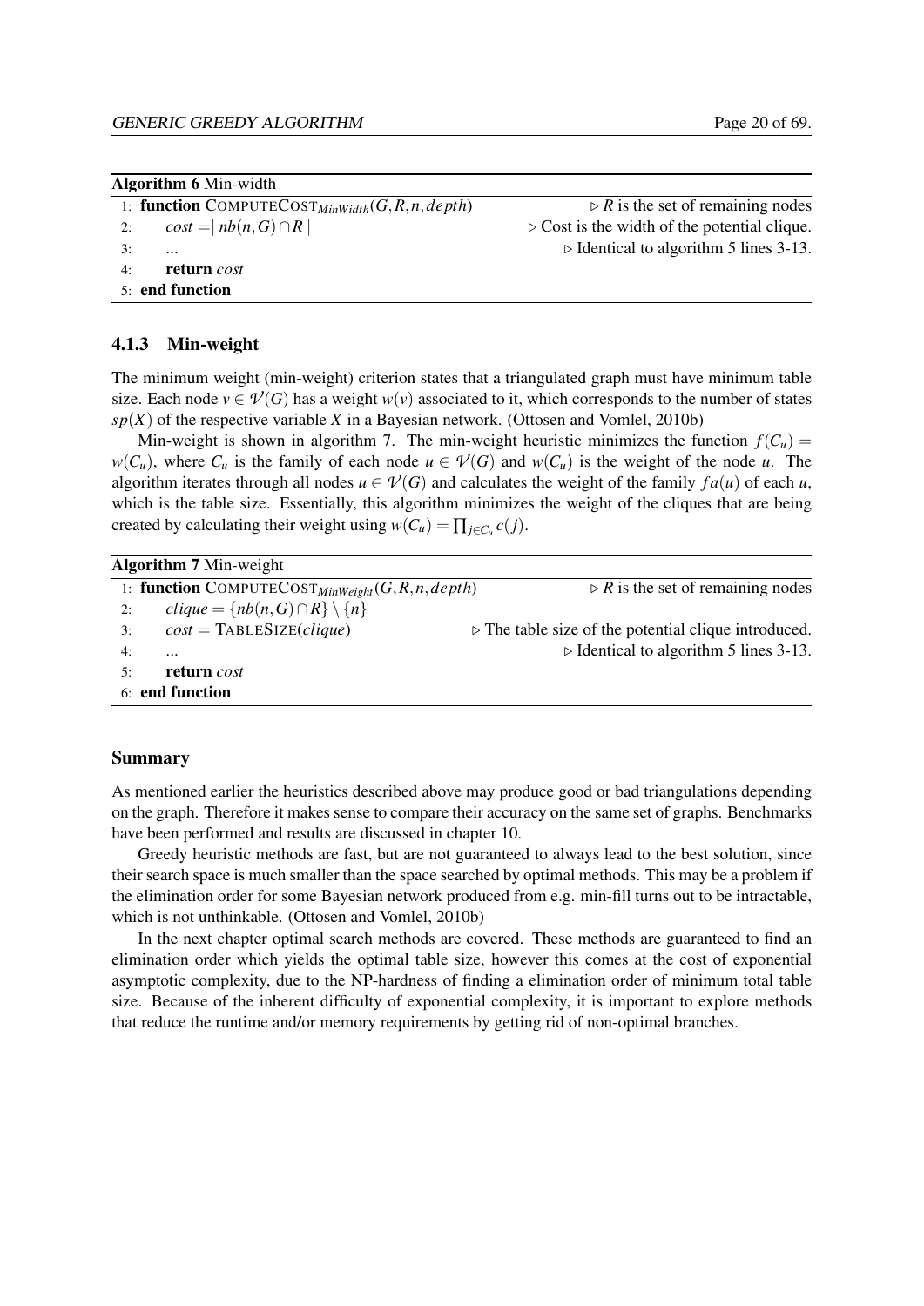**Algorithm 6** Min-width

```
1: function COMPUTECOST_MinWidth(G, R, n, depth)        ▷ R is the set of remaining nodes
2:     cost = | nb(n, G) ∩ R |                          ▷ Cost is the width of the potential clique.
3:     ...                                              ▷ Identical to algorithm 5 lines 3-13.
4:     return cost
5: end function
```

### 4.1.3 Min-weight

The minimum weight (min-weight) criterion states that a triangulated graph must have minimum table size. Each node $v \in \mathcal{V}(G)$ has a weight $w(v)$ associated to it, which corresponds to the number of states $sp(X)$ of the respective variable $X$ in a Bayesian network. (Ottosen and Vomlel, 2010b)

Min-weight is shown in algorithm 7. The min-weight heuristic minimizes the function $f(C_u) = w(C_u)$, where $C_u$ is the family of each node $u \in \mathcal{V}(G)$ and $w(C_u)$ is the weight of the node $u$. The algorithm iterates through all nodes $u \in \mathcal{V}(G)$ and calculates the weight of the family $fa(u)$ of each $u$, which is the table size. Essentially, this algorithm minimizes the weight of the cliques that are being created by calculating their weight using $w(C_u) = \prod_{j \in C_u} c(j)$.

**Algorithm 7** Min-weight

```
1: function COMPUTECOST_MinWeight(G, R, n, depth)       ▷ R is the set of remaining nodes
2:     clique = {nb(n, G) ∩ R} \ {n}
3:     cost = TABLESIZE(clique)                         ▷ The table size of the potential clique introduced.
4:     ...                                              ▷ Identical to algorithm 5 lines 3-13.
5:     return cost
6: end function
```

### Summary

As mentioned earlier the heuristics described above may produce good or bad triangulations depending on the graph. Therefore it makes sense to compare their accuracy on the same set of graphs. Benchmarks have been performed and results are discussed in chapter 10.

Greedy heuristic methods are fast, but are not guaranteed to always lead to the best solution, since their search space is much smaller than the space searched by optimal methods. This may be a problem if the elimination order for some Bayesian network produced from e.g. min-fill turns out to be intractable, which is not unthinkable. (Ottosen and Vomlel, 2010b)

In the next chapter optimal search methods are covered. These methods are guaranteed to find an elimination order which yields the optimal table size, however this comes at the cost of exponential asymptotic complexity, due to the NP-hardness of finding a elimination order of minimum total table size. Because of the inherent difficulty of exponential complexity, it is important to explore methods that reduce the runtime and/or memory requirements by getting rid of non-optimal branches.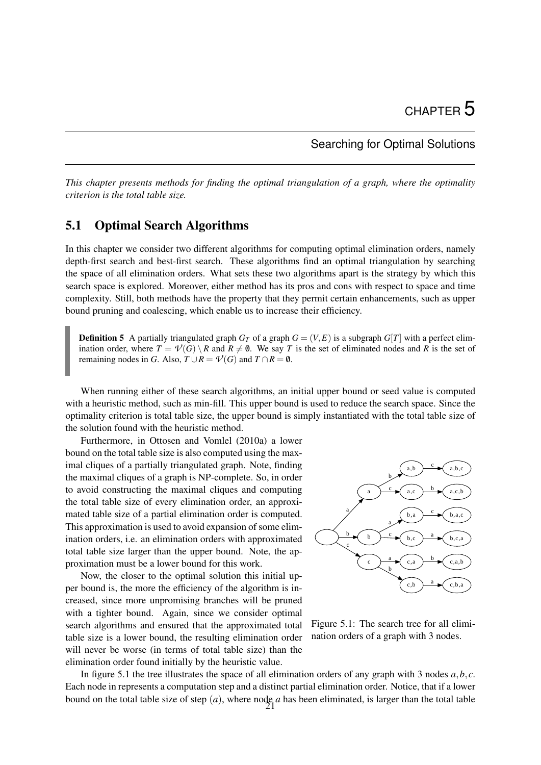# CHAPTER 5

## Searching for Optimal Solutions

*This chapter presents methods for finding the optimal triangulation of a graph, where the optimality criterion is the total table size.*

## 5.1 Optimal Search Algorithms

In this chapter we consider two different algorithms for computing optimal elimination orders, namely depth-first search and best-first search. These algorithms find an optimal triangulation by searching the space of all elimination orders. What sets these two algorithms apart is the strategy by which this search space is explored. Moreover, either method has its pros and cons with respect to space and time complexity. Still, both methods have the property that they permit certain enhancements, such as upper bound pruning and coalescing, which enable us to increase their efficiency.

> **Definition 5** A partially triangulated graph $G_T$ of a graph $G = (V, E)$ is a subgraph $G[T]$ with a perfect elimination order, where $T = \mathcal{V}(G) \setminus R$ and $R \neq \emptyset$. We say $T$ is the set of eliminated nodes and $R$ is the set of remaining nodes in $G$. Also, $T \cup R = \mathcal{V}(G)$ and $T \cap R = \emptyset$.

When running either of these search algorithms, an initial upper bound or seed value is computed with a heuristic method, such as min-fill. This upper bound is used to reduce the search space. Since the optimality criterion is total table size, the upper bound is simply instantiated with the total table size of the solution found with the heuristic method.

Furthermore, in Ottosen and Vomlel (2010a) a lower bound on the total table size is also computed using the maximal cliques of a partially triangulated graph. Note, finding the maximal cliques of a graph is NP-complete. So, in order to avoid constructing the maximal cliques and computing the total table size of every elimination order, an approximated table size of a partial elimination order is computed. This approximation is used to avoid expansion of some elimination orders, i.e. an elimination orders with approximated total table size larger than the upper bound. Note, the approximation must be a lower bound for this work.

Now, the closer to the optimal solution this initial upper bound is, the more the efficiency of the algorithm is increased, since more unpromising branches will be pruned with a tighter bound. Again, since we consider optimal search algorithms and ensured that the approximated total table size is a lower bound, the resulting elimination order will never be worse (in terms of total table size) than the elimination order found initially by the heuristic value.

Figure 5.1: The search tree for all elimination orders of a graph with 3 nodes.

In figure 5.1 the tree illustrates the space of all elimination orders of any graph with 3 nodes $a, b, c$. Each node in represents a computation step and a distinct partial elimination order. Notice, that if a lower bound on the total table size of step $(a)$, where node $a$ has been eliminated, is larger than the total table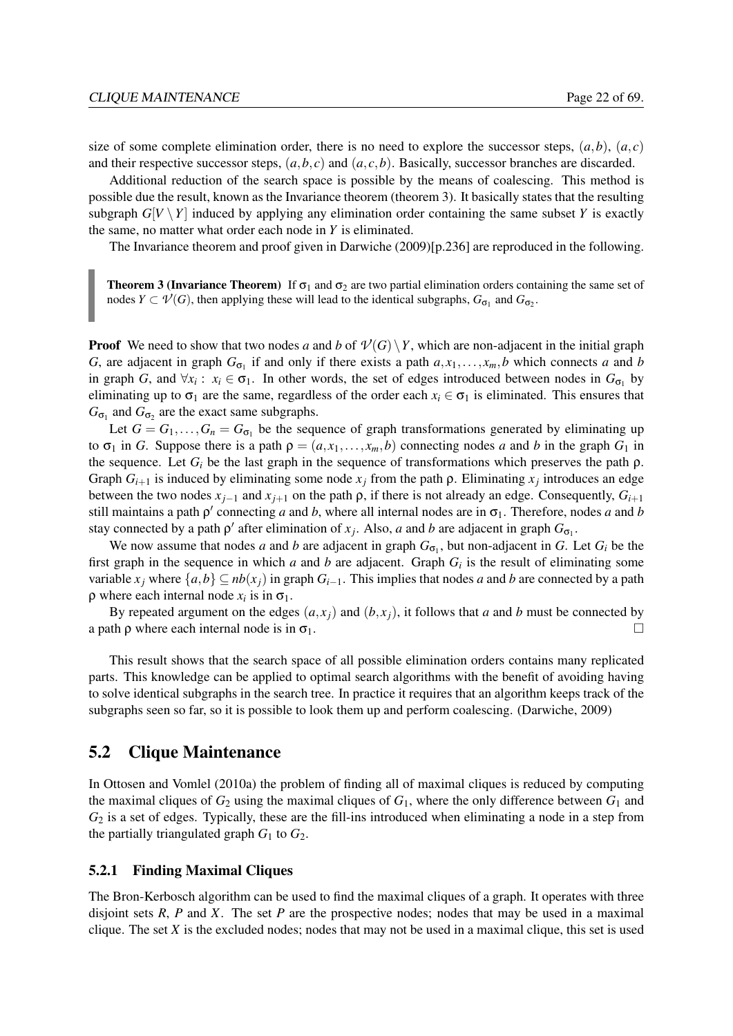size of some complete elimination order, there is no need to explore the successor steps, $(a,b)$, $(a,c)$ and their respective successor steps, $(a,b,c)$ and $(a,c,b)$. Basically, successor branches are discarded.

Additional reduction of the search space is possible by the means of coalescing. This method is possible due the result, known as the Invariance theorem (theorem 3). It basically states that the resulting subgraph $G[V \setminus Y]$ induced by applying any elimination order containing the same subset $Y$ is exactly the same, no matter what order each node in $Y$ is eliminated.

The Invariance theorem and proof given in Darwiche (2009)[p.236] are reproduced in the following.

> **Theorem 3 (Invariance Theorem)** If $\sigma_1$ and $\sigma_2$ are two partial elimination orders containing the same set of nodes $Y \subset \mathcal{V}(G)$, then applying these will lead to the identical subgraphs, $G_{\sigma_1}$ and $G_{\sigma_2}$.

**Proof** We need to show that two nodes $a$ and $b$ of $\mathcal{V}(G) \setminus Y$, which are non-adjacent in the initial graph $G$, are adjacent in graph $G_{\sigma_1}$ if and only if there exists a path $a, x_1, \ldots, x_m, b$ which connects $a$ and $b$ in graph $G$, and $\forall x_i : x_i \in \sigma_1$. In other words, the set of edges introduced between nodes in $G_{\sigma_1}$ by eliminating up to $\sigma_1$ are the same, regardless of the order each $x_i \in \sigma_1$ is eliminated. This ensures that $G_{\sigma_1}$ and $G_{\sigma_2}$ are the exact same subgraphs.

Let $G = G_1, \ldots, G_n = G_{\sigma_1}$ be the sequence of graph transformations generated by eliminating up to $\sigma_1$ in $G$. Suppose there is a path $\rho = (a, x_1, \ldots, x_m, b)$ connecting nodes $a$ and $b$ in the graph $G_1$ in the sequence. Let $G_i$ be the last graph in the sequence of transformations which preserves the path $\rho$. Graph $G_{i+1}$ is induced by eliminating some node $x_j$ from the path $\rho$. Eliminating $x_j$ introduces an edge between the two nodes $x_{j-1}$ and $x_{j+1}$ on the path $\rho$, if there is not already an edge. Consequently, $G_{i+1}$ still maintains a path $\rho'$ connecting $a$ and $b$, where all internal nodes are in $\sigma_1$. Therefore, nodes $a$ and $b$ stay connected by a path $\rho'$ after elimination of $x_j$. Also, $a$ and $b$ are adjacent in graph $G_{\sigma_1}$.

We now assume that nodes $a$ and $b$ are adjacent in graph $G_{\sigma_1}$, but non-adjacent in $G$. Let $G_i$ be the first graph in the sequence in which $a$ and $b$ are adjacent. Graph $G_i$ is the result of eliminating some variable $x_j$ where $\{a,b\} \subseteq nb(x_j)$ in graph $G_{i-1}$. This implies that nodes $a$ and $b$ are connected by a path $\rho$ where each internal node $x_i$ is in $\sigma_1$.

By repeated argument on the edges $(a, x_j)$ and $(b, x_j)$, it follows that $a$ and $b$ must be connected by a path $\rho$ where each internal node is in $\sigma_1$. □

This result shows that the search space of all possible elimination orders contains many replicated parts. This knowledge can be applied to optimal search algorithms with the benefit of avoiding having to solve identical subgraphs in the search tree. In practice it requires that an algorithm keeps track of the subgraphs seen so far, so it is possible to look them up and perform coalescing. (Darwiche, 2009)

## 5.2 Clique Maintenance

In Ottosen and Vomlel (2010a) the problem of finding all of maximal cliques is reduced by computing the maximal cliques of $G_2$ using the maximal cliques of $G_1$, where the only difference between $G_1$ and $G_2$ is a set of edges. Typically, these are the fill-ins introduced when eliminating a node in a step from the partially triangulated graph $G_1$ to $G_2$.

### 5.2.1 Finding Maximal Cliques

The Bron-Kerbosch algorithm can be used to find the maximal cliques of a graph. It operates with three disjoint sets $R$, $P$ and $X$. The set $P$ are the prospective nodes; nodes that may be used in a maximal clique. The set $X$ is the excluded nodes; nodes that may not be used in a maximal clique, this set is used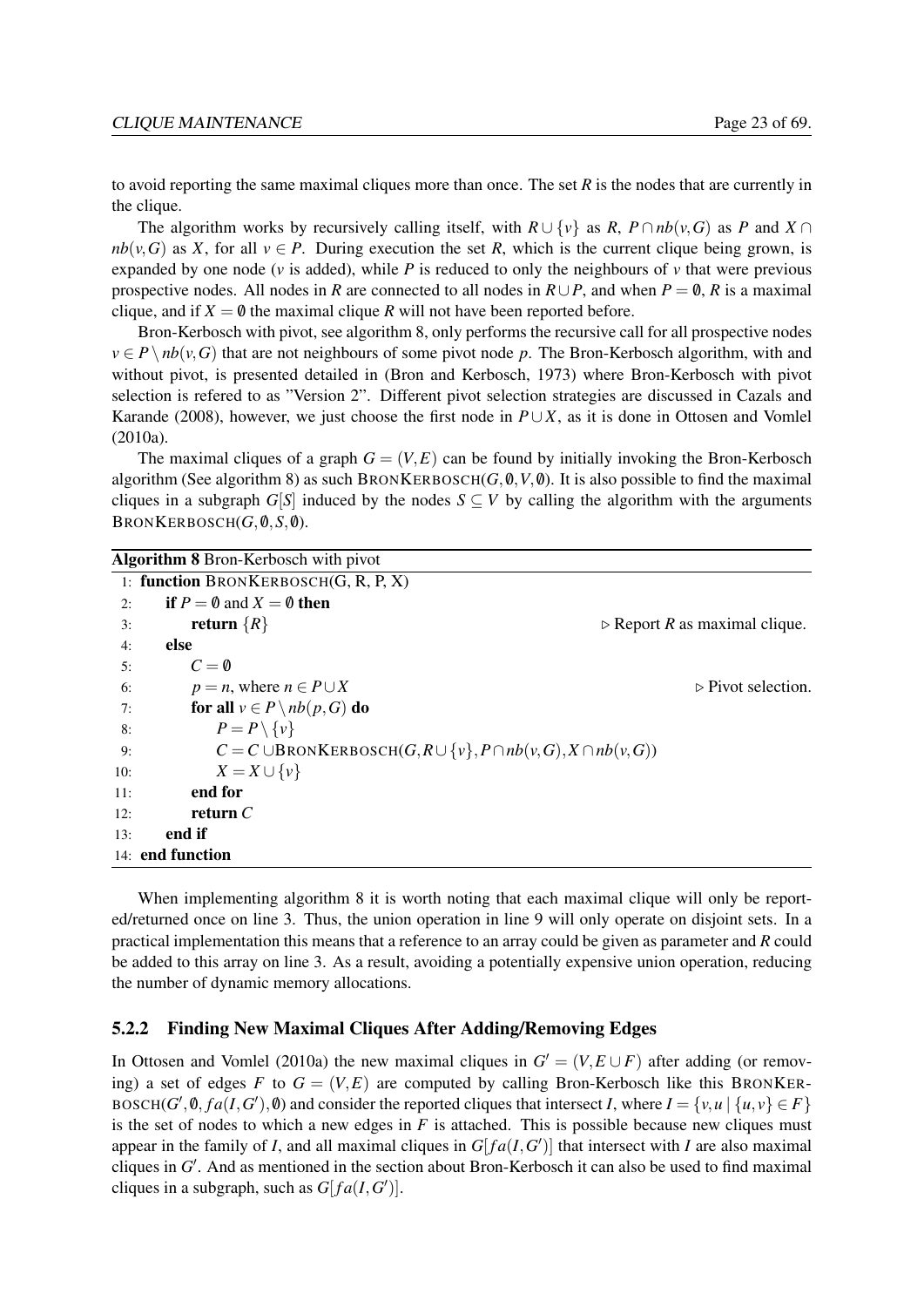to avoid reporting the same maximal cliques more than once. The set $R$ is the nodes that are currently in the clique.

The algorithm works by recursively calling itself, with $R \cup \{v\}$ as $R$, $P \cap nb(v,G)$ as $P$ and $X \cap nb(v,G)$ as $X$, for all $v \in P$. During execution the set $R$, which is the current clique being grown, is expanded by one node ($v$ is added), while $P$ is reduced to only the neighbours of $v$ that were previous prospective nodes. All nodes in $R$ are connected to all nodes in $R \cup P$, and when $P = \emptyset$, $R$ is a maximal clique, and if $X = \emptyset$ the maximal clique $R$ will not have been reported before.

Bron-Kerbosch with pivot, see algorithm 8, only performs the recursive call for all prospective nodes $v \in P \setminus nb(v,G)$ that are not neighbours of some pivot node $p$. The Bron-Kerbosch algorithm, with and without pivot, is presented detailed in (Bron and Kerbosch, 1973) where Bron-Kerbosch with pivot selection is refered to as "Version 2". Different pivot selection strategies are discussed in Cazals and Karande (2008), however, we just choose the first node in $P \cup X$, as it is done in Ottosen and Vomlel (2010a).

The maximal cliques of a graph $G = (V,E)$ can be found by initially invoking the Bron-Kerbosch algorithm (See algorithm 8) as such BRONKERBOSCH$(G, \emptyset, V, \emptyset)$. It is also possible to find the maximal cliques in a subgraph $G[S]$ induced by the nodes $S \subseteq V$ by calling the algorithm with the arguments BRONKERBOSCH$(G, \emptyset, S, \emptyset)$.

**Algorithm 8** Bron-Kerbosch with pivot

```
 1: function BRONKERBOSCH(G, R, P, X)
 2:     if P = ∅ and X = ∅ then
 3:         return {R}                                        ▷ Report R as maximal clique.
 4:     else
 5:         C = ∅
 6:         p = n, where n ∈ P ∪ X                            ▷ Pivot selection.
 7:         for all v ∈ P \ nb(p, G) do
 8:             P = P \ {v}
 9:             C = C ∪ BRONKERBOSCH(G, R ∪ {v}, P ∩ nb(v, G), X ∩ nb(v, G))
10:             X = X ∪ {v}
11:         end for
12:         return C
13:     end if
14: end function
```

When implementing algorithm 8 it is worth noting that each maximal clique will only be reported/returned once on line 3. Thus, the union operation in line 9 will only operate on disjoint sets. In a practical implementation this means that a reference to an array could be given as parameter and $R$ could be added to this array on line 3. As a result, avoiding a potentially expensive union operation, reducing the number of dynamic memory allocations.

### 5.2.2 Finding New Maximal Cliques After Adding/Removing Edges

In Ottosen and Vomlel (2010a) the new maximal cliques in $G' = (V, E \cup F)$ after adding (or removing) a set of edges $F$ to $G = (V,E)$ are computed by calling Bron-Kerbosch like this BRONKERBOSCH$(G', \emptyset, fa(I,G'), \emptyset)$ and consider the reported cliques that intersect $I$, where $I = \{v, u \mid \{u,v\} \in F\}$ is the set of nodes to which a new edges in $F$ is attached. This is possible because new cliques must appear in the family of $I$, and all maximal cliques in $G[fa(I,G')]$ that intersect with $I$ are also maximal cliques in $G'$. And as mentioned in the section about Bron-Kerbosch it can also be used to find maximal cliques in a subgraph, such as $G[fa(I,G')]$.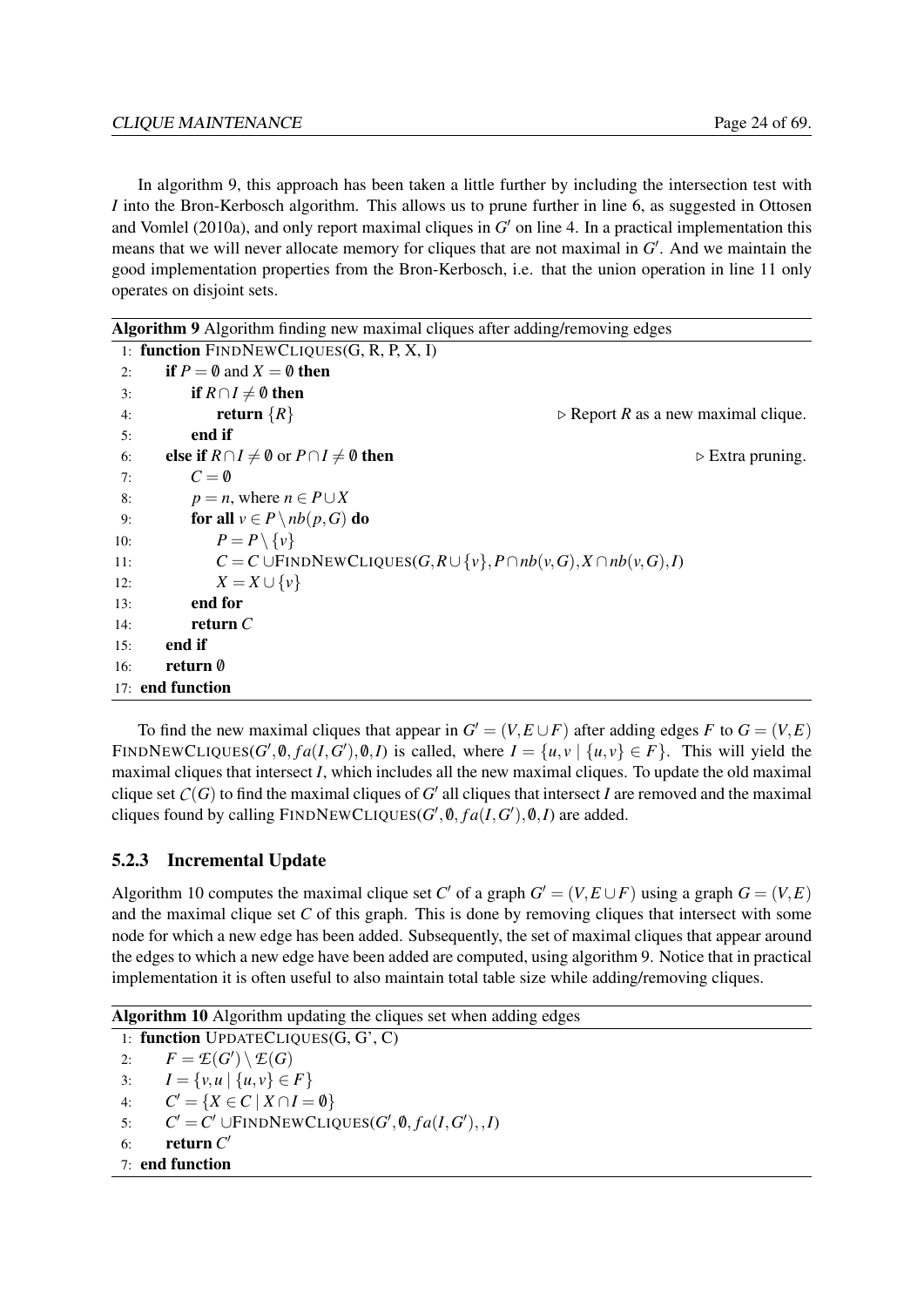In algorithm 9, this approach has been taken a little further by including the intersection test with $I$ into the Bron-Kerbosch algorithm. This allows us to prune further in line 6, as suggested in Ottosen and Vomlel (2010a), and only report maximal cliques in $G'$ on line 4. In a practical implementation this means that we will never allocate memory for cliques that are not maximal in $G'$. And we maintain the good implementation properties from the Bron-Kerbosch, i.e. that the union operation in line 11 only operates on disjoint sets.

**Algorithm 9** Algorithm finding new maximal cliques after adding/removing edges

```
 1: function FINDNEWCLIQUES(G, R, P, X, I)
 2:     if P = ∅ and X = ∅ then
 3:         if R ∩ I ≠ ∅ then
 4:             return {R}                              ▷ Report R as a new maximal clique.
 5:         end if
 6:     else if R ∩ I ≠ ∅ or P ∩ I ≠ ∅ then                              ▷ Extra pruning.
 7:         C = ∅
 8:         p = n, where n ∈ P ∪ X
 9:         for all v ∈ P \ nb(p, G) do
10:             P = P \ {v}
11:             C = C ∪ FINDNEWCLIQUES(G, R ∪ {v}, P ∩ nb(v, G), X ∩ nb(v, G), I)
12:             X = X ∪ {v}
13:         end for
14:         return C
15:     end if
16:     return ∅
17: end function
```

To find the new maximal cliques that appear in $G' = (V, E \cup F)$ after adding edges $F$ to $G = (V, E)$ FINDNEWCLIQUES($G', \emptyset, fa(I, G'), \emptyset, I$) is called, where $I = \{u, v \mid \{u, v\} \in F\}$. This will yield the maximal cliques that intersect $I$, which includes all the new maximal cliques. To update the old maximal clique set $\mathcal{C}(G)$ to find the maximal cliques of $G'$ all cliques that intersect $I$ are removed and the maximal cliques found by calling FINDNEWCLIQUES($G', \emptyset, fa(I, G'), \emptyset, I$) are added.

### 5.2.3 Incremental Update

Algorithm 10 computes the maximal clique set $C'$ of a graph $G' = (V, E \cup F)$ using a graph $G = (V, E)$ and the maximal clique set $C$ of this graph. This is done by removing cliques that intersect with some node for which a new edge has been added. Subsequently, the set of maximal cliques that appear around the edges to which a new edge have been added are computed, using algorithm 9. Notice that in practical implementation it is often useful to also maintain total table size while adding/removing cliques.

**Algorithm 10** Algorithm updating the cliques set when adding edges

```
1: function UPDATECLIQUES(G, G', C)
2:     F = E(G') \ E(G)
3:     I = {v, u | {u, v} ∈ F}
4:     C' = {X ∈ C | X ∩ I = ∅}
5:     C' = C' ∪ FINDNEWCLIQUES(G', ∅, fa(I, G'), , I)
6:     return C'
7: end function
```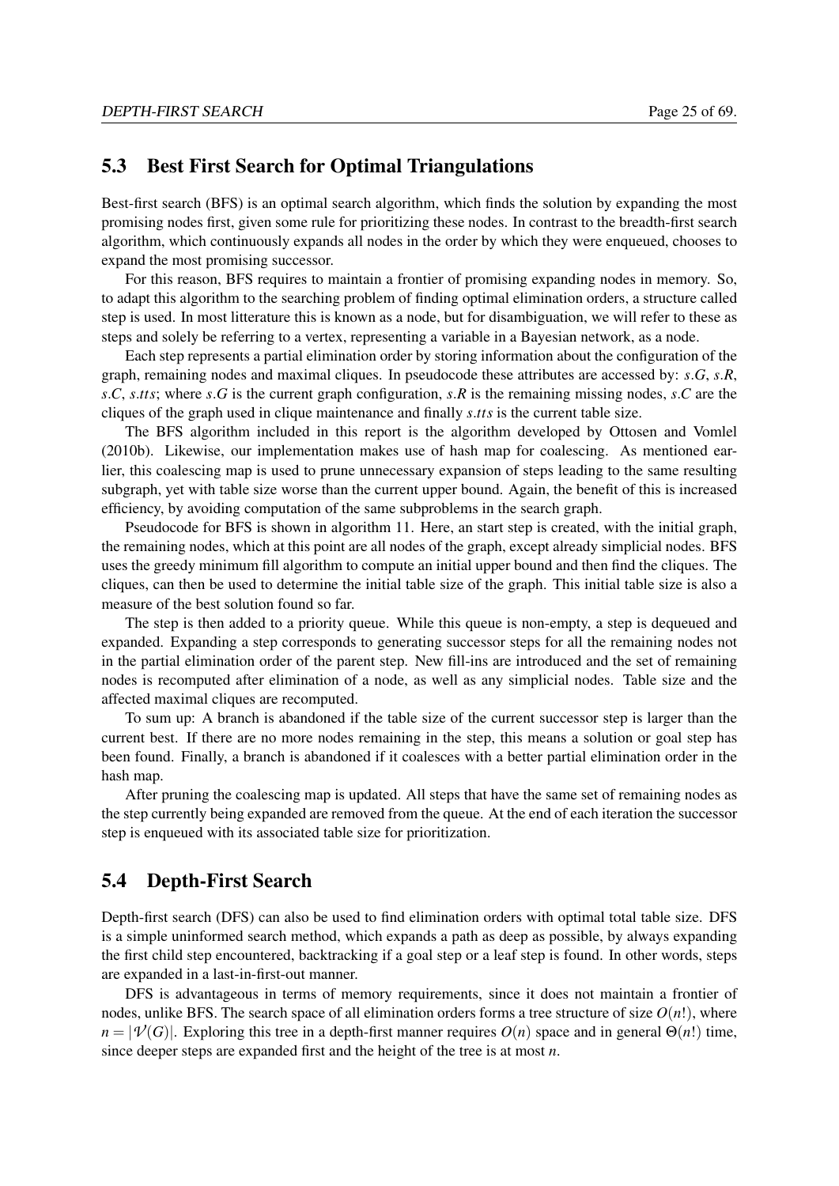## 5.3 Best First Search for Optimal Triangulations

Best-first search (BFS) is an optimal search algorithm, which finds the solution by expanding the most promising nodes first, given some rule for prioritizing these nodes. In contrast to the breadth-first search algorithm, which continuously expands all nodes in the order by which they were enqueued, chooses to expand the most promising successor.

For this reason, BFS requires to maintain a frontier of promising expanding nodes in memory. So, to adapt this algorithm to the searching problem of finding optimal elimination orders, a structure called step is used. In most litterature this is known as a node, but for disambiguation, we will refer to these as steps and solely be referring to a vertex, representing a variable in a Bayesian network, as a node.

Each step represents a partial elimination order by storing information about the configuration of the graph, remaining nodes and maximal cliques. In pseudocode these attributes are accessed by: $s.G$, $s.R$, $s.C$, $s.tts$; where $s.G$ is the current graph configuration, $s.R$ is the remaining missing nodes, $s.C$ are the cliques of the graph used in clique maintenance and finally $s.tts$ is the current table size.

The BFS algorithm included in this report is the algorithm developed by Ottosen and Vomlel (2010b). Likewise, our implementation makes use of hash map for coalescing. As mentioned earlier, this coalescing map is used to prune unnecessary expansion of steps leading to the same resulting subgraph, yet with table size worse than the current upper bound. Again, the benefit of this is increased efficiency, by avoiding computation of the same subproblems in the search graph.

Pseudocode for BFS is shown in algorithm 11. Here, an start step is created, with the initial graph, the remaining nodes, which at this point are all nodes of the graph, except already simplicial nodes. BFS uses the greedy minimum fill algorithm to compute an initial upper bound and then find the cliques. The cliques, can then be used to determine the initial table size of the graph. This initial table size is also a measure of the best solution found so far.

The step is then added to a priority queue. While this queue is non-empty, a step is dequeued and expanded. Expanding a step corresponds to generating successor steps for all the remaining nodes not in the partial elimination order of the parent step. New fill-ins are introduced and the set of remaining nodes is recomputed after elimination of a node, as well as any simplicial nodes. Table size and the affected maximal cliques are recomputed.

To sum up: A branch is abandoned if the table size of the current successor step is larger than the current best. If there are no more nodes remaining in the step, this means a solution or goal step has been found. Finally, a branch is abandoned if it coalesces with a better partial elimination order in the hash map.

After pruning the coalescing map is updated. All steps that have the same set of remaining nodes as the step currently being expanded are removed from the queue. At the end of each iteration the successor step is enqueued with its associated table size for prioritization.

## 5.4 Depth-First Search

Depth-first search (DFS) can also be used to find elimination orders with optimal total table size. DFS is a simple uninformed search method, which expands a path as deep as possible, by always expanding the first child step encountered, backtracking if a goal step or a leaf step is found. In other words, steps are expanded in a last-in-first-out manner.

DFS is advantageous in terms of memory requirements, since it does not maintain a frontier of nodes, unlike BFS. The search space of all elimination orders forms a tree structure of size $O(n!)$, where $n = |\mathcal{V}(G)|$. Exploring this tree in a depth-first manner requires $O(n)$ space and in general $\Theta(n!)$ time, since deeper steps are expanded first and the height of the tree is at most $n$.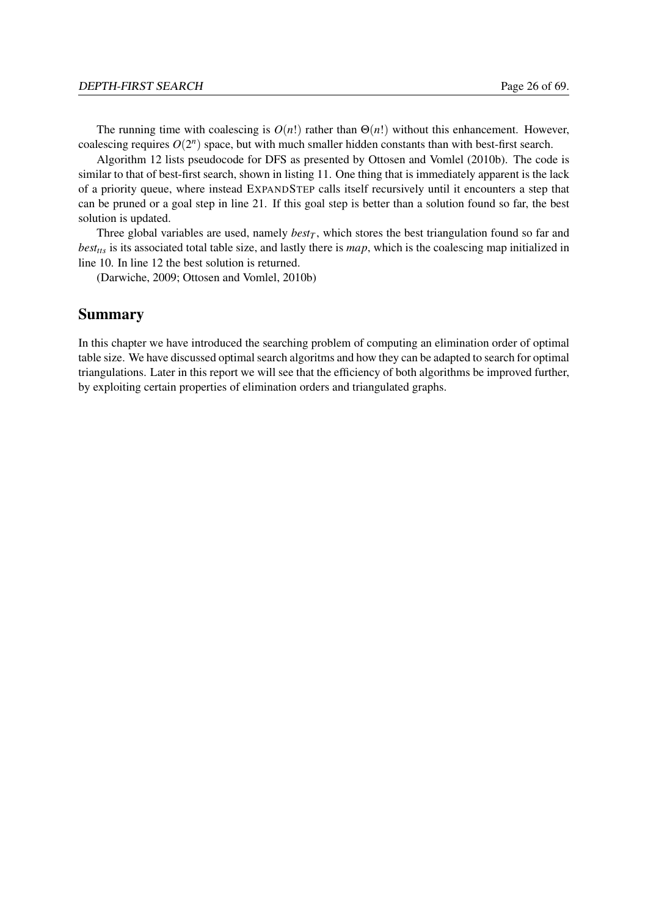The running time with coalescing is $O(n!)$ rather than $\Theta(n!)$ without this enhancement. However, coalescing requires $O(2^n)$ space, but with much smaller hidden constants than with best-first search.

Algorithm 12 lists pseudocode for DFS as presented by Ottosen and Vomlel (2010b). The code is similar to that of best-first search, shown in listing 11. One thing that is immediately apparent is the lack of a priority queue, where instead EXPANDSTEP calls itself recursively until it encounters a step that can be pruned or a goal step in line 21. If this goal step is better than a solution found so far, the best solution is updated.

Three global variables are used, namely $best_T$, which stores the best triangulation found so far and $best_{tts}$ is its associated total table size, and lastly there is *map*, which is the coalescing map initialized in line 10. In line 12 the best solution is returned.

(Darwiche, 2009; Ottosen and Vomlel, 2010b)

## Summary

In this chapter we have introduced the searching problem of computing an elimination order of optimal table size. We have discussed optimal search algoritms and how they can be adapted to search for optimal triangulations. Later in this report we will see that the efficiency of both algorithms be improved further, by exploiting certain properties of elimination orders and triangulated graphs.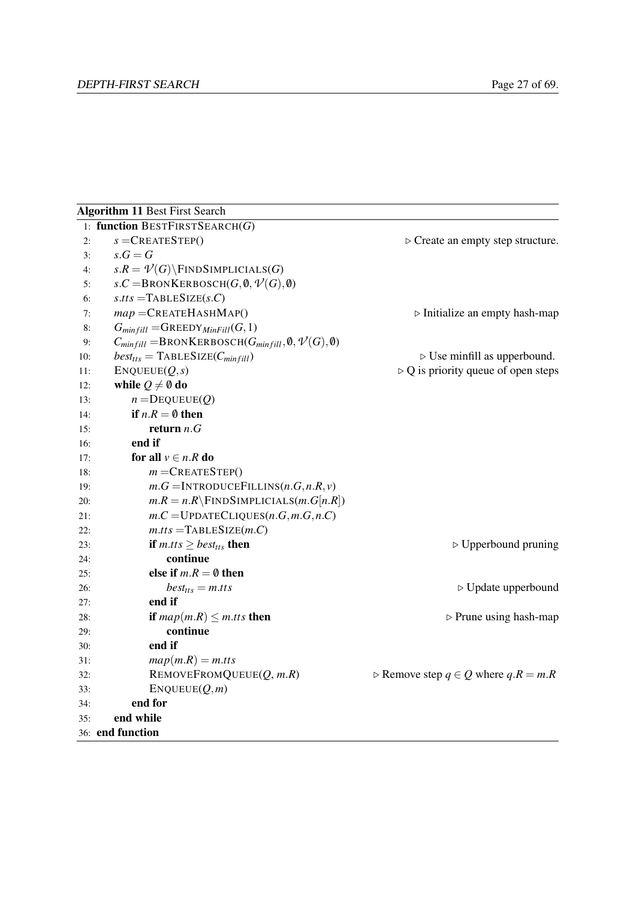**Algorithm 11** Best First Search

```
 1: function BESTFIRSTSEARCH(G)
 2:     s = CREATESTEP()                                        ▷ Create an empty step structure.
 3:     s.G = G
 4:     s.R = V(G) \ FINDSIMPLICIALS(G)
 5:     s.C = BRONKERBOSCH(G, ∅, V(G), ∅)
 6:     s.tts = TABLESIZE(s.C)
 7:     map = CREATEHASHMAP()                                   ▷ Initialize an empty hash-map
 8:     G_minfill = GREEDY_MinFill(G, 1)
 9:     C_minfill = BRONKERBOSCH(G_minfill, ∅, V(G), ∅)
10:     best_tts = TABLESIZE(C_minfill)                         ▷ Use minfill as upperbound.
11:     ENQUEUE(Q, s)                                           ▷ Q is priority queue of open steps
12:     while Q ≠ ∅ do
13:         n = DEQUEUE(Q)
14:         if n.R = ∅ then
15:             return n.G
16:         end if
17:         for all v ∈ n.R do
18:             m = CREATESTEP()
19:             m.G = INTRODUCEFILLINS(n.G, n.R, v)
20:             m.R = n.R \ FINDSIMPLICIALS(m.G[n.R])
21:             m.C = UPDATECLIQUES(n.G, m.G, n.C)
22:             m.tts = TABLESIZE(m.C)
23:             if m.tts ≥ best_tts then                        ▷ Upperbound pruning
24:                 continue
25:             else if m.R = ∅ then
26:                 best_tts = m.tts                            ▷ Update upperbound
27:             end if
28:             if map(m.R) ≤ m.tts then                        ▷ Prune using hash-map
29:                 continue
30:             end if
31:             map(m.R) = m.tts
32:             REMOVEFROMQUEUE(Q, m.R)                         ▷ Remove step q ∈ Q where q.R = m.R
33:             ENQUEUE(Q, m)
34:         end for
35:     end while
36: end function
```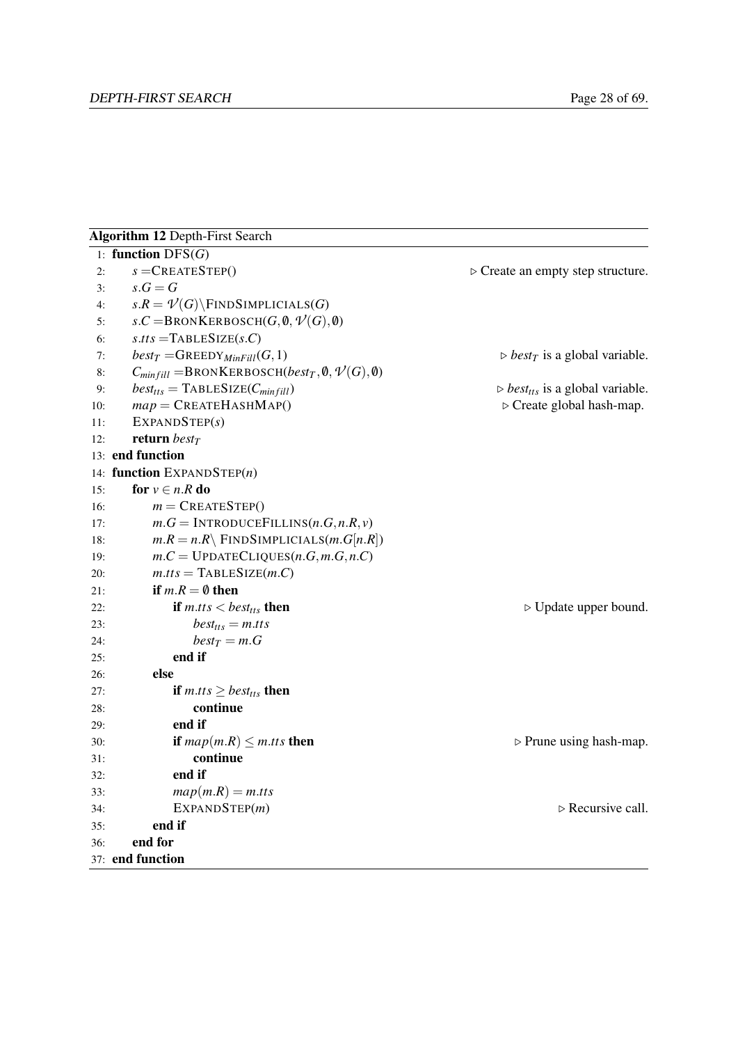**Algorithm 12** Depth-First Search

```
 1: function DFS(G)
 2:     s = CREATESTEP()                                   ▷ Create an empty step structure.
 3:     s.G = G
 4:     s.R = V(G) \ FINDSIMPLICIALS(G)
 5:     s.C = BRONKERBOSCH(G, ∅, V(G), ∅)
 6:     s.tts = TABLESIZE(s.C)
 7:     best_T = GREEDY_MinFill(G, 1)                      ▷ best_T is a global variable.
 8:     C_minfill = BRONKERBOSCH(best_T, ∅, V(G), ∅)
 9:     best_tts = TABLESIZE(C_minfill)                    ▷ best_tts is a global variable.
10:     map = CREATEHASHMAP()                              ▷ Create global hash-map.
11:     EXPANDSTEP(s)
12:     return best_T
13: end function
14: function EXPANDSTEP(n)
15:     for v ∈ n.R do
16:         m = CREATESTEP()
17:         m.G = INTRODUCEFILLINS(n.G, n.R, v)
18:         m.R = n.R \ FINDSIMPLICIALS(m.G[n.R])
19:         m.C = UPDATECLIQUES(n.G, m.G, n.C)
20:         m.tts = TABLESIZE(m.C)
21:         if m.R = ∅ then
22:             if m.tts < best_tts then                   ▷ Update upper bound.
23:                 best_tts = m.tts
24:                 best_T = m.G
25:             end if
26:         else
27:             if m.tts ≥ best_tts then
28:                 continue
29:             end if
30:             if map(m.R) ≤ m.tts then                   ▷ Prune using hash-map.
31:                 continue
32:             end if
33:             map(m.R) = m.tts
34:             EXPANDSTEP(m)                              ▷ Recursive call.
35:         end if
36:     end for
37: end function
```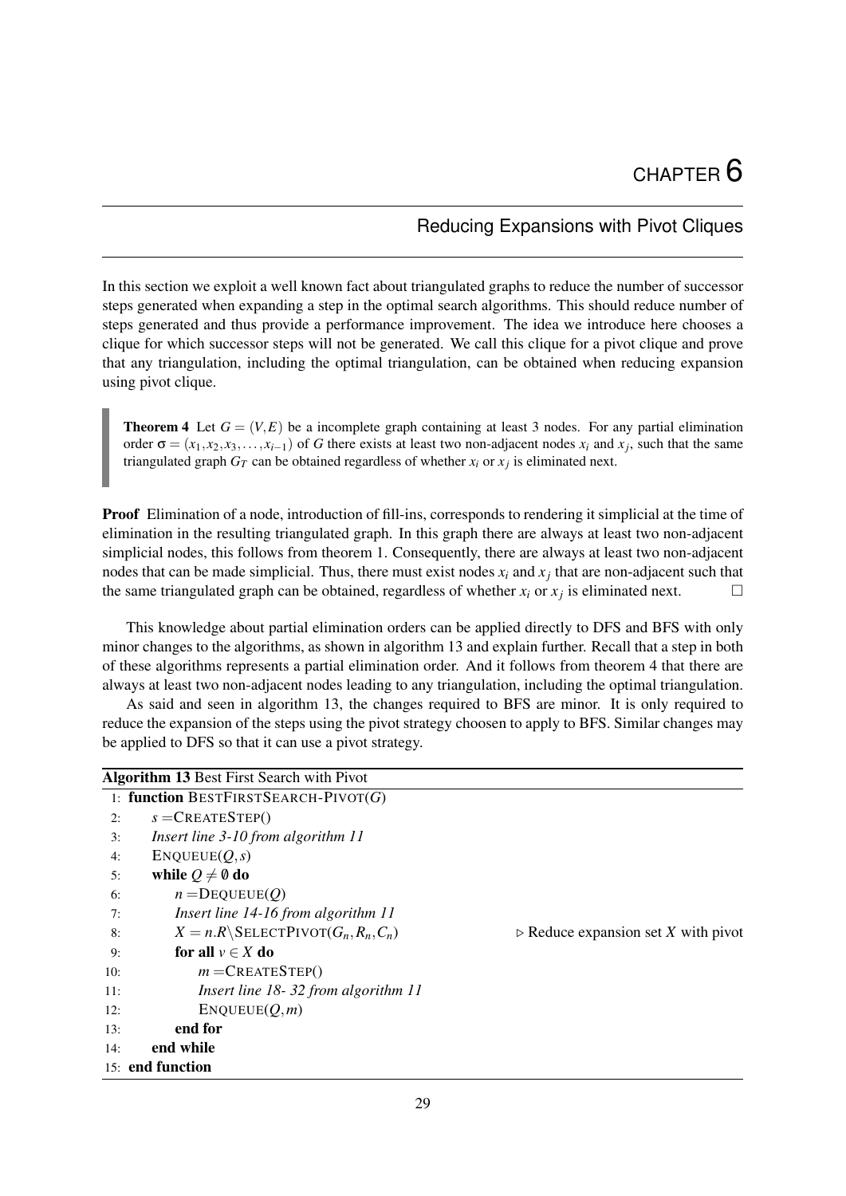# CHAPTER 6

## Reducing Expansions with Pivot Cliques

In this section we exploit a well known fact about triangulated graphs to reduce the number of successor steps generated when expanding a step in the optimal search algorithms. This should reduce number of steps generated and thus provide a performance improvement. The idea we introduce here chooses a clique for which successor steps will not be generated. We call this clique for a pivot clique and prove that any triangulation, including the optimal triangulation, can be obtained when reducing expansion using pivot clique.

> **Theorem 4** Let $G = (V, E)$ be a incomplete graph containing at least 3 nodes. For any partial elimination order $\sigma = (x_1, x_2, x_3, \ldots, x_{i-1})$ of $G$ there exists at least two non-adjacent nodes $x_i$ and $x_j$, such that the same triangulated graph $G_T$ can be obtained regardless of whether $x_i$ or $x_j$ is eliminated next.

**Proof** Elimination of a node, introduction of fill-ins, corresponds to rendering it simplicial at the time of elimination in the resulting triangulated graph. In this graph there are always at least two non-adjacent simplicial nodes, this follows from theorem 1. Consequently, there are always at least two non-adjacent nodes that can be made simplicial. Thus, there must exist nodes $x_i$ and $x_j$ that are non-adjacent such that the same triangulated graph can be obtained, regardless of whether $x_i$ or $x_j$ is eliminated next. □

This knowledge about partial elimination orders can be applied directly to DFS and BFS with only minor changes to the algorithms, as shown in algorithm 13 and explain further. Recall that a step in both of these algorithms represents a partial elimination order. And it follows from theorem 4 that there are always at least two non-adjacent nodes leading to any triangulation, including the optimal triangulation.

As said and seen in algorithm 13, the changes required to BFS are minor. It is only required to reduce the expansion of the steps using the pivot strategy choosen to apply to BFS. Similar changes may be applied to DFS so that it can use a pivot strategy.

**Algorithm 13** Best First Search with Pivot

```
 1: function BESTFIRSTSEARCH-PIVOT(G)
 2:     s = CREATESTEP()
 3:     Insert line 3-10 from algorithm 11
 4:     ENQUEUE(Q, s)
 5:     while Q ≠ ∅ do
 6:         n = DEQUEUE(Q)
 7:         Insert line 14-16 from algorithm 11
 8:         X = n.R \ SELECTPIVOT(G_n, R_n, C_n)        ▷ Reduce expansion set X with pivot
 9:         for all v ∈ X do
10:             m = CREATESTEP()
11:             Insert line 18- 32 from algorithm 11
12:             ENQUEUE(Q, m)
13:         end for
14:     end while
15: end function
```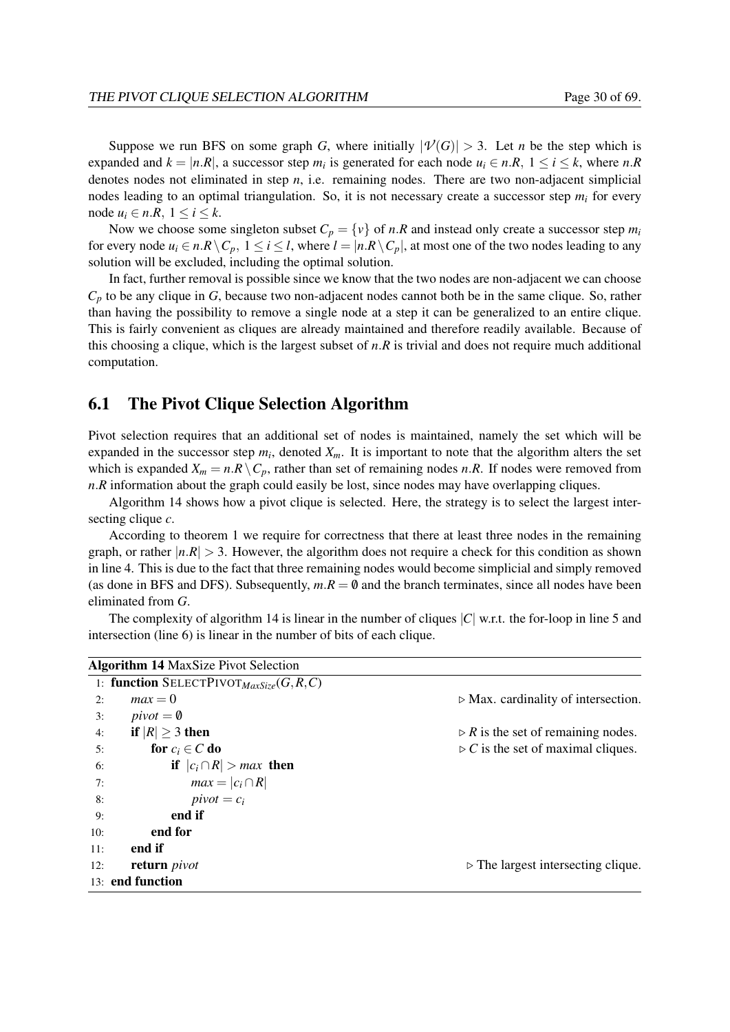Suppose we run BFS on some graph $G$, where initially $|\mathcal{V}(G)| > 3$. Let $n$ be the step which is expanded and $k = |n.R|$, a successor step $m_i$ is generated for each node $u_i \in n.R$, $1 \leq i \leq k$, where $n.R$ denotes nodes not eliminated in step $n$, i.e. remaining nodes. There are two non-adjacent simplicial nodes leading to an optimal triangulation. So, it is not necessary create a successor step $m_i$ for every node $u_i \in n.R$, $1 \leq i \leq k$.

Now we choose some singleton subset $C_p = \{v\}$ of $n.R$ and instead only create a successor step $m_i$ for every node $u_i \in n.R \setminus C_p$, $1 \leq i \leq l$, where $l = |n.R \setminus C_p|$, at most one of the two nodes leading to any solution will be excluded, including the optimal solution.

In fact, further removal is possible since we know that the two nodes are non-adjacent we can choose $C_p$ to be any clique in $G$, because two non-adjacent nodes cannot both be in the same clique. So, rather than having the possibility to remove a single node at a step it can be generalized to an entire clique. This is fairly convenient as cliques are already maintained and therefore readily available. Because of this choosing a clique, which is the largest subset of $n.R$ is trivial and does not require much additional computation.

## 6.1 The Pivot Clique Selection Algorithm

Pivot selection requires that an additional set of nodes is maintained, namely the set which will be expanded in the successor step $m_i$, denoted $X_m$. It is important to note that the algorithm alters the set which is expanded $X_m = n.R \setminus C_p$, rather than set of remaining nodes $n.R$. If nodes were removed from $n.R$ information about the graph could easily be lost, since nodes may have overlapping cliques.

Algorithm 14 shows how a pivot clique is selected. Here, the strategy is to select the largest intersecting clique $c$.

According to theorem 1 we require for correctness that there at least three nodes in the remaining graph, or rather $|n.R| > 3$. However, the algorithm does not require a check for this condition as shown in line 4. This is due to the fact that three remaining nodes would become simplicial and simply removed (as done in BFS and DFS). Subsequently, $m.R = \emptyset$ and the branch terminates, since all nodes have been eliminated from $G$.

The complexity of algorithm 14 is linear in the number of cliques $|C|$ w.r.t. the for-loop in line 5 and intersection (line 6) is linear in the number of bits of each clique.

**Algorithm 14** MaxSize Pivot Selection

```
1:  function SELECTPIVOT_MaxSize(G, R, C)
2:      max = 0                                  ▷ Max. cardinality of intersection.
3:      pivot = ∅
4:      if |R| ≥ 3 then                          ▷ R is the set of remaining nodes.
5:          for c_i ∈ C do                       ▷ C is the set of maximal cliques.
6:              if |c_i ∩ R| > max then
7:                  max = |c_i ∩ R|
8:                  pivot = c_i
9:              end if
10:         end for
11:     end if
12:     return pivot                             ▷ The largest intersecting clique.
13: end function
```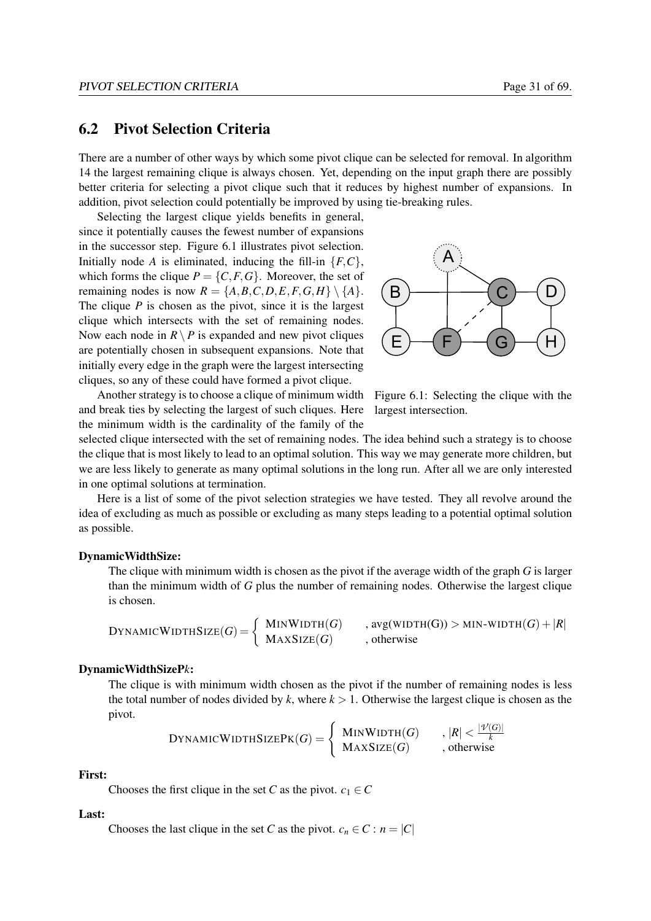## 6.2 Pivot Selection Criteria

There are a number of other ways by which some pivot clique can be selected for removal. In algorithm 14 the largest remaining clique is always chosen. Yet, depending on the input graph there are possibly better criteria for selecting a pivot clique such that it reduces by highest number of expansions. In addition, pivot selection could potentially be improved by using tie-breaking rules.

Selecting the largest clique yields benefits in general, since it potentially causes the fewest number of expansions in the successor step. Figure 6.1 illustrates pivot selection. Initially node $A$ is eliminated, inducing the fill-in $\{F, C\}$, which forms the clique $P = \{C, F, G\}$. Moreover, the set of remaining nodes is now $R = \{A, B, C, D, E, F, G, H\} \setminus \{A\}$. The clique $P$ is chosen as the pivot, since it is the largest clique which intersects with the set of remaining nodes. Now each node in $R \setminus P$ is expanded and new pivot cliques are potentially chosen in subsequent expansions. Note that initially every edge in the graph were the largest intersecting cliques, so any of these could have formed a pivot clique.

Figure 6.1: Selecting the clique with the largest intersection.

Another strategy is to choose a clique of minimum width and break ties by selecting the largest of such cliques. Here the minimum width is the cardinality of the family of the selected clique intersected with the set of remaining nodes. The idea behind such a strategy is to choose the clique that is most likely to lead to an optimal solution. This way we may generate more children, but we are less likely to generate as many optimal solutions in the long run. After all we are only interested in one optimal solutions at termination.

Here is a list of some of the pivot selection strategies we have tested. They all revolve around the idea of excluding as much as possible or excluding as many steps leading to a potential optimal solution as possible.

**DynamicWidthSize:**

The clique with minimum width is chosen as the pivot if the average width of the graph $G$ is larger than the minimum width of $G$ plus the number of remaining nodes. Otherwise the largest clique is chosen.

$$\text{DYNAMICWIDTHSIZE}(G) = \begin{cases} \text{MINWIDTH}(G) & , \text{avg}(\text{WIDTH(G)}) > \text{MIN-WIDTH}(G) + |R| \\ \text{MAXSIZE}(G) & , \text{otherwise} \end{cases}$$

**DynamicWidthSizeP$k$:**

The clique is with minimum width chosen as the pivot if the number of remaining nodes is less the total number of nodes divided by $k$, where $k > 1$. Otherwise the largest clique is chosen as the pivot.

$$\text{DYNAMICWIDTHSIZEPK}(G) = \begin{cases} \text{MINWIDTH}(G) & , |R| < \frac{|\mathcal{V}(G)|}{k} \\ \text{MAXSIZE}(G) & , \text{otherwise} \end{cases}$$

**First:**

Chooses the first clique in the set $C$ as the pivot. $c_1 \in C$

**Last:**

Chooses the last clique in the set $C$ as the pivot. $c_n \in C : n = |C|$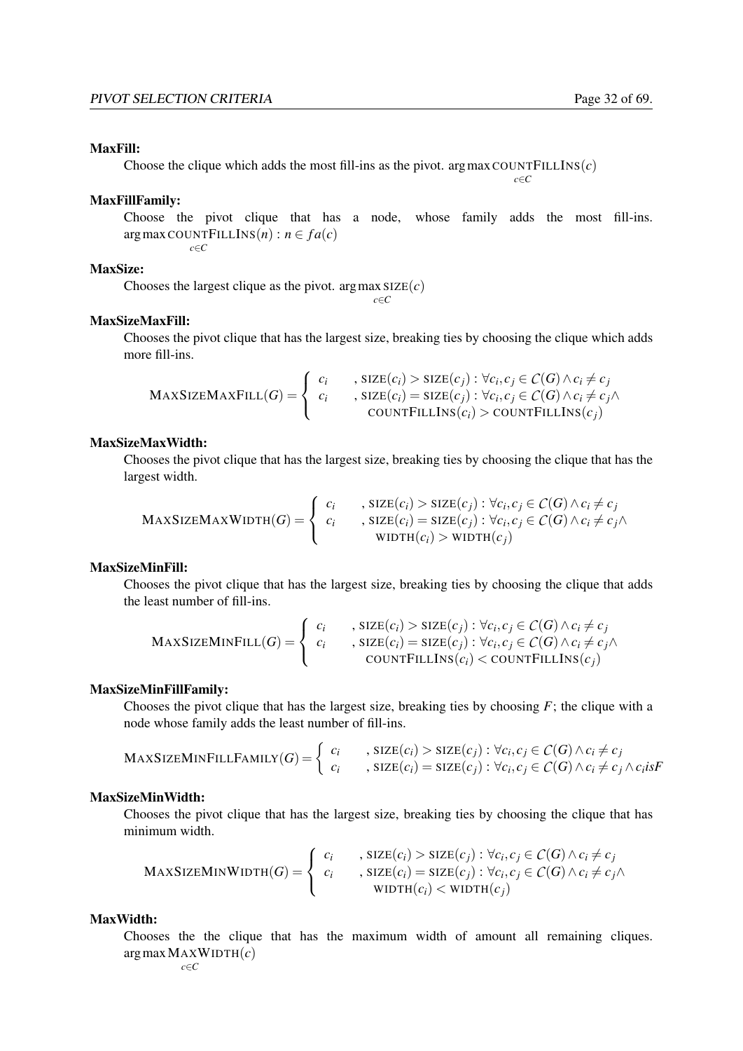**MaxFill:**

Choose the clique which adds the most fill-ins as the pivot. $\arg\max_{c \in C} \text{COUNTFILLINS}(c)$

**MaxFillFamily:**

Choose the pivot clique that has a node, whose family adds the most fill-ins. $\arg\max_{c \in C} \text{COUNTFILLINS}(n) : n \in fa(c)$

**MaxSize:**

Chooses the largest clique as the pivot. $\arg\max_{c \in C} \text{SIZE}(c)$

**MaxSizeMaxFill:**

Chooses the pivot clique that has the largest size, breaking ties by choosing the clique which adds more fill-ins.

$$\text{MAXSIZEMAXFILL}(G) = \begin{cases} c_i & , \text{SIZE}(c_i) > \text{SIZE}(c_j) : \forall c_i, c_j \in \mathcal{C}(G) \wedge c_i \neq c_j \\ c_i & , \text{SIZE}(c_i) = \text{SIZE}(c_j) : \forall c_i, c_j \in \mathcal{C}(G) \wedge c_i \neq c_j \wedge \\ & \quad \text{COUNTFILLINS}(c_i) > \text{COUNTFILLINS}(c_j) \end{cases}$$

**MaxSizeMaxWidth:**

Chooses the pivot clique that has the largest size, breaking ties by choosing the clique that has the largest width.

$$\text{MAXSIZEMAXWIDTH}(G) = \begin{cases} c_i & , \text{SIZE}(c_i) > \text{SIZE}(c_j) : \forall c_i, c_j \in \mathcal{C}(G) \wedge c_i \neq c_j \\ c_i & , \text{SIZE}(c_i) = \text{SIZE}(c_j) : \forall c_i, c_j \in \mathcal{C}(G) \wedge c_i \neq c_j \wedge \\ & \quad \text{WIDTH}(c_i) > \text{WIDTH}(c_j) \end{cases}$$

**MaxSizeMinFill:**

Chooses the pivot clique that has the largest size, breaking ties by choosing the clique that adds the least number of fill-ins.

$$\text{MAXSIZEMINFILL}(G) = \begin{cases} c_i & , \text{SIZE}(c_i) > \text{SIZE}(c_j) : \forall c_i, c_j \in \mathcal{C}(G) \wedge c_i \neq c_j \\ c_i & , \text{SIZE}(c_i) = \text{SIZE}(c_j) : \forall c_i, c_j \in \mathcal{C}(G) \wedge c_i \neq c_j \wedge \\ & \quad \text{COUNTFILLINS}(c_i) < \text{COUNTFILLINS}(c_j) \end{cases}$$

**MaxSizeMinFillFamily:**

Chooses the pivot clique that has the largest size, breaking ties by choosing $F$; the clique with a node whose family adds the least number of fill-ins.

$$\text{MAXSIZEMINFILLFAMILY}(G) = \begin{cases} c_i & , \text{SIZE}(c_i) > \text{SIZE}(c_j) : \forall c_i, c_j \in \mathcal{C}(G) \wedge c_i \neq c_j \\ c_i & , \text{SIZE}(c_i) = \text{SIZE}(c_j) : \forall c_i, c_j \in \mathcal{C}(G) \wedge c_i \neq c_j \wedge c_i isF \end{cases}$$

**MaxSizeMinWidth:**

Chooses the pivot clique that has the largest size, breaking ties by choosing the clique that has minimum width.

$$\text{MAXSIZEMINWIDTH}(G) = \begin{cases} c_i & , \text{SIZE}(c_i) > \text{SIZE}(c_j) : \forall c_i, c_j \in \mathcal{C}(G) \wedge c_i \neq c_j \\ c_i & , \text{SIZE}(c_i) = \text{SIZE}(c_j) : \forall c_i, c_j \in \mathcal{C}(G) \wedge c_i \neq c_j \wedge \\ & \quad \text{WIDTH}(c_i) < \text{WIDTH}(c_j) \end{cases}$$

**MaxWidth:**

Chooses the the clique that has the maximum width of amount all remaining cliques. $\arg\max_{c \in C} \text{MAXWIDTH}(c)$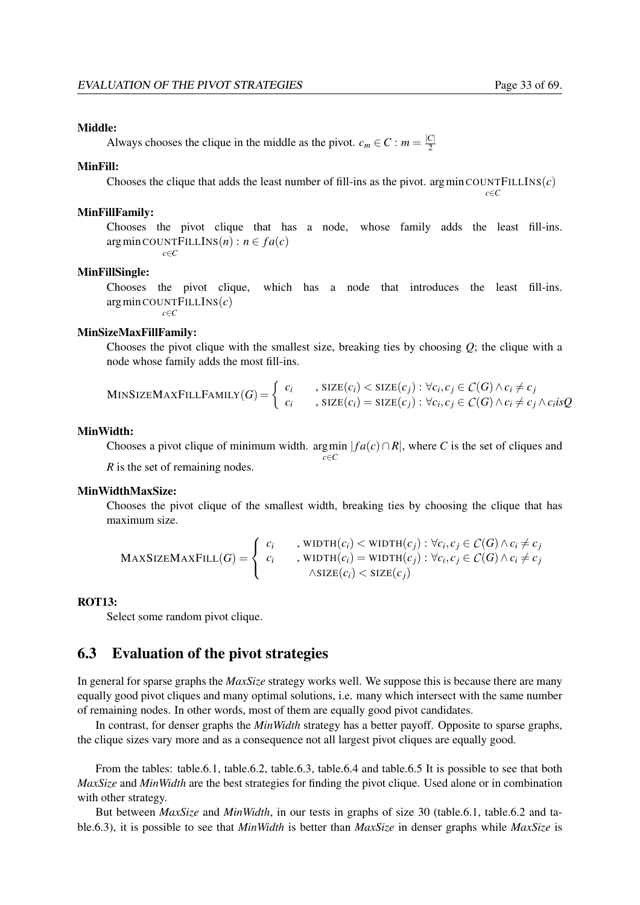**Middle:**

Always chooses the clique in the middle as the pivot. $c_m \in C : m = \frac{|C|}{2}$

**MinFill:**

Chooses the clique that adds the least number of fill-ins as the pivot. $\arg\min_{c \in C} \text{COUNTFILLINS}(c)$

**MinFillFamily:**

Chooses the pivot clique that has a node, whose family adds the least fill-ins. $\arg\min_{c \in C} \text{COUNTFILLINS}(n) : n \in fa(c)$

**MinFillSingle:**

Chooses the pivot clique, which has a node that introduces the least fill-ins. $\arg\min_{c \in C} \text{COUNTFILLINS}(c)$

**MinSizeMaxFillFamily:**

Chooses the pivot clique with the smallest size, breaking ties by choosing $Q$; the clique with a node whose family adds the most fill-ins.

$$\text{MINSIZEMAXFILLFAMILY}(G) = \begin{cases} c_i & , \text{SIZE}(c_i) < \text{SIZE}(c_j) : \forall c_i, c_j \in \mathcal{C}(G) \wedge c_i \neq c_j \\ c_i & , \text{SIZE}(c_i) = \text{SIZE}(c_j) : \forall c_i, c_j \in \mathcal{C}(G) \wedge c_i \neq c_j \wedge c_i isQ \end{cases}$$

**MinWidth:**

Chooses a pivot clique of minimum width. $\arg\min_{c \in C} |fa(c) \cap R|$, where $C$ is the set of cliques and $R$ is the set of remaining nodes.

**MinWidthMaxSize:**

Chooses the pivot clique of the smallest width, breaking ties by choosing the clique that has maximum size.

$$\text{MAXSIZEMAXFILL}(G) = \begin{cases} c_i & , \text{WIDTH}(c_i) < \text{WIDTH}(c_j) : \forall c_i, c_j \in \mathcal{C}(G) \wedge c_i \neq c_j \\ c_i & , \text{WIDTH}(c_i) = \text{WIDTH}(c_j) : \forall c_i, c_j \in \mathcal{C}(G) \wedge c_i \neq c_j \\ & \quad \wedge \text{SIZE}(c_i) < \text{SIZE}(c_j) \end{cases}$$

**ROT13:**

Select some random pivot clique.

## 6.3 Evaluation of the pivot strategies

In general for sparse graphs the *MaxSize* strategy works well. We suppose this is because there are many equally good pivot cliques and many optimal solutions, i.e. many which intersect with the same number of remaining nodes. In other words, most of them are equally good pivot candidates.

In contrast, for denser graphs the *MinWidth* strategy has a better payoff. Opposite to sparse graphs, the clique sizes vary more and as a consequence not all largest pivot cliques are equally good.

From the tables: table.6.1, table.6.2, table.6.3, table.6.4 and table.6.5 It is possible to see that both *MaxSize* and *MinWidth* are the best strategies for finding the pivot clique. Used alone or in combination with other strategy.

But between *MaxSize* and *MinWidth*, in our tests in graphs of size 30 (table.6.1, table.6.2 and table.6.3), it is possible to see that *MinWidth* is better than *MaxSize* in denser graphs while *MaxSize* is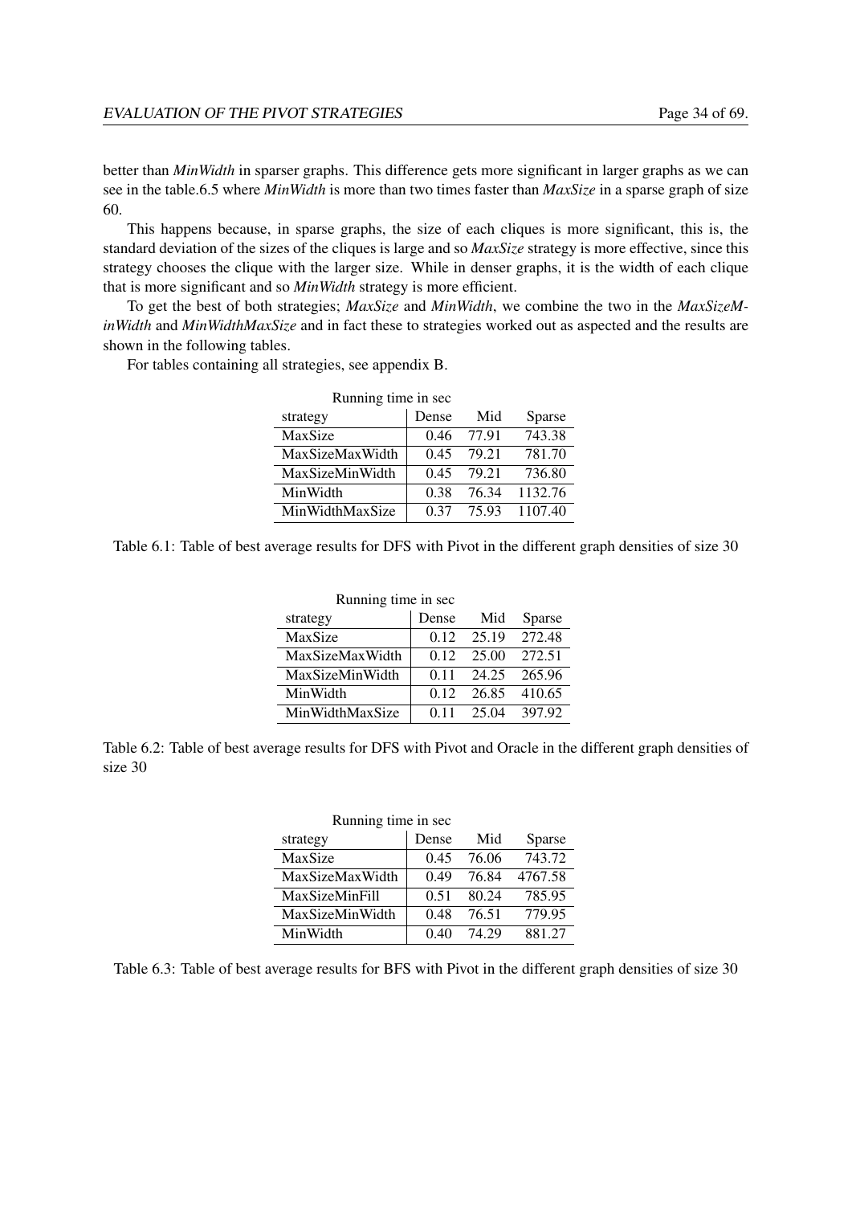better than *MinWidth* in sparser graphs. This difference gets more significant in larger graphs as we can see in the table.6.5 where *MinWidth* is more than two times faster than *MaxSize* in a sparse graph of size 60.

This happens because, in sparse graphs, the size of each cliques is more significant, this is, the standard deviation of the sizes of the cliques is large and so *MaxSize* strategy is more effective, since this strategy chooses the clique with the larger size. While in denser graphs, it is the width of each clique that is more significant and so *MinWidth* strategy is more efficient.

To get the best of both strategies; *MaxSize* and *MinWidth*, we combine the two in the *MaxSizeMinWidth* and *MinWidthMaxSize* and in fact these to strategies worked out as aspected and the results are shown in the following tables.

For tables containing all strategies, see appendix B.

Running time in sec

| strategy | Dense | Mid | Sparse |
|---|---|---|---|
| MaxSize | 0.46 | 77.91 | 743.38 |
| MaxSizeMaxWidth | 0.45 | 79.21 | 781.70 |
| MaxSizeMinWidth | 0.45 | 79.21 | 736.80 |
| MinWidth | 0.38 | 76.34 | 1132.76 |
| MinWidthMaxSize | 0.37 | 75.93 | 1107.40 |

Table 6.1: Table of best average results for DFS with Pivot in the different graph densities of size 30

Running time in sec

| strategy | Dense | Mid | Sparse |
|---|---|---|---|
| MaxSize | 0.12 | 25.19 | 272.48 |
| MaxSizeMaxWidth | 0.12 | 25.00 | 272.51 |
| MaxSizeMinWidth | 0.11 | 24.25 | 265.96 |
| MinWidth | 0.12 | 26.85 | 410.65 |
| MinWidthMaxSize | 0.11 | 25.04 | 397.92 |

Table 6.2: Table of best average results for DFS with Pivot and Oracle in the different graph densities of size 30

Running time in sec

| strategy | Dense | Mid | Sparse |
|---|---|---|---|
| MaxSize | 0.45 | 76.06 | 743.72 |
| MaxSizeMaxWidth | 0.49 | 76.84 | 4767.58 |
| MaxSizeMinFill | 0.51 | 80.24 | 785.95 |
| MaxSizeMinWidth | 0.48 | 76.51 | 779.95 |
| MinWidth | 0.40 | 74.29 | 881.27 |

Table 6.3: Table of best average results for BFS with Pivot in the different graph densities of size 30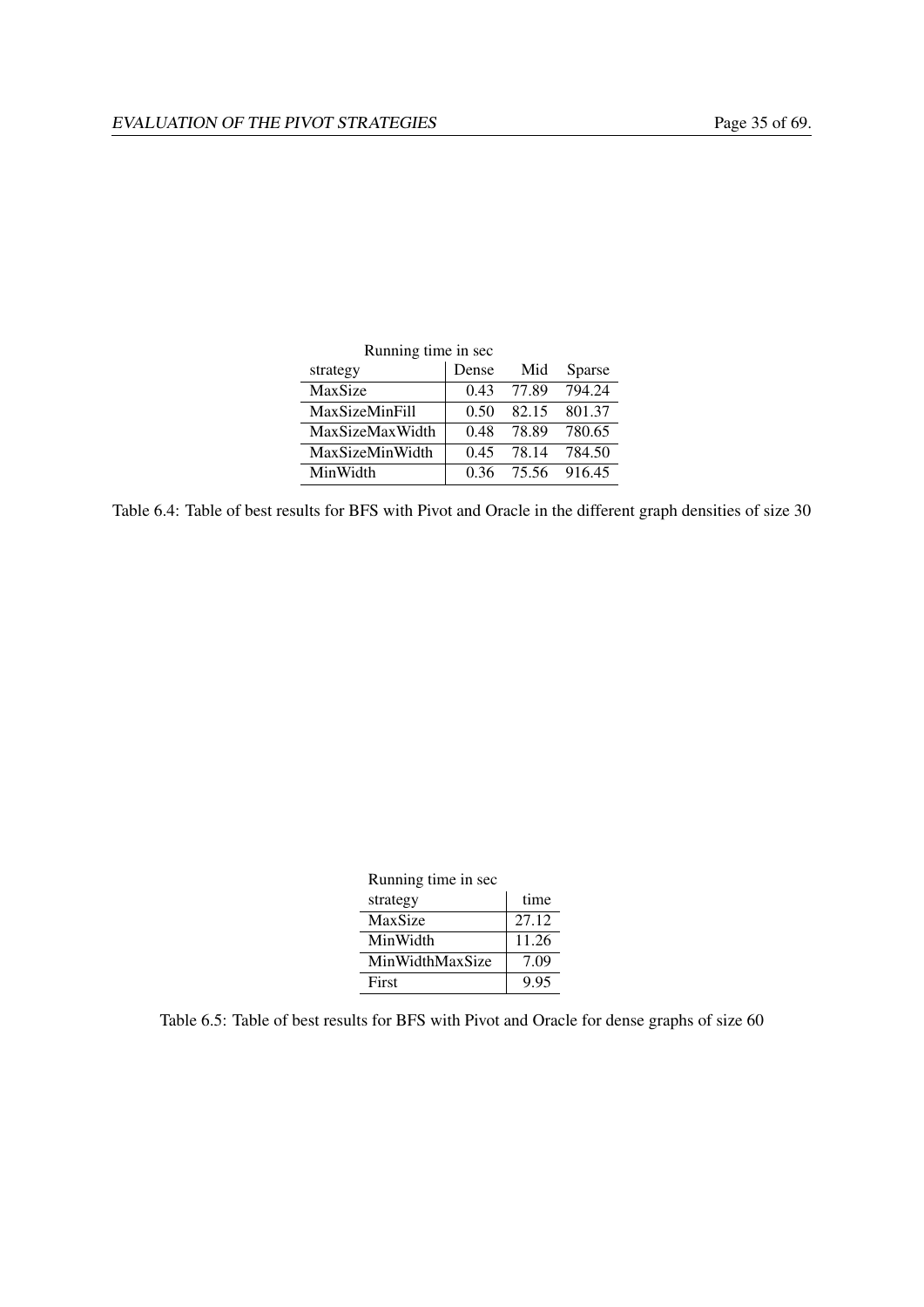Running time in sec

| strategy | Dense | Mid | Sparse |
| --- | --- | --- | --- |
| MaxSize | 0.43 | 77.89 | 794.24 |
| MaxSizeMinFill | 0.50 | 82.15 | 801.37 |
| MaxSizeMaxWidth | 0.48 | 78.89 | 780.65 |
| MaxSizeMinWidth | 0.45 | 78.14 | 784.50 |
| MinWidth | 0.36 | 75.56 | 916.45 |

Table 6.4: Table of best results for BFS with Pivot and Oracle in the different graph densities of size 30

Running time in sec

| strategy | time |
| --- | --- |
| MaxSize | 27.12 |
| MinWidth | 11.26 |
| MinWidthMaxSize | 7.09 |
| First | 9.95 |

Table 6.5: Table of best results for BFS with Pivot and Oracle for dense graphs of size 60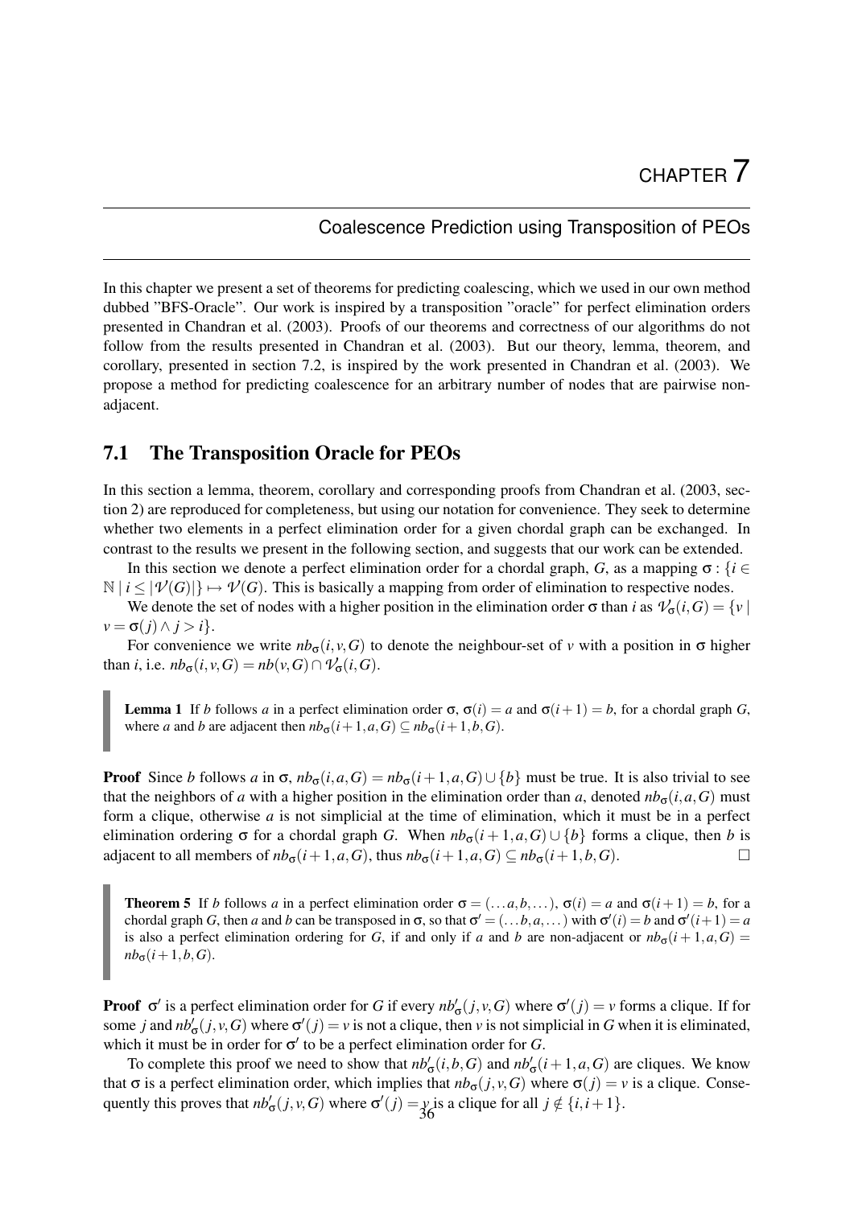# CHAPTER 7

## Coalescence Prediction using Transposition of PEOs

In this chapter we present a set of theorems for predicting coalescing, which we used in our own method dubbed "BFS-Oracle". Our work is inspired by a transposition "oracle" for perfect elimination orders presented in Chandran et al. (2003). Proofs of our theorems and correctness of our algorithms do not follow from the results presented in Chandran et al. (2003). But our theory, lemma, theorem, and corollary, presented in section 7.2, is inspired by the work presented in Chandran et al. (2003). We propose a method for predicting coalescence for an arbitrary number of nodes that are pairwise non-adjacent.

## 7.1 The Transposition Oracle for PEOs

In this section a lemma, theorem, corollary and corresponding proofs from Chandran et al. (2003, section 2) are reproduced for completeness, but using our notation for convenience. They seek to determine whether two elements in a perfect elimination order for a given chordal graph can be exchanged. In contrast to the results we present in the following section, and suggests that our work can be extended.

In this section we denote a perfect elimination order for a chordal graph, $G$, as a mapping $\sigma : \{i \in \mathbb{N} \mid i \leq |\mathcal{V}(G)|\} \mapsto \mathcal{V}(G)$. This is basically a mapping from order of elimination to respective nodes.

We denote the set of nodes with a higher position in the elimination order $\sigma$ than $i$ as $\mathcal{V}_\sigma(i,G) = \{v \mid v = \sigma(j) \wedge j > i\}$.

For convenience we write $nb_\sigma(i,v,G)$ to denote the neighbour-set of $v$ with a position in $\sigma$ higher than $i$, i.e. $nb_\sigma(i,v,G) = nb(v,G) \cap \mathcal{V}_\sigma(i,G)$.

> **Lemma 1** If $b$ follows $a$ in a perfect elimination order $\sigma$, $\sigma(i) = a$ and $\sigma(i+1) = b$, for a chordal graph $G$, where $a$ and $b$ are adjacent then $nb_\sigma(i+1,a,G) \subseteq nb_\sigma(i+1,b,G)$.

**Proof** Since $b$ follows $a$ in $\sigma$, $nb_\sigma(i,a,G) = nb_\sigma(i+1,a,G) \cup \{b\}$ must be true. It is also trivial to see that the neighbors of $a$ with a higher position in the elimination order than $a$, denoted $nb_\sigma(i,a,G)$ must form a clique, otherwise $a$ is not simplicial at the time of elimination, which it must be in a perfect elimination ordering $\sigma$ for a chordal graph $G$. When $nb_\sigma(i+1,a,G) \cup \{b\}$ forms a clique, then $b$ is adjacent to all members of $nb_\sigma(i+1,a,G)$, thus $nb_\sigma(i+1,a,G) \subseteq nb_\sigma(i+1,b,G)$. □

> **Theorem 5** If $b$ follows $a$ in a perfect elimination order $\sigma = (\ldots a, b, \ldots)$, $\sigma(i) = a$ and $\sigma(i+1) = b$, for a chordal graph $G$, then $a$ and $b$ can be transposed in $\sigma$, so that $\sigma' = (\ldots b, a, \ldots)$ with $\sigma'(i) = b$ and $\sigma'(i+1) = a$ is also a perfect elimination ordering for $G$, if and only if $a$ and $b$ are non-adjacent or $nb_\sigma(i+1,a,G) = nb_\sigma(i+1,b,G)$.

**Proof** $\sigma'$ is a perfect elimination order for $G$ if every $nb'_\sigma(j,v,G)$ where $\sigma'(j) = v$ forms a clique. If for some $j$ and $nb'_\sigma(j,v,G)$ where $\sigma'(j) = v$ is not a clique, then $v$ is not simplicial in $G$ when it is eliminated, which it must be in order for $\sigma'$ to be a perfect elimination order for $G$.

To complete this proof we need to show that $nb'_\sigma(i,b,G)$ and $nb'_\sigma(i+1,a,G)$ are cliques. We know that $\sigma$ is a perfect elimination order, which implies that $nb_\sigma(j,v,G)$ where $\sigma(j) = v$ is a clique. Consequently this proves that $nb'_\sigma(j,v,G)$ where $\sigma'(j) = v$ is a clique for all $j \notin \{i,i+1\}$.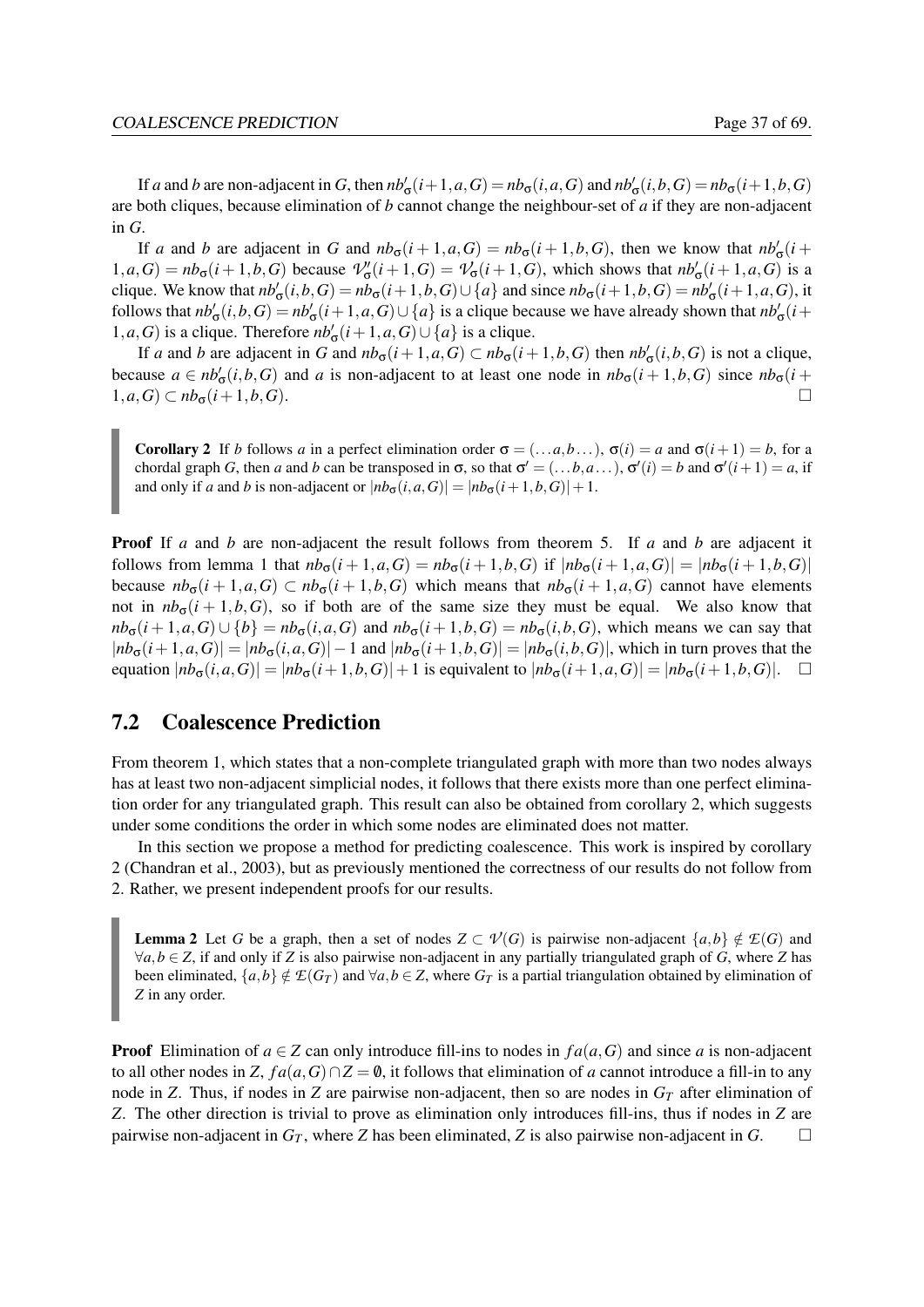If $a$ and $b$ are non-adjacent in $G$, then $nb'_\sigma(i+1,a,G) = nb_\sigma(i,a,G)$ and $nb'_\sigma(i,b,G) = nb_\sigma(i+1,b,G)$ are both cliques, because elimination of $b$ cannot change the neighbour-set of $a$ if they are non-adjacent in $G$.

If $a$ and $b$ are adjacent in $G$ and $nb_\sigma(i+1,a,G) = nb_\sigma(i+1,b,G)$, then we know that $nb'_\sigma(i+1,a,G) = nb_\sigma(i+1,b,G)$ because $\mathcal{V}''_\sigma(i+1,G) = \mathcal{V}_\sigma(i+1,G)$, which shows that $nb'_\sigma(i+1,a,G)$ is a clique. We know that $nb'_\sigma(i,b,G) = nb_\sigma(i+1,b,G) \cup \{a\}$ and since $nb_\sigma(i+1,b,G) = nb'_\sigma(i+1,a,G)$, it follows that $nb'_\sigma(i,b,G) = nb'_\sigma(i+1,a,G) \cup \{a\}$ is a clique because we have already shown that $nb'_\sigma(i+1,a,G)$ is a clique. Therefore $nb'_\sigma(i+1,a,G) \cup \{a\}$ is a clique.

If $a$ and $b$ are adjacent in $G$ and $nb_\sigma(i+1,a,G) \subset nb_\sigma(i+1,b,G)$ then $nb'_\sigma(i,b,G)$ is not a clique, because $a \in nb'_\sigma(i,b,G)$ and $a$ is non-adjacent to at least one node in $nb_\sigma(i+1,b,G)$ since $nb_\sigma(i+1,a,G) \subset nb_\sigma(i+1,b,G)$. □

> **Corollary 2** If $b$ follows $a$ in a perfect elimination order $\sigma = (\ldots a, b \ldots)$, $\sigma(i) = a$ and $\sigma(i+1) = b$, for a chordal graph $G$, then $a$ and $b$ can be transposed in $\sigma$, so that $\sigma' = (\ldots b, a \ldots)$, $\sigma'(i) = b$ and $\sigma'(i+1) = a$, if and only if $a$ and $b$ is non-adjacent or $|nb_\sigma(i,a,G)| = |nb_\sigma(i+1,b,G)| + 1$.

**Proof** If $a$ and $b$ are non-adjacent the result follows from theorem 5. If $a$ and $b$ are adjacent it follows from lemma 1 that $nb_\sigma(i+1,a,G) = nb_\sigma(i+1,b,G)$ if $|nb_\sigma(i+1,a,G)| = |nb_\sigma(i+1,b,G)|$ because $nb_\sigma(i+1,a,G) \subset nb_\sigma(i+1,b,G)$ which means that $nb_\sigma(i+1,a,G)$ cannot have elements not in $nb_\sigma(i+1,b,G)$, so if both are of the same size they must be equal. We also know that $nb_\sigma(i+1,a,G) \cup \{b\} = nb_\sigma(i,a,G)$ and $nb_\sigma(i+1,b,G) = nb_\sigma(i,b,G)$, which means we can say that $|nb_\sigma(i+1,a,G)| = |nb_\sigma(i,a,G)| - 1$ and $|nb_\sigma(i+1,b,G)| = |nb_\sigma(i,b,G)|$, which in turn proves that the equation $|nb_\sigma(i,a,G)| = |nb_\sigma(i+1,b,G)| + 1$ is equivalent to $|nb_\sigma(i+1,a,G)| = |nb_\sigma(i+1,b,G)|$. □

## 7.2 Coalescence Prediction

From theorem 1, which states that a non-complete triangulated graph with more than two nodes always has at least two non-adjacent simplicial nodes, it follows that there exists more than one perfect elimination order for any triangulated graph. This result can also be obtained from corollary 2, which suggests under some conditions the order in which some nodes are eliminated does not matter.

In this section we propose a method for predicting coalescence. This work is inspired by corollary 2 (Chandran et al., 2003), but as previously mentioned the correctness of our results do not follow from 2. Rather, we present independent proofs for our results.

> **Lemma 2** Let $G$ be a graph, then a set of nodes $Z \subset \mathcal{V}(G)$ is pairwise non-adjacent $\{a,b\} \notin \mathcal{E}(G)$ and $\forall a,b \in Z$, if and only if $Z$ is also pairwise non-adjacent in any partially triangulated graph of $G$, where $Z$ has been eliminated, $\{a,b\} \notin \mathcal{E}(G_T)$ and $\forall a,b \in Z$, where $G_T$ is a partial triangulation obtained by elimination of $Z$ in any order.

**Proof** Elimination of $a \in Z$ can only introduce fill-ins to nodes in $fa(a,G)$ and since $a$ is non-adjacent to all other nodes in $Z$, $fa(a,G) \cap Z = \emptyset$, it follows that elimination of $a$ cannot introduce a fill-in to any node in $Z$. Thus, if nodes in $Z$ are pairwise non-adjacent, then so are nodes in $G_T$ after elimination of $Z$. The other direction is trivial to prove as elimination only introduces fill-ins, thus if nodes in $Z$ are pairwise non-adjacent in $G_T$, where $Z$ has been eliminated, $Z$ is also pairwise non-adjacent in $G$. □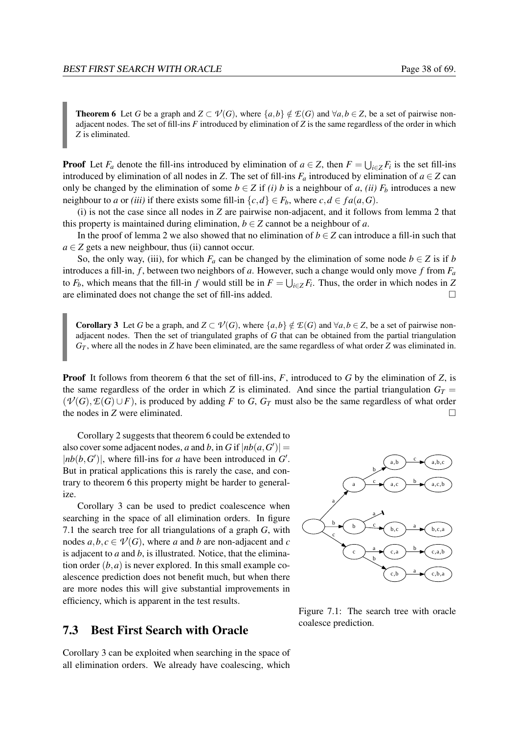**Theorem 6** Let $G$ be a graph and $Z \subset \mathcal{V}(G)$, where $\{a,b\} \notin \mathcal{E}(G)$ and $\forall a,b \in Z$, be a set of pairwise non-adjacent nodes. The set of fill-ins $F$ introduced by elimination of $Z$ is the same regardless of the order in which $Z$ is eliminated.

**Proof** Let $F_a$ denote the fill-ins introduced by elimination of $a \in Z$, then $F = \bigcup_{i \in Z} F_i$ is the set fill-ins introduced by elimination of all nodes in $Z$. The set of fill-ins $F_a$ introduced by elimination of $a \in Z$ can only be changed by the elimination of some $b \in Z$ if *(i)* $b$ is a neighbour of $a$, *(ii)* $F_b$ introduces a new neighbour to $a$ or *(iii)* if there exists some fill-in $\{c,d\} \in F_b$, where $c,d \in fa(a,G)$.

(i) is not the case since all nodes in $Z$ are pairwise non-adjacent, and it follows from lemma 2 that this property is maintained during elimination, $b \in Z$ cannot be a neighbour of $a$.

In the proof of lemma 2 we also showed that no elimination of $b \in Z$ can introduce a fill-in such that $a \in Z$ gets a new neighbour, thus (ii) cannot occur.

So, the only way, (iii), for which $F_a$ can be changed by the elimination of some node $b \in Z$ is if $b$ introduces a fill-in, $f$, between two neighbors of $a$. However, such a change would only move $f$ from $F_a$ to $F_b$, which means that the fill-in $f$ would still be in $F = \bigcup_{i \in Z} F_i$. Thus, the order in which nodes in $Z$ are eliminated does not change the set of fill-ins added. □

**Corollary 3** Let $G$ be a graph, and $Z \subset \mathcal{V}(G)$, where $\{a,b\} \notin \mathcal{E}(G)$ and $\forall a,b \in Z$, be a set of pairwise non-adjacent nodes. Then the set of triangulated graphs of $G$ that can be obtained from the partial triangulation $G_T$, where all the nodes in $Z$ have been eliminated, are the same regardless of what order $Z$ was eliminated in.

**Proof** It follows from theorem 6 that the set of fill-ins, $F$, introduced to $G$ by the elimination of $Z$, is the same regardless of the order in which $Z$ is eliminated. And since the partial triangulation $G_T = (\mathcal{V}(G), \mathcal{E}(G) \cup F)$, is produced by adding $F$ to $G$, $G_T$ must also be the same regardless of what order the nodes in $Z$ were eliminated. □

Corollary 2 suggests that theorem 6 could be extended to also cover some adjacent nodes, $a$ and $b$, in $G$ if $|nb(a,G')| = |nb(b,G')|$, where fill-ins for $a$ have been introduced in $G'$. But in pratical applications this is rarely the case, and contrary to theorem 6 this property might be harder to generalize.

Corollary 3 can be used to predict coalescence when searching in the space of all elimination orders. In figure 7.1 the search tree for all triangulations of a graph $G$, with nodes $a,b,c \in \mathcal{V}(G)$, where $a$ and $b$ are non-adjacent and $c$ is adjacent to $a$ and $b$, is illustrated. Notice, that the elimination order $(b,a)$ is never explored. In this small example coalescence prediction does not benefit much, but when there are more nodes this will give substantial improvements in efficiency, which is apparent in the test results.

Figure 7.1: The search tree with oracle coalesce prediction.

## 7.3 Best First Search with Oracle

Corollary 3 can be exploited when searching in the space of all elimination orders. We already have coalescing, which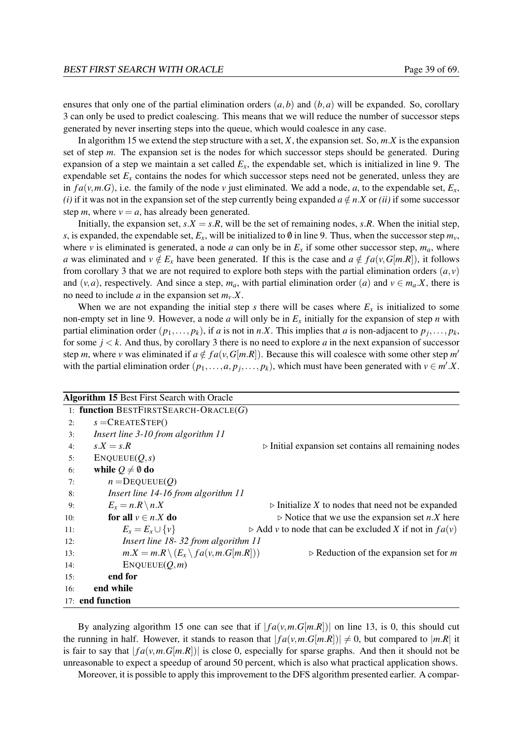ensures that only one of the partial elimination orders $(a,b)$ and $(b,a)$ will be expanded. So, corollary 3 can only be used to predict coalescing. This means that we will reduce the number of successor steps generated by never inserting steps into the queue, which would coalesce in any case.

In algorithm 15 we extend the step structure with a set, $X$, the expansion set. So, $m.X$ is the expansion set of step $m$. The expansion set is the nodes for which successor steps should be generated. During expansion of a step we maintain a set called $E_x$, the expendable set, which is initialized in line 9. The expendable set $E_x$ contains the nodes for which successor steps need not be generated, unless they are in $fa(v,m.G)$, i.e. the family of the node $v$ just eliminated. We add a node, $a$, to the expendable set, $E_x$, *(i)* if it was not in the expansion set of the step currently being expanded $a \notin n.X$ or *(ii)* if some successor step $m$, where $v = a$, has already been generated.

Initially, the expansion set, $s.X = s.R$, will be the set of remaining nodes, $s.R$. When the initial step, $s$, is expanded, the expendable set, $E_x$, will be initialized to $\emptyset$ in line 9. Thus, when the successor step $m_v$, where $v$ is eliminated is generated, a node $a$ can only be in $E_x$ if some other successor step, $m_a$, where $a$ was eliminated and $v \notin E_x$ have been generated. If this is the case and $a \notin fa(v, G[m.R])$, it follows from corollary 3 that we are not required to explore both steps with the partial elimination orders $(a,v)$ and $(v,a)$, respectively. And since a step, $m_a$, with partial elimination order $(a)$ and $v \in m_a.X$, there is no need to include $a$ in the expansion set $m_v.X$.

When we are not expanding the initial step $s$ there will be cases where $E_x$ is initialized to some non-empty set in line 9. However, a node $a$ will only be in $E_x$ initially for the expansion of step $n$ with partial elimination order $(p_1,\dots,p_k)$, if $a$ is not in $n.X$. This implies that $a$ is non-adjacent to $p_j,\dots,p_k$, for some $j<k$. And thus, by corollary 3 there is no need to explore $a$ in the next expansion of successor step $m$, where $v$ was eliminated if $a \notin fa(v, G[m.R])$. Because this will coalesce with some other step $m'$ with the partial elimination order $(p_1,\dots,a,p_j,\dots,p_k)$, which must have been generated with $v \in m'.X$.

**Algorithm 15** Best First Search with Oracle

```
 1: function BESTFIRSTSEARCH-ORACLE(G)
 2:     s = CREATESTEP()
 3:     Insert line 3-10 from algorithm 11
 4:     s.X = s.R                         ▷ Initial expansion set contains all remaining nodes
 5:     ENQUEUE(Q, s)
 6:     while Q ≠ ∅ do
 7:         n = DEQUEUE(Q)
 8:         Insert line 14-16 from algorithm 11
 9:         E_x = n.R \ n.X               ▷ Initialize X to nodes that need not be expanded
10:         for all v ∈ n.X do            ▷ Notice that we use the expansion set n.X here
11:             E_x = E_x ∪ {v}           ▷ Add v to node that can be excluded X if not in fa(v)
12:             Insert line 18- 32 from algorithm 11
13:             m.X = m.R \ (E_x \ fa(v, m.G[m.R]))   ▷ Reduction of the expansion set for m
14:             ENQUEUE(Q, m)
15:         end for
16:     end while
17: end function
```

By analyzing algorithm 15 one can see that if $|fa(v,m.G[m.R])|$ on line 13, is 0, this should cut the running in half. However, it stands to reason that $|fa(v,m.G[m.R])| \neq 0$, but compared to $|m.R|$ it is fair to say that $|fa(v,m.G[m.R])|$ is close 0, especially for sparse graphs. And then it should not be unreasonable to expect a speedup of around 50 percent, which is also what practical application shows.

Moreover, it is possible to apply this improvement to the DFS algorithm presented earlier. A compar-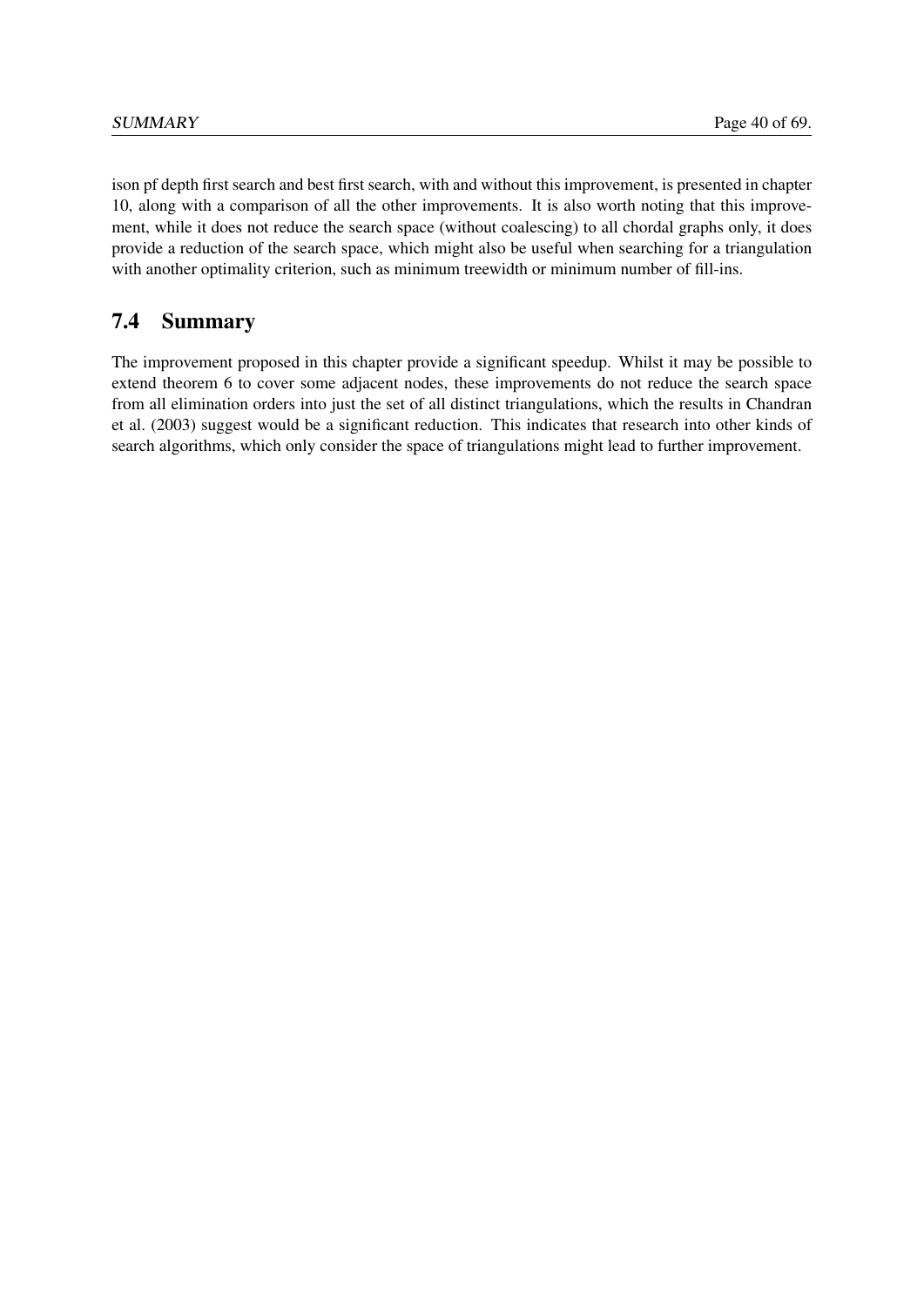ison pf depth first search and best first search, with and without this improvement, is presented in chapter 10, along with a comparison of all the other improvements. It is also worth noting that this improvement, while it does not reduce the search space (without coalescing) to all chordal graphs only, it does provide a reduction of the search space, which might also be useful when searching for a triangulation with another optimality criterion, such as minimum treewidth or minimum number of fill-ins.

## 7.4 Summary

The improvement proposed in this chapter provide a significant speedup. Whilst it may be possible to extend theorem 6 to cover some adjacent nodes, these improvements do not reduce the search space from all elimination orders into just the set of all distinct triangulations, which the results in Chandran et al. (2003) suggest would be a significant reduction. This indicates that research into other kinds of search algorithms, which only consider the space of triangulations might lead to further improvement.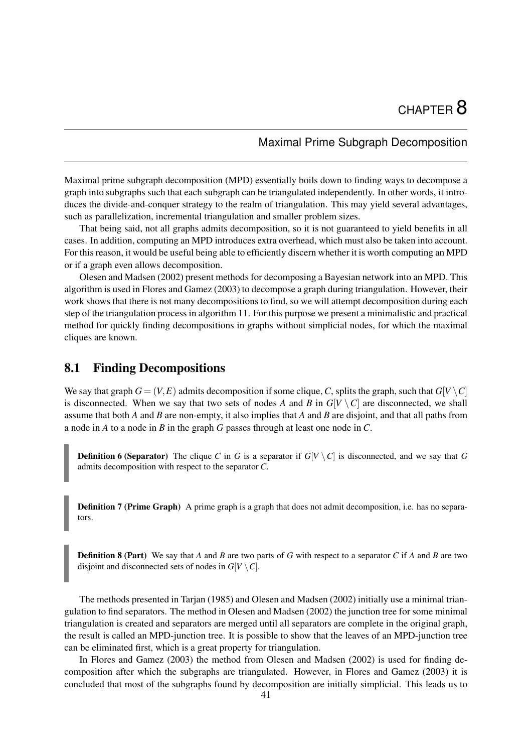# CHAPTER 8

## Maximal Prime Subgraph Decomposition

Maximal prime subgraph decomposition (MPD) essentially boils down to finding ways to decompose a graph into subgraphs such that each subgraph can be triangulated independently. In other words, it introduces the divide-and-conquer strategy to the realm of triangulation. This may yield several advantages, such as parallelization, incremental triangulation and smaller problem sizes.

That being said, not all graphs admits decomposition, so it is not guaranteed to yield benefits in all cases. In addition, computing an MPD introduces extra overhead, which must also be taken into account. For this reason, it would be useful being able to efficiently discern whether it is worth computing an MPD or if a graph even allows decomposition.

Olesen and Madsen (2002) present methods for decomposing a Bayesian network into an MPD. This algorithm is used in Flores and Gamez (2003) to decompose a graph during triangulation. However, their work shows that there is not many decompositions to find, so we will attempt decomposition during each step of the triangulation process in algorithm 11. For this purpose we present a minimalistic and practical method for quickly finding decompositions in graphs without simplicial nodes, for which the maximal cliques are known.

## 8.1 Finding Decompositions

We say that graph $G = (V, E)$ admits decomposition if some clique, $C$, splits the graph, such that $G[V \setminus C]$ is disconnected. When we say that two sets of nodes $A$ and $B$ in $G[V \setminus C]$ are disconnected, we shall assume that both $A$ and $B$ are non-empty, it also implies that $A$ and $B$ are disjoint, and that all paths from a node in $A$ to a node in $B$ in the graph $G$ passes through at least one node in $C$.

> **Definition 6 (Separator)** The clique $C$ in $G$ is a separator if $G[V \setminus C]$ is disconnected, and we say that $G$ admits decomposition with respect to the separator $C$.

> **Definition 7 (Prime Graph)** A prime graph is a graph that does not admit decomposition, i.e. has no separators.

> **Definition 8 (Part)** We say that $A$ and $B$ are two parts of $G$ with respect to a separator $C$ if $A$ and $B$ are two disjoint and disconnected sets of nodes in $G[V \setminus C]$.

The methods presented in Tarjan (1985) and Olesen and Madsen (2002) initially use a minimal triangulation to find separators. The method in Olesen and Madsen (2002) the junction tree for some minimal triangulation is created and separators are merged until all separators are complete in the original graph, the result is called an MPD-junction tree. It is possible to show that the leaves of an MPD-junction tree can be eliminated first, which is a great property for triangulation.

In Flores and Gamez (2003) the method from Olesen and Madsen (2002) is used for finding decomposition after which the subgraphs are triangulated. However, in Flores and Gamez (2003) it is concluded that most of the subgraphs found by decomposition are initially simplicial. This leads us to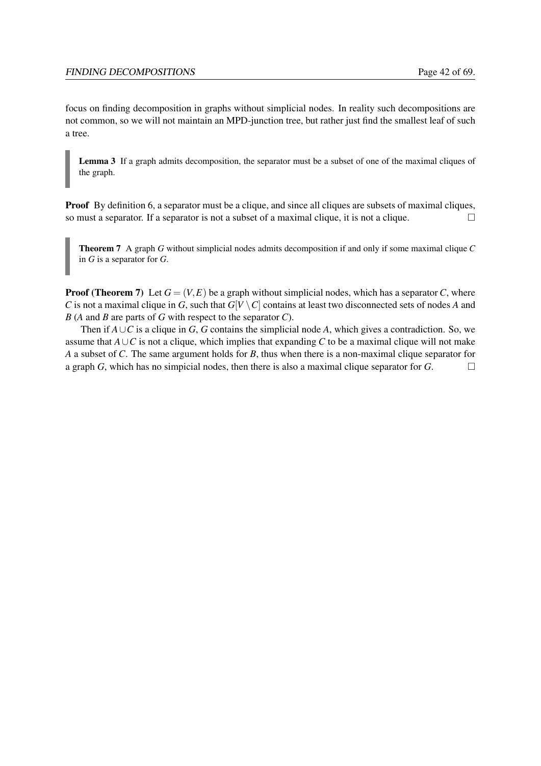focus on finding decomposition in graphs without simplicial nodes. In reality such decompositions are not common, so we will not maintain an MPD-junction tree, but rather just find the smallest leaf of such a tree.

> **Lemma 3** If a graph admits decomposition, the separator must be a subset of one of the maximal cliques of the graph.

**Proof** By definition 6, a separator must be a clique, and since all cliques are subsets of maximal cliques, so must a separator. If a separator is not a subset of a maximal clique, it is not a clique. □

> **Theorem 7** A graph $G$ without simplicial nodes admits decomposition if and only if some maximal clique $C$ in $G$ is a separator for $G$.

**Proof (Theorem 7)** Let $G = (V, E)$ be a graph without simplicial nodes, which has a separator $C$, where $C$ is not a maximal clique in $G$, such that $G[V \setminus C]$ contains at least two disconnected sets of nodes $A$ and $B$ ($A$ and $B$ are parts of $G$ with respect to the separator $C$).

Then if $A \cup C$ is a clique in $G$, $G$ contains the simplicial node $A$, which gives a contradiction. So, we assume that $A \cup C$ is not a clique, which implies that expanding $C$ to be a maximal clique will not make $A$ a subset of $C$. The same argument holds for $B$, thus when there is a non-maximal clique separator for a graph $G$, which has no simpicial nodes, then there is also a maximal clique separator for $G$. □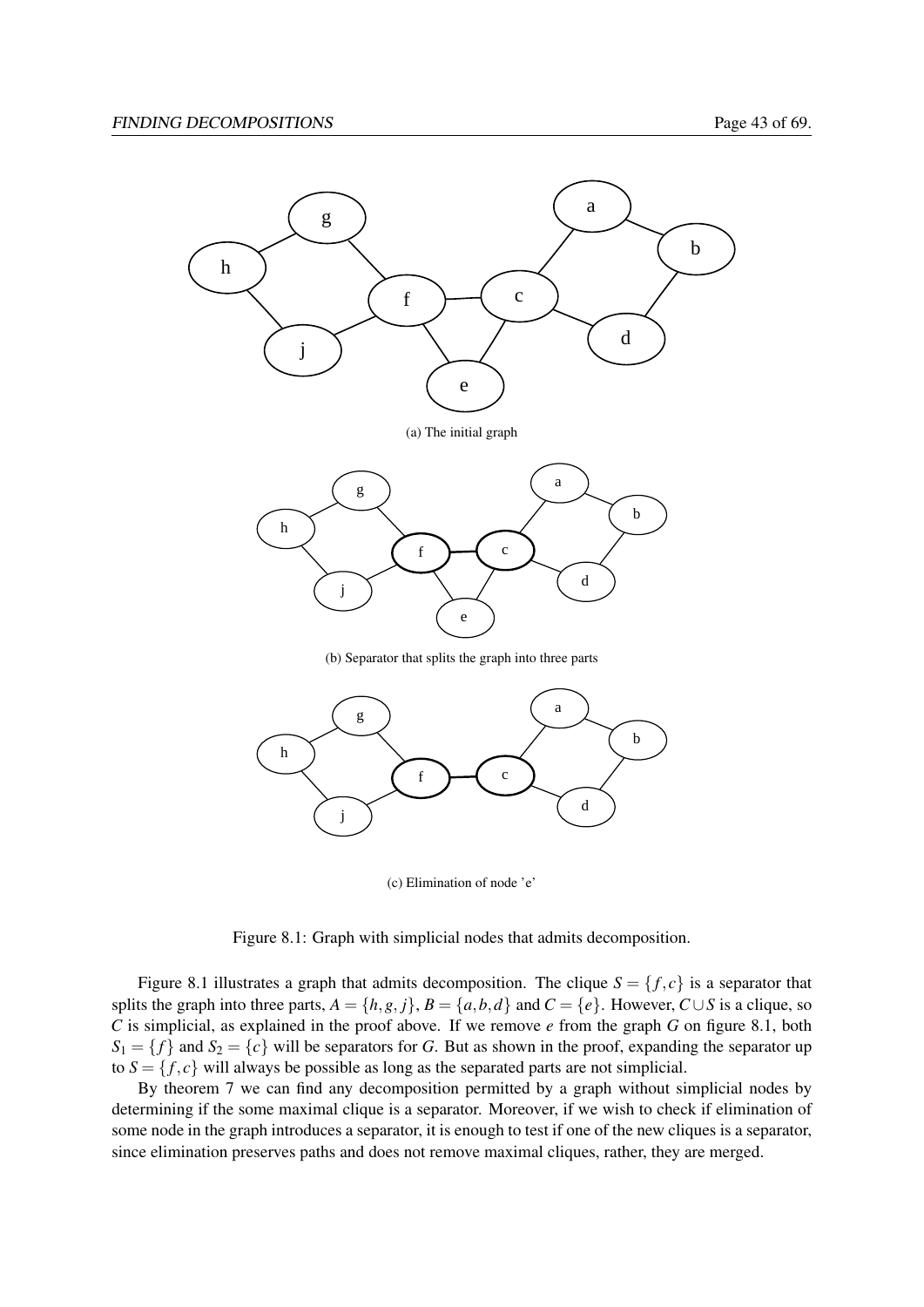(a) The initial graph

(b) Separator that splits the graph into three parts

(c) Elimination of node 'e'

Figure 8.1: Graph with simplicial nodes that admits decomposition.

Figure 8.1 illustrates a graph that admits decomposition. The clique $S = \{f, c\}$ is a separator that splits the graph into three parts, $A = \{h, g, j\}$, $B = \{a, b, d\}$ and $C = \{e\}$. However, $C \cup S$ is a clique, so $C$ is simplicial, as explained in the proof above. If we remove $e$ from the graph $G$ on figure 8.1, both $S_1 = \{f\}$ and $S_2 = \{c\}$ will be separators for $G$. But as shown in the proof, expanding the separator up to $S = \{f, c\}$ will always be possible as long as the separated parts are not simplicial.

By theorem 7 we can find any decomposition permitted by a graph without simplicial nodes by determining if the some maximal clique is a separator. Moreover, if we wish to check if elimination of some node in the graph introduces a separator, it is enough to test if one of the new cliques is a separator, since elimination preserves paths and does not remove maximal cliques, rather, they are merged.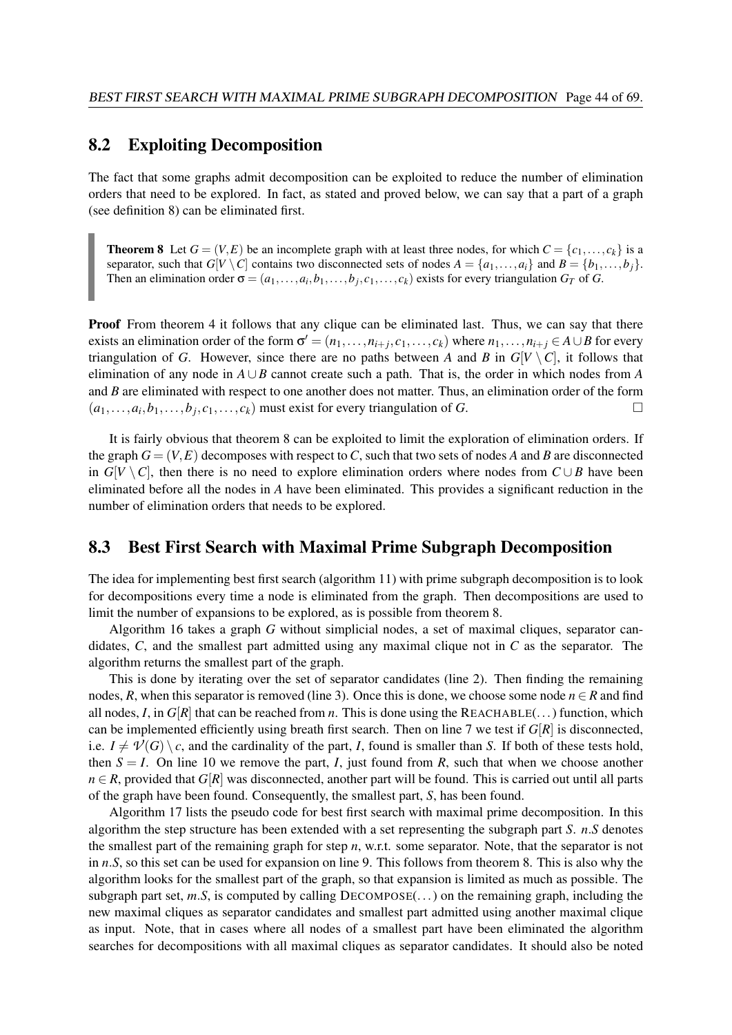## 8.2 Exploiting Decomposition

The fact that some graphs admit decomposition can be exploited to reduce the number of elimination orders that need to be explored. In fact, as stated and proved below, we can say that a part of a graph (see definition 8) can be eliminated first.

> **Theorem 8** Let $G = (V,E)$ be an incomplete graph with at least three nodes, for which $C = \{c_1, \ldots, c_k\}$ is a separator, such that $G[V \setminus C]$ contains two disconnected sets of nodes $A = \{a_1, \ldots, a_i\}$ and $B = \{b_1, \ldots, b_j\}$. Then an elimination order $\sigma = (a_1, \ldots, a_i, b_1, \ldots, b_j, c_1, \ldots, c_k)$ exists for every triangulation $G_T$ of $G$.

**Proof** From theorem 4 it follows that any clique can be eliminated last. Thus, we can say that there exists an elimination order of the form $\sigma' = (n_1, \ldots, n_{i+j}, c_1, \ldots, c_k)$ where $n_1, \ldots, n_{i+j} \in A \cup B$ for every triangulation of $G$. However, since there are no paths between $A$ and $B$ in $G[V \setminus C]$, it follows that elimination of any node in $A \cup B$ cannot create such a path. That is, the order in which nodes from $A$ and $B$ are eliminated with respect to one another does not matter. Thus, an elimination order of the form $(a_1, \ldots, a_i, b_1, \ldots, b_j, c_1, \ldots, c_k)$ must exist for every triangulation of $G$. □

It is fairly obvious that theorem 8 can be exploited to limit the exploration of elimination orders. If the graph $G = (V,E)$ decomposes with respect to $C$, such that two sets of nodes $A$ and $B$ are disconnected in $G[V \setminus C]$, then there is no need to explore elimination orders where nodes from $C \cup B$ have been eliminated before all the nodes in $A$ have been eliminated. This provides a significant reduction in the number of elimination orders that needs to be explored.

## 8.3 Best First Search with Maximal Prime Subgraph Decomposition

The idea for implementing best first search (algorithm 11) with prime subgraph decomposition is to look for decompositions every time a node is eliminated from the graph. Then decompositions are used to limit the number of expansions to be explored, as is possible from theorem 8.

Algorithm 16 takes a graph $G$ without simplicial nodes, a set of maximal cliques, separator candidates, $C$, and the smallest part admitted using any maximal clique not in $C$ as the separator. The algorithm returns the smallest part of the graph.

This is done by iterating over the set of separator candidates (line 2). Then finding the remaining nodes, $R$, when this separator is removed (line 3). Once this is done, we choose some node $n \in R$ and find all nodes, $I$, in $G[R]$ that can be reached from $n$. This is done using the REACHABLE(...) function, which can be implemented efficiently using breath first search. Then on line 7 we test if $G[R]$ is disconnected, i.e. $I \neq \mathcal{V}(G) \setminus c$, and the cardinality of the part, $I$, found is smaller than $S$. If both of these tests hold, then $S = I$. On line 10 we remove the part, $I$, just found from $R$, such that when we choose another $n \in R$, provided that $G[R]$ was disconnected, another part will be found. This is carried out until all parts of the graph have been found. Consequently, the smallest part, $S$, has been found.

Algorithm 17 lists the pseudo code for best first search with maximal prime decomposition. In this algorithm the step structure has been extended with a set representing the subgraph part $S$. $n.S$ denotes the smallest part of the remaining graph for step $n$, w.r.t. some separator. Note, that the separator is not in $n.S$, so this set can be used for expansion on line 9. This follows from theorem 8. This is also why the algorithm looks for the smallest part of the graph, so that expansion is limited as much as possible. The subgraph part set, $m.S$, is computed by calling DECOMPOSE(...) on the remaining graph, including the new maximal cliques as separator candidates and smallest part admitted using another maximal clique as input. Note, that in cases where all nodes of a smallest part have been eliminated the algorithm searches for decompositions with all maximal cliques as separator candidates. It should also be noted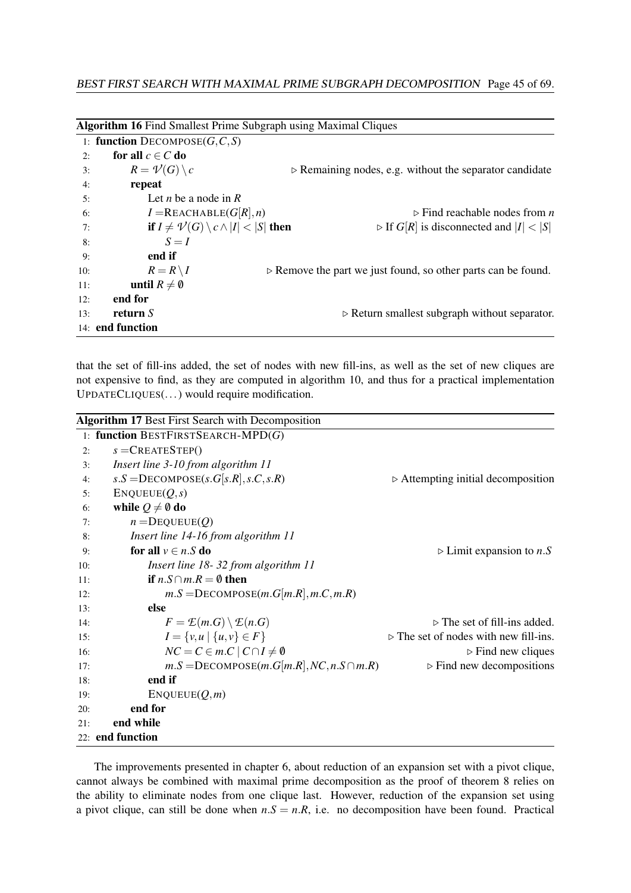**Algorithm 16** Find Smallest Prime Subgraph using Maximal Cliques

```
 1: function DECOMPOSE(G, C, S)
 2:     for all c ∈ C do
 3:         R = V(G) \ c                        ▷ Remaining nodes, e.g. without the separator candidate
 4:         repeat
 5:             Let n be a node in R
 6:             I = REACHABLE(G[R], n)                           ▷ Find reachable nodes from n
 7:             if I ≠ V(G) \ c ∧ |I| < |S| then          ▷ If G[R] is disconnected and |I| < |S|
 8:                 S = I
 9:             end if
10:             R = R \ I               ▷ Remove the part we just found, so other parts can be found.
11:         until R ≠ ∅
12:     end for
13:     return S                                  ▷ Return smallest subgraph without separator.
14: end function
```

that the set of fill-ins added, the set of nodes with new fill-ins, as well as the set of new cliques are not expensive to find, as they are computed in algorithm 10, and thus for a practical implementation UPDATECLIQUES(...) would require modification.

**Algorithm 17** Best First Search with Decomposition

```
 1: function BESTFIRSTSEARCH-MPD(G)
 2:     s = CREATESTEP()
 3:     Insert line 3-10 from algorithm 11
 4:     s.S = DECOMPOSE(s.G[s.R], s.C, s.R)                   ▷ Attempting initial decomposition
 5:     ENQUEUE(Q, s)
 6:     while Q ≠ ∅ do
 7:         n = DEQUEUE(Q)
 8:         Insert line 14-16 from algorithm 11
 9:         for all v ∈ n.S do                                        ▷ Limit expansion to n.S
10:             Insert line 18- 32 from algorithm 11
11:             if n.S ∩ m.R = ∅ then
12:                 m.S = DECOMPOSE(m.G[m.R], m.C, m.R)
13:             else
14:                 F = E(m.G) \ E(n.G)                              ▷ The set of fill-ins added.
15:                 I = {v, u | {u, v} ∈ F}                 ▷ The set of nodes with new fill-ins.
16:                 NC = C ∈ m.C | C ∩ I ≠ ∅                                 ▷ Find new cliques
17:                 m.S = DECOMPOSE(m.G[m.R], NC, n.S ∩ m.R)          ▷ Find new decompositions
18:             end if
19:             ENQUEUE(Q, m)
20:         end for
21:     end while
22: end function
```

The improvements presented in chapter 6, about reduction of an expansion set with a pivot clique, cannot always be combined with maximal prime decomposition as the proof of theorem 8 relies on the ability to eliminate nodes from one clique last. However, reduction of the expansion set using a pivot clique, can still be done when $n.S = n.R$, i.e. no decomposition have been found. Practical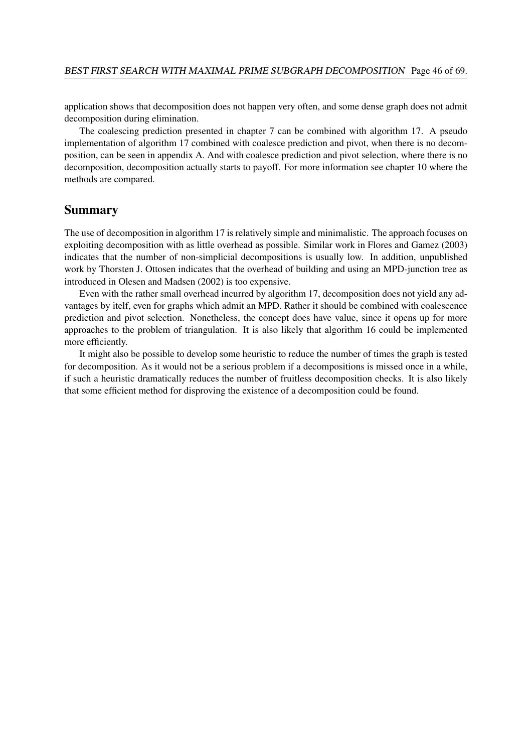application shows that decomposition does not happen very often, and some dense graph does not admit decomposition during elimination.

The coalescing prediction presented in chapter 7 can be combined with algorithm 17. A pseudo implementation of algorithm 17 combined with coalesce prediction and pivot, when there is no decomposition, can be seen in appendix A. And with coalesce prediction and pivot selection, where there is no decomposition, decomposition actually starts to payoff. For more information see chapter 10 where the methods are compared.

## Summary

The use of decomposition in algorithm 17 is relatively simple and minimalistic. The approach focuses on exploiting decomposition with as little overhead as possible. Similar work in Flores and Gamez (2003) indicates that the number of non-simplicial decompositions is usually low. In addition, unpublished work by Thorsten J. Ottosen indicates that the overhead of building and using an MPD-junction tree as introduced in Olesen and Madsen (2002) is too expensive.

Even with the rather small overhead incurred by algorithm 17, decomposition does not yield any advantages by itelf, even for graphs which admit an MPD. Rather it should be combined with coalescence prediction and pivot selection. Nonetheless, the concept does have value, since it opens up for more approaches to the problem of triangulation. It is also likely that algorithm 16 could be implemented more efficiently.

It might also be possible to develop some heuristic to reduce the number of times the graph is tested for decomposition. As it would not be a serious problem if a decompositions is missed once in a while, if such a heuristic dramatically reduces the number of fruitless decomposition checks. It is also likely that some efficient method for disproving the existence of a decomposition could be found.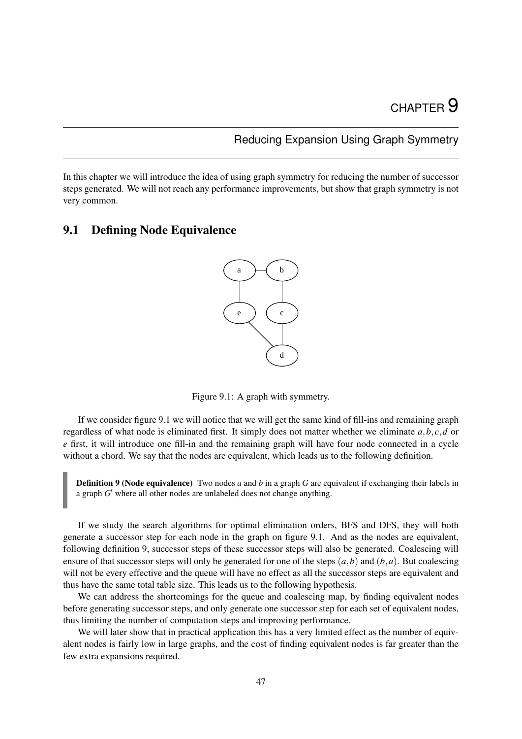# CHAPTER 9

## Reducing Expansion Using Graph Symmetry

In this chapter we will introduce the idea of using graph symmetry for reducing the number of successor steps generated. We will not reach any performance improvements, but show that graph symmetry is not very common.

## 9.1 Defining Node Equivalence

Figure 9.1: A graph with symmetry.

If we consider figure 9.1 we will notice that we will get the same kind of fill-ins and remaining graph regardless of what node is eliminated first. It simply does not matter whether we eliminate $a, b, c, d$ or $e$ first, it will introduce one fill-in and the remaining graph will have four node connected in a cycle without a chord. We say that the nodes are equivalent, which leads us to the following definition.

> **Definition 9 (Node equivalence)** Two nodes $a$ and $b$ in a graph $G$ are equivalent if exchanging their labels in a graph $G'$ where all other nodes are unlabeled does not change anything.

If we study the search algorithms for optimal elimination orders, BFS and DFS, they will both generate a successor step for each node in the graph on figure 9.1. And as the nodes are equivalent, following definition 9, successor steps of these successor steps will also be generated. Coalescing will ensure of that successor steps will only be generated for one of the steps $(a, b)$ and $(b, a)$. But coalescing will not be every effective and the queue will have no effect as all the successor steps are equivalent and thus have the same total table size. This leads us to the following hypothesis.

We can address the shortcomings for the queue and coalescing map, by finding equivalent nodes before generating successor steps, and only generate one successor step for each set of equivalent nodes, thus limiting the number of computation steps and improving performance.

We will later show that in practical application this has a very limited effect as the number of equivalent nodes is fairly low in large graphs, and the cost of finding equivalent nodes is far greater than the few extra expansions required.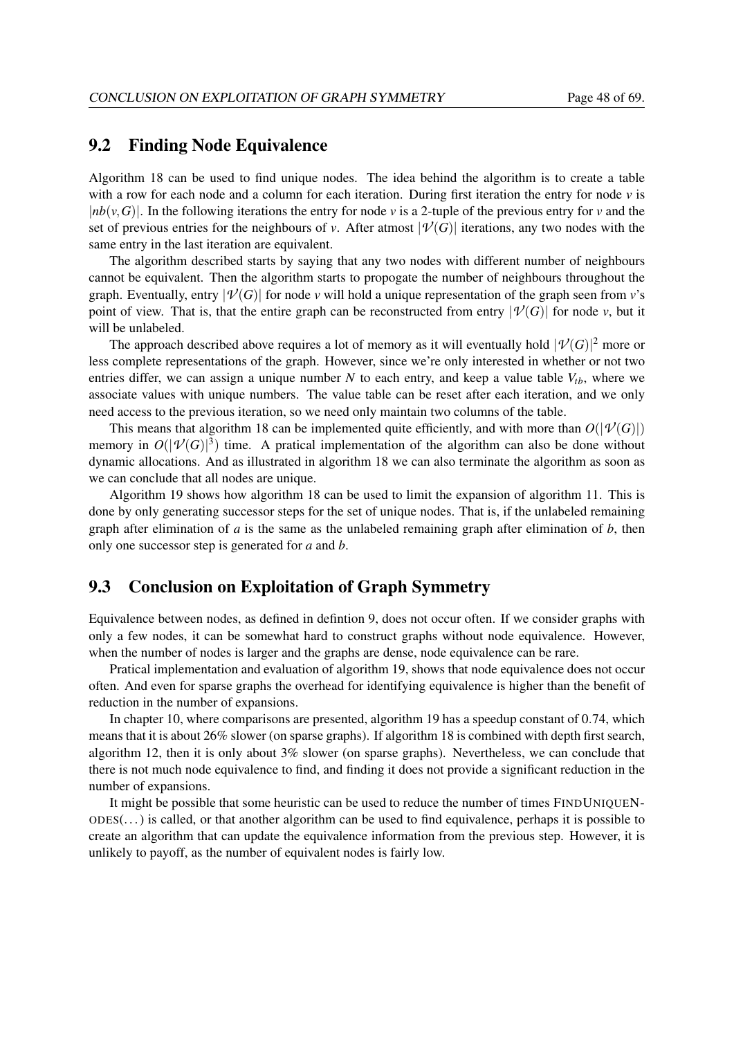## 9.2 Finding Node Equivalence

Algorithm 18 can be used to find unique nodes. The idea behind the algorithm is to create a table with a row for each node and a column for each iteration. During first iteration the entry for node $v$ is $|nb(v,G)|$. In the following iterations the entry for node $v$ is a 2-tuple of the previous entry for $v$ and the set of previous entries for the neighbours of $v$. After atmost $|\mathcal{V}(G)|$ iterations, any two nodes with the same entry in the last iteration are equivalent.

The algorithm described starts by saying that any two nodes with different number of neighbours cannot be equivalent. Then the algorithm starts to propogate the number of neighbours throughout the graph. Eventually, entry $|\mathcal{V}(G)|$ for node $v$ will hold a unique representation of the graph seen from $v$'s point of view. That is, that the entire graph can be reconstructed from entry $|\mathcal{V}(G)|$ for node $v$, but it will be unlabeled.

The approach described above requires a lot of memory as it will eventually hold $|\mathcal{V}(G)|^2$ more or less complete representations of the graph. However, since we're only interested in whether or not two entries differ, we can assign a unique number $N$ to each entry, and keep a value table $V_{tb}$, where we associate values with unique numbers. The value table can be reset after each iteration, and we only need access to the previous iteration, so we need only maintain two columns of the table.

This means that algorithm 18 can be implemented quite efficiently, and with more than $O(|\mathcal{V}(G)|)$ memory in $O(|\mathcal{V}(G)|^3)$ time. A pratical implementation of the algorithm can also be done without dynamic allocations. And as illustrated in algorithm 18 we can also terminate the algorithm as soon as we can conclude that all nodes are unique.

Algorithm 19 shows how algorithm 18 can be used to limit the expansion of algorithm 11. This is done by only generating successor steps for the set of unique nodes. That is, if the unlabeled remaining graph after elimination of $a$ is the same as the unlabeled remaining graph after elimination of $b$, then only one successor step is generated for $a$ and $b$.

## 9.3 Conclusion on Exploitation of Graph Symmetry

Equivalence between nodes, as defined in defintion 9, does not occur often. If we consider graphs with only a few nodes, it can be somewhat hard to construct graphs without node equivalence. However, when the number of nodes is larger and the graphs are dense, node equivalence can be rare.

Pratical implementation and evaluation of algorithm 19, shows that node equivalence does not occur often. And even for sparse graphs the overhead for identifying equivalence is higher than the benefit of reduction in the number of expansions.

In chapter 10, where comparisons are presented, algorithm 19 has a speedup constant of 0.74, which means that it is about 26% slower (on sparse graphs). If algorithm 18 is combined with depth first search, algorithm 12, then it is only about 3% slower (on sparse graphs). Nevertheless, we can conclude that there is not much node equivalence to find, and finding it does not provide a significant reduction in the number of expansions.

It might be possible that some heuristic can be used to reduce the number of times FINDUNIQUENODES(...) is called, or that another algorithm can be used to find equivalence, perhaps it is possible to create an algorithm that can update the equivalence information from the previous step. However, it is unlikely to payoff, as the number of equivalent nodes is fairly low.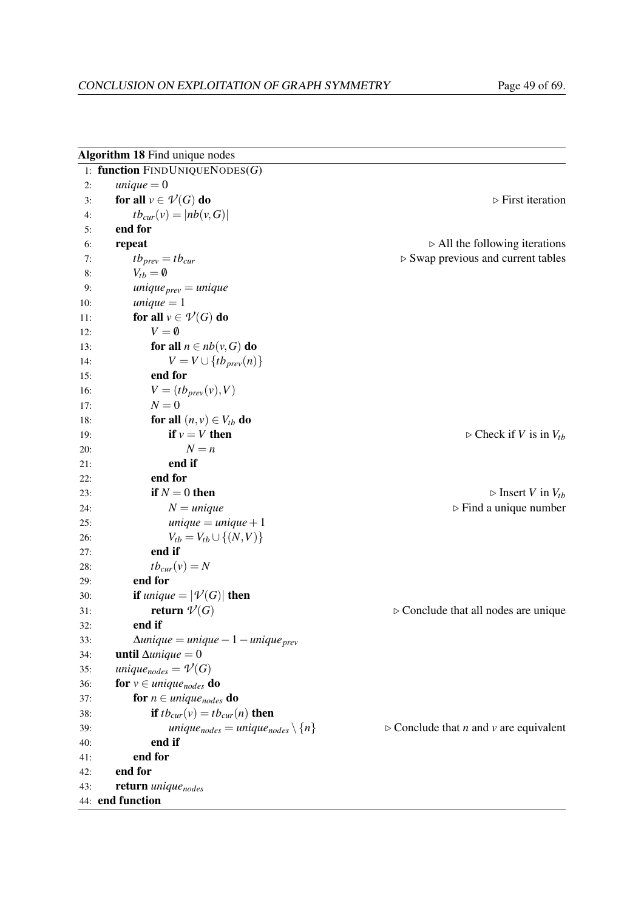**Algorithm 18** Find unique nodes

```
 1: function FindUniqueNodes(G)
 2:     unique = 0
 3:     for all v ∈ 𝒱(G) do                                         ▷ First iteration
 4:         tb_cur(v) = |nb(v,G)|
 5:     end for
 6:     repeat                                                      ▷ All the following iterations
 7:         tb_prev = tb_cur                                        ▷ Swap previous and current tables
 8:         V_tb = ∅
 9:         unique_prev = unique
10:         unique = 1
11:         for all v ∈ 𝒱(G) do
12:             V = ∅
13:             for all n ∈ nb(v,G) do
14:                 V = V ∪ {tb_prev(n)}
15:             end for
16:             V = (tb_prev(v), V)
17:             N = 0
18:             for all (n,v) ∈ V_tb do
19:                 if v = V then                                   ▷ Check if V is in V_tb
20:                     N = n
21:                 end if
22:             end for
23:             if N = 0 then                                       ▷ Insert V in V_tb
24:                 N = unique                                      ▷ Find a unique number
25:                 unique = unique + 1
26:                 V_tb = V_tb ∪ {(N,V)}
27:             end if
28:             tb_cur(v) = N
29:         end for
30:         if unique = |𝒱(G)| then
31:             return 𝒱(G)                                         ▷ Conclude that all nodes are unique
32:         end if
33:         Δunique = unique − 1 − unique_prev
34:     until Δunique = 0
35:     unique_nodes = 𝒱(G)
36:     for v ∈ unique_nodes do
37:         for n ∈ unique_nodes do
38:             if tb_cur(v) = tb_cur(n) then
39:                 unique_nodes = unique_nodes \ {n}               ▷ Conclude that n and v are equivalent
40:             end if
41:         end for
42:     end for
43:     return unique_nodes
44: end function
```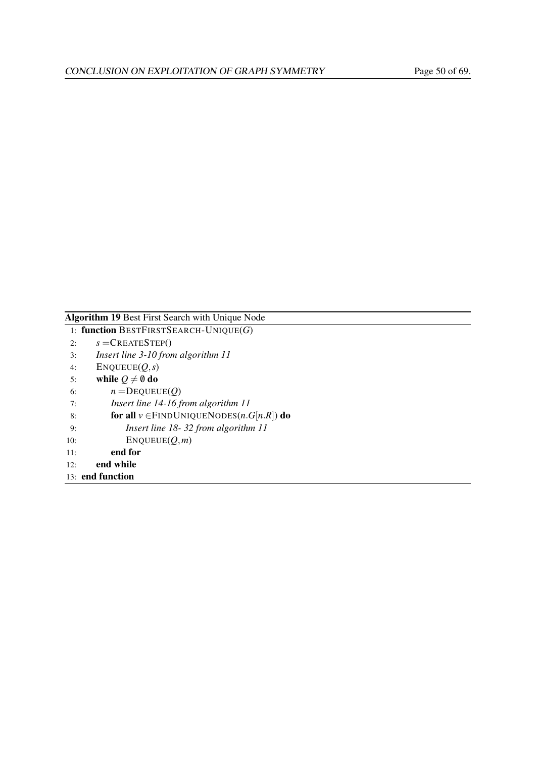**Algorithm 19** Best First Search with Unique Node

```
 1: function BESTFIRSTSEARCH-UNIQUE(G)
 2:     s = CREATESTEP()
 3:     Insert line 3-10 from algorithm 11
 4:     ENQUEUE(Q, s)
 5:     while Q ≠ ∅ do
 6:         n = DEQUEUE(Q)
 7:         Insert line 14-16 from algorithm 11
 8:         for all v ∈ FINDUNIQUENODES(n.G[n.R]) do
 9:             Insert line 18- 32 from algorithm 11
10:             ENQUEUE(Q, m)
11:         end for
12:     end while
13: end function
```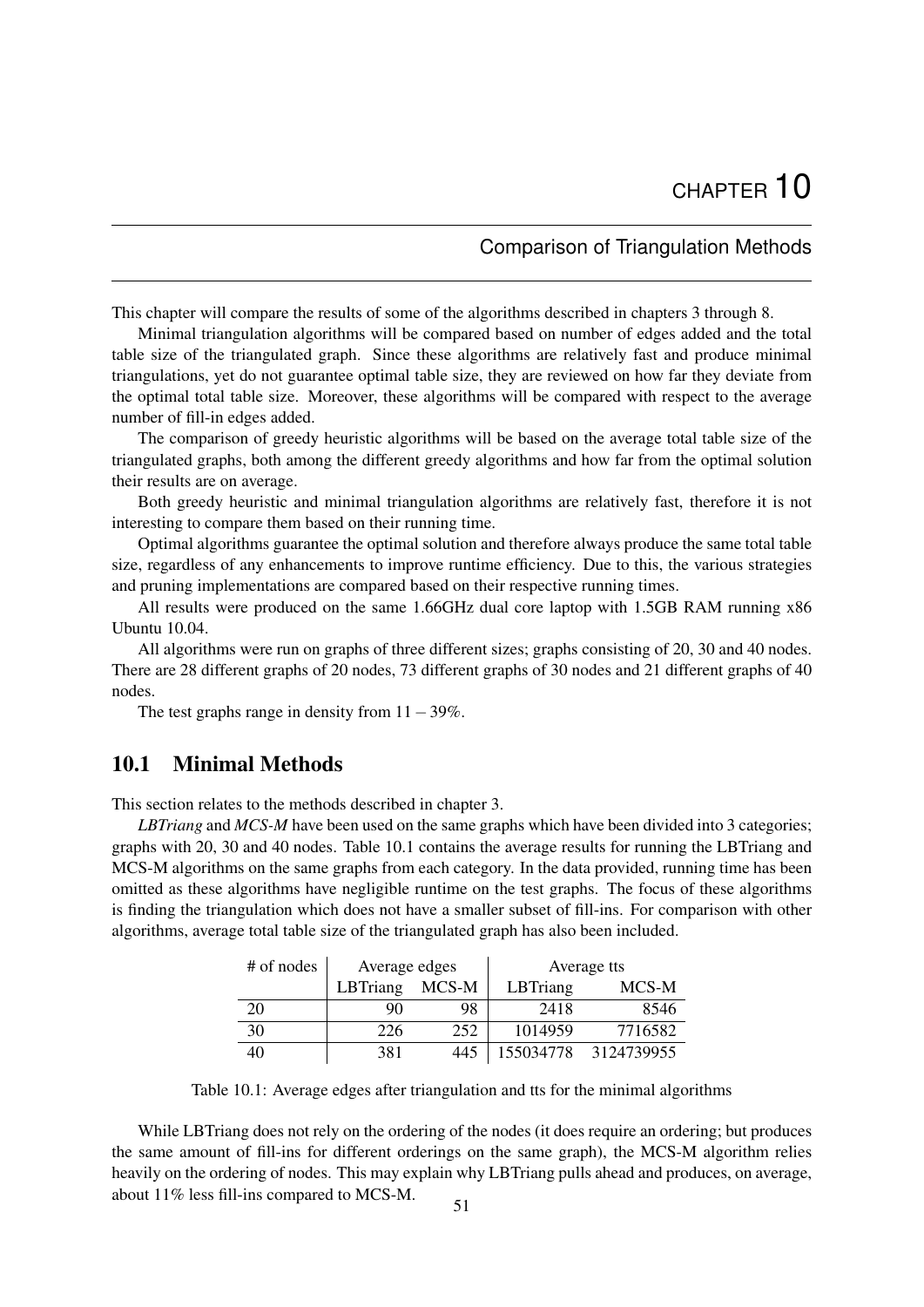# CHAPTER 10

## Comparison of Triangulation Methods

This chapter will compare the results of some of the algorithms described in chapters 3 through 8.

Minimal triangulation algorithms will be compared based on number of edges added and the total table size of the triangulated graph. Since these algorithms are relatively fast and produce minimal triangulations, yet do not guarantee optimal table size, they are reviewed on how far they deviate from the optimal total table size. Moreover, these algorithms will be compared with respect to the average number of fill-in edges added.

The comparison of greedy heuristic algorithms will be based on the average total table size of the triangulated graphs, both among the different greedy algorithms and how far from the optimal solution their results are on average.

Both greedy heuristic and minimal triangulation algorithms are relatively fast, therefore it is not interesting to compare them based on their running time.

Optimal algorithms guarantee the optimal solution and therefore always produce the same total table size, regardless of any enhancements to improve runtime efficiency. Due to this, the various strategies and pruning implementations are compared based on their respective running times.

All results were produced on the same 1.66GHz dual core laptop with 1.5GB RAM running x86 Ubuntu 10.04.

All algorithms were run on graphs of three different sizes; graphs consisting of 20, 30 and 40 nodes. There are 28 different graphs of 20 nodes, 73 different graphs of 30 nodes and 21 different graphs of 40 nodes.

The test graphs range in density from $11 - 39\%$.

## 10.1 Minimal Methods

This section relates to the methods described in chapter 3.

*LBTriang* and *MCS-M* have been used on the same graphs which have been divided into 3 categories; graphs with 20, 30 and 40 nodes. Table 10.1 contains the average results for running the LBTriang and MCS-M algorithms on the same graphs from each category. In the data provided, running time has been omitted as these algorithms have negligible runtime on the test graphs. The focus of these algorithms is finding the triangulation which does not have a smaller subset of fill-ins. For comparison with other algorithms, average total table size of the triangulated graph has also been included.

| # of nodes | Average edges | | Average tts | |
|---|---|---|---|---|
| | LBTriang | MCS-M | LBTriang | MCS-M |
| 20 | 90 | 98 | 2418 | 8546 |
| 30 | 226 | 252 | 1014959 | 7716582 |
| 40 | 381 | 445 | 155034778 | 3124739955 |

Table 10.1: Average edges after triangulation and tts for the minimal algorithms

While LBTriang does not rely on the ordering of the nodes (it does require an ordering; but produces the same amount of fill-ins for different orderings on the same graph), the MCS-M algorithm relies heavily on the ordering of nodes. This may explain why LBTriang pulls ahead and produces, on average, about 11% less fill-ins compared to MCS-M.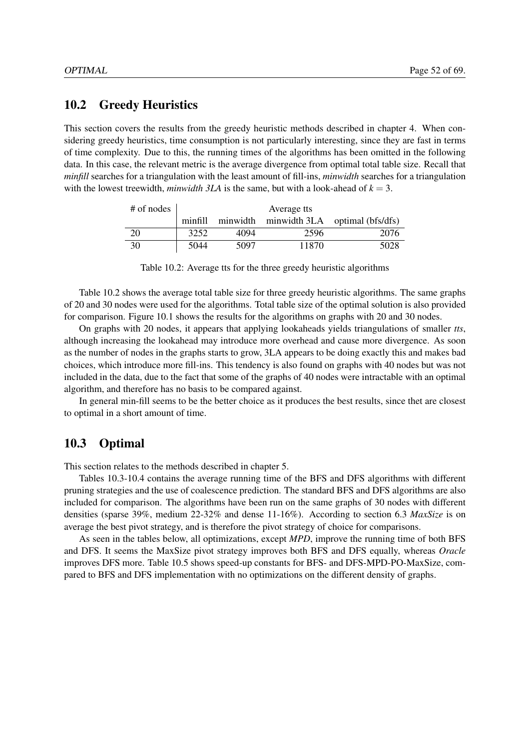## 10.2 Greedy Heuristics

This section covers the results from the greedy heuristic methods described in chapter 4. When considering greedy heuristics, time consumption is not particularly interesting, since they are fast in terms of time complexity. Due to this, the running times of the algorithms has been omitted in the following data. In this case, the relevant metric is the average divergence from optimal total table size. Recall that *minfill* searches for a triangulation with the least amount of fill-ins, *minwidth* searches for a triangulation with the lowest treewidth, *minwidth 3LA* is the same, but with a look-ahead of $k = 3$.

| # of nodes | Average tts | | | |
|---|---|---|---|---|
| | minfill | minwidth | minwidth 3LA | optimal (bfs/dfs) |
| 20 | 3252 | 4094 | 2596 | 2076 |
| 30 | 5044 | 5097 | 11870 | 5028 |

Table 10.2: Average tts for the three greedy heuristic algorithms

Table 10.2 shows the average total table size for three greedy heuristic algorithms. The same graphs of 20 and 30 nodes were used for the algorithms. Total table size of the optimal solution is also provided for comparison. Figure 10.1 shows the results for the algorithms on graphs with 20 and 30 nodes.

On graphs with 20 nodes, it appears that applying lookaheads yields triangulations of smaller *tts*, although increasing the lookahead may introduce more overhead and cause more divergence. As soon as the number of nodes in the graphs starts to grow, 3LA appears to be doing exactly this and makes bad choices, which introduce more fill-ins. This tendency is also found on graphs with 40 nodes but was not included in the data, due to the fact that some of the graphs of 40 nodes were intractable with an optimal algorithm, and therefore has no basis to be compared against.

In general min-fill seems to be the better choice as it produces the best results, since thet are closest to optimal in a short amount of time.

## 10.3 Optimal

This section relates to the methods described in chapter 5.

Tables 10.3-10.4 contains the average running time of the BFS and DFS algorithms with different pruning strategies and the use of coalescence prediction. The standard BFS and DFS algorithms are also included for comparison. The algorithms have been run on the same graphs of 30 nodes with different densities (sparse 39%, medium 22-32% and dense 11-16%). According to section 6.3 *MaxSize* is on average the best pivot strategy, and is therefore the pivot strategy of choice for comparisons.

As seen in the tables below, all optimizations, except *MPD*, improve the running time of both BFS and DFS. It seems the MaxSize pivot strategy improves both BFS and DFS equally, whereas *Oracle* improves DFS more. Table 10.5 shows speed-up constants for BFS- and DFS-MPD-PO-MaxSize, compared to BFS and DFS implementation with no optimizations on the different density of graphs.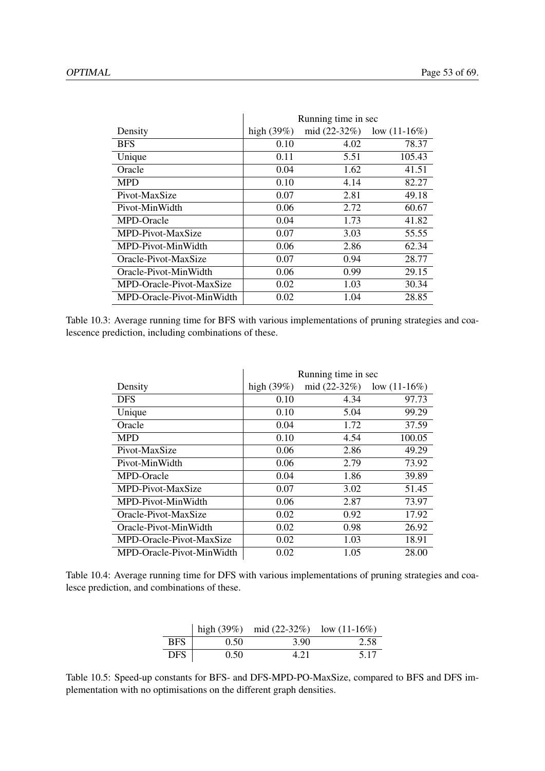| Density | Running time in sec | | |
|---|---|---|---|
| | high (39%) | mid (22-32%) | low (11-16%) |
| BFS | 0.10 | 4.02 | 78.37 |
| Unique | 0.11 | 5.51 | 105.43 |
| Oracle | 0.04 | 1.62 | 41.51 |
| MPD | 0.10 | 4.14 | 82.27 |
| Pivot-MaxSize | 0.07 | 2.81 | 49.18 |
| Pivot-MinWidth | 0.06 | 2.72 | 60.67 |
| MPD-Oracle | 0.04 | 1.73 | 41.82 |
| MPD-Pivot-MaxSize | 0.07 | 3.03 | 55.55 |
| MPD-Pivot-MinWidth | 0.06 | 2.86 | 62.34 |
| Oracle-Pivot-MaxSize | 0.07 | 0.94 | 28.77 |
| Oracle-Pivot-MinWidth | 0.06 | 0.99 | 29.15 |
| MPD-Oracle-Pivot-MaxSize | 0.02 | 1.03 | 30.34 |
| MPD-Oracle-Pivot-MinWidth | 0.02 | 1.04 | 28.85 |

Table 10.3: Average running time for BFS with various implementations of pruning strategies and coalescence prediction, including combinations of these.

| Density | Running time in sec | | |
|---|---|---|---|
| | high (39%) | mid (22-32%) | low (11-16%) |
| DFS | 0.10 | 4.34 | 97.73 |
| Unique | 0.10 | 5.04 | 99.29 |
| Oracle | 0.04 | 1.72 | 37.59 |
| MPD | 0.10 | 4.54 | 100.05 |
| Pivot-MaxSize | 0.06 | 2.86 | 49.29 |
| Pivot-MinWidth | 0.06 | 2.79 | 73.92 |
| MPD-Oracle | 0.04 | 1.86 | 39.89 |
| MPD-Pivot-MaxSize | 0.07 | 3.02 | 51.45 |
| MPD-Pivot-MinWidth | 0.06 | 2.87 | 73.97 |
| Oracle-Pivot-MaxSize | 0.02 | 0.92 | 17.92 |
| Oracle-Pivot-MinWidth | 0.02 | 0.98 | 26.92 |
| MPD-Oracle-Pivot-MaxSize | 0.02 | 1.03 | 18.91 |
| MPD-Oracle-Pivot-MinWidth | 0.02 | 1.05 | 28.00 |

Table 10.4: Average running time for DFS with various implementations of pruning strategies and coalesce prediction, and combinations of these.

| | high (39%) | mid (22-32%) | low (11-16%) |
|---|---|---|---|
| BFS | 0.50 | 3.90 | 2.58 |
| DFS | 0.50 | 4.21 | 5.17 |

Table 10.5: Speed-up constants for BFS- and DFS-MPD-PO-MaxSize, compared to BFS and DFS implementation with no optimisations on the different graph densities.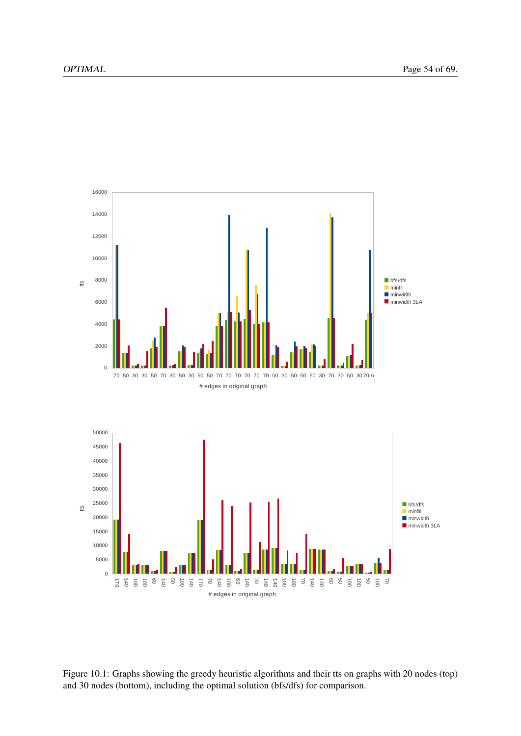Figure 10.1: Graphs showing the greedy heuristic algorithms and their tts on graphs with 20 nodes (top) and 30 nodes (bottom), including the optimal solution (bfs/dfs) for comparison.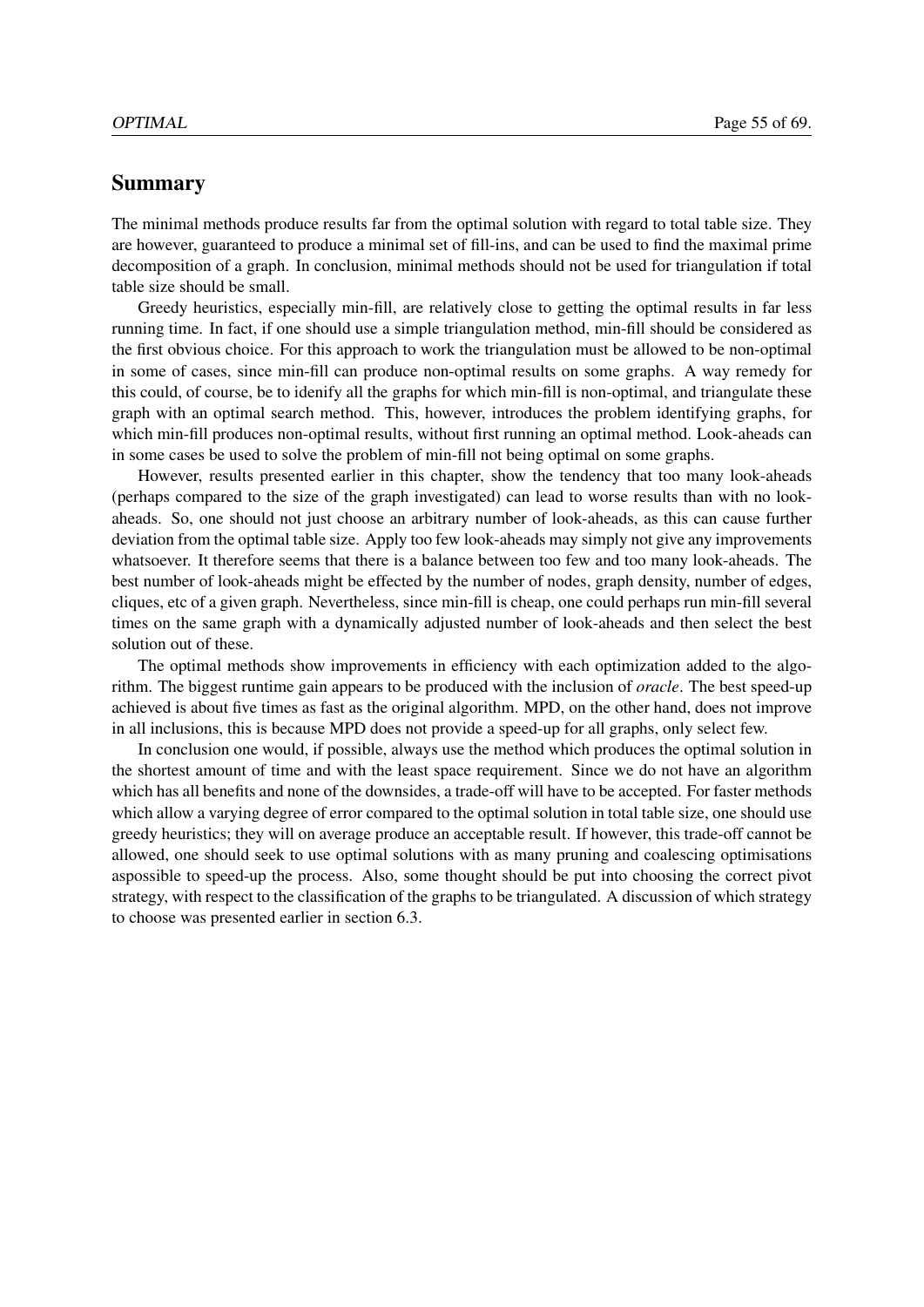## Summary

The minimal methods produce results far from the optimal solution with regard to total table size. They are however, guaranteed to produce a minimal set of fill-ins, and can be used to find the maximal prime decomposition of a graph. In conclusion, minimal methods should not be used for triangulation if total table size should be small.

Greedy heuristics, especially min-fill, are relatively close to getting the optimal results in far less running time. In fact, if one should use a simple triangulation method, min-fill should be considered as the first obvious choice. For this approach to work the triangulation must be allowed to be non-optimal in some of cases, since min-fill can produce non-optimal results on some graphs. A way remedy for this could, of course, be to idenify all the graphs for which min-fill is non-optimal, and triangulate these graph with an optimal search method. This, however, introduces the problem identifying graphs, for which min-fill produces non-optimal results, without first running an optimal method. Look-aheads can in some cases be used to solve the problem of min-fill not being optimal on some graphs.

However, results presented earlier in this chapter, show the tendency that too many look-aheads (perhaps compared to the size of the graph investigated) can lead to worse results than with no look-aheads. So, one should not just choose an arbitrary number of look-aheads, as this can cause further deviation from the optimal table size. Apply too few look-aheads may simply not give any improvements whatsoever. It therefore seems that there is a balance between too few and too many look-aheads. The best number of look-aheads might be effected by the number of nodes, graph density, number of edges, cliques, etc of a given graph. Nevertheless, since min-fill is cheap, one could perhaps run min-fill several times on the same graph with a dynamically adjusted number of look-aheads and then select the best solution out of these.

The optimal methods show improvements in efficiency with each optimization added to the algorithm. The biggest runtime gain appears to be produced with the inclusion of *oracle*. The best speed-up achieved is about five times as fast as the original algorithm. MPD, on the other hand, does not improve in all inclusions, this is because MPD does not provide a speed-up for all graphs, only select few.

In conclusion one would, if possible, always use the method which produces the optimal solution in the shortest amount of time and with the least space requirement. Since we do not have an algorithm which has all benefits and none of the downsides, a trade-off will have to be accepted. For faster methods which allow a varying degree of error compared to the optimal solution in total table size, one should use greedy heuristics; they will on average produce an acceptable result. If however, this trade-off cannot be allowed, one should seek to use optimal solutions with as many pruning and coalescing optimisations aspossible to speed-up the process. Also, some thought should be put into choosing the correct pivot strategy, with respect to the classification of the graphs to be triangulated. A discussion of which strategy to choose was presented earlier in section 6.3.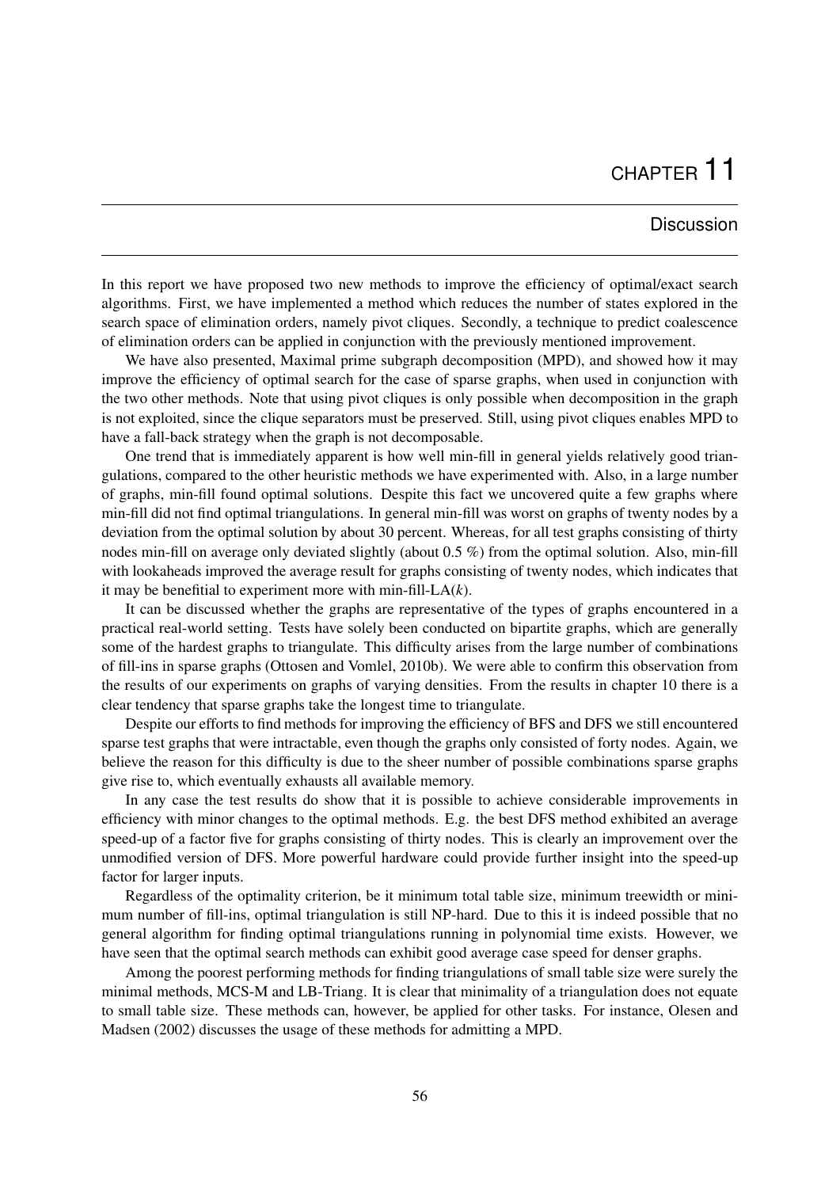# CHAPTER 11

## Discussion

In this report we have proposed two new methods to improve the efficiency of optimal/exact search algorithms. First, we have implemented a method which reduces the number of states explored in the search space of elimination orders, namely pivot cliques. Secondly, a technique to predict coalescence of elimination orders can be applied in conjunction with the previously mentioned improvement.

We have also presented, Maximal prime subgraph decomposition (MPD), and showed how it may improve the efficiency of optimal search for the case of sparse graphs, when used in conjunction with the two other methods. Note that using pivot cliques is only possible when decomposition in the graph is not exploited, since the clique separators must be preserved. Still, using pivot cliques enables MPD to have a fall-back strategy when the graph is not decomposable.

One trend that is immediately apparent is how well min-fill in general yields relatively good triangulations, compared to the other heuristic methods we have experimented with. Also, in a large number of graphs, min-fill found optimal solutions. Despite this fact we uncovered quite a few graphs where min-fill did not find optimal triangulations. In general min-fill was worst on graphs of twenty nodes by a deviation from the optimal solution by about 30 percent. Whereas, for all test graphs consisting of thirty nodes min-fill on average only deviated slightly (about 0.5 %) from the optimal solution. Also, min-fill with lookaheads improved the average result for graphs consisting of twenty nodes, which indicates that it may be benefitial to experiment more with min-fill-LA($k$).

It can be discussed whether the graphs are representative of the types of graphs encountered in a practical real-world setting. Tests have solely been conducted on bipartite graphs, which are generally some of the hardest graphs to triangulate. This difficulty arises from the large number of combinations of fill-ins in sparse graphs (Ottosen and Vomlel, 2010b). We were able to confirm this observation from the results of our experiments on graphs of varying densities. From the results in chapter 10 there is a clear tendency that sparse graphs take the longest time to triangulate.

Despite our efforts to find methods for improving the efficiency of BFS and DFS we still encountered sparse test graphs that were intractable, even though the graphs only consisted of forty nodes. Again, we believe the reason for this difficulty is due to the sheer number of possible combinations sparse graphs give rise to, which eventually exhausts all available memory.

In any case the test results do show that it is possible to achieve considerable improvements in efficiency with minor changes to the optimal methods. E.g. the best DFS method exhibited an average speed-up of a factor five for graphs consisting of thirty nodes. This is clearly an improvement over the unmodified version of DFS. More powerful hardware could provide further insight into the speed-up factor for larger inputs.

Regardless of the optimality criterion, be it minimum total table size, minimum treewidth or minimum number of fill-ins, optimal triangulation is still NP-hard. Due to this it is indeed possible that no general algorithm for finding optimal triangulations running in polynomial time exists. However, we have seen that the optimal search methods can exhibit good average case speed for denser graphs.

Among the poorest performing methods for finding triangulations of small table size were surely the minimal methods, MCS-M and LB-Triang. It is clear that minimality of a triangulation does not equate to small table size. These methods can, however, be applied for other tasks. For instance, Olesen and Madsen (2002) discusses the usage of these methods for admitting a MPD.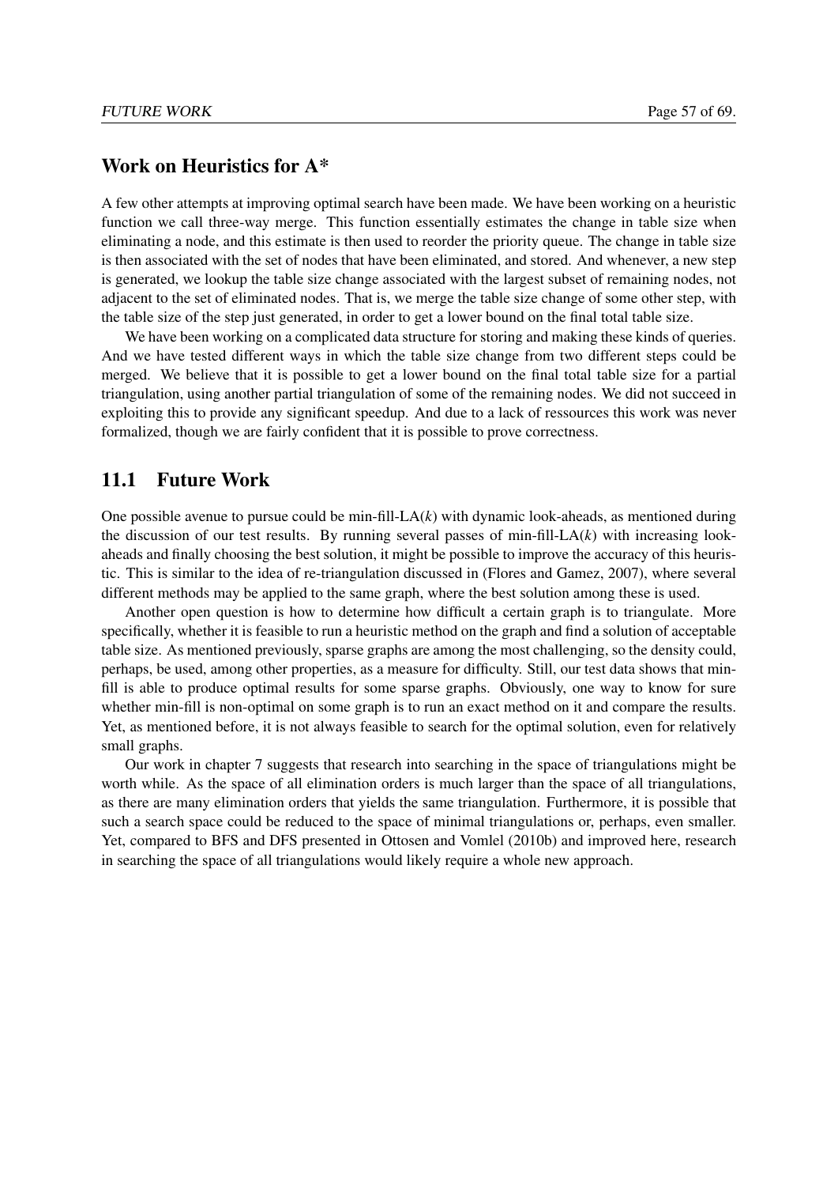## Work on Heuristics for A*

A few other attempts at improving optimal search have been made. We have been working on a heuristic function we call three-way merge. This function essentially estimates the change in table size when eliminating a node, and this estimate is then used to reorder the priority queue. The change in table size is then associated with the set of nodes that have been eliminated, and stored. And whenever, a new step is generated, we lookup the table size change associated with the largest subset of remaining nodes, not adjacent to the set of eliminated nodes. That is, we merge the table size change of some other step, with the table size of the step just generated, in order to get a lower bound on the final total table size.

We have been working on a complicated data structure for storing and making these kinds of queries. And we have tested different ways in which the table size change from two different steps could be merged. We believe that it is possible to get a lower bound on the final total table size for a partial triangulation, using another partial triangulation of some of the remaining nodes. We did not succeed in exploiting this to provide any significant speedup. And due to a lack of ressources this work was never formalized, though we are fairly confident that it is possible to prove correctness.

## 11.1 Future Work

One possible avenue to pursue could be min-fill-LA($k$) with dynamic look-aheads, as mentioned during the discussion of our test results. By running several passes of min-fill-LA($k$) with increasing look-aheads and finally choosing the best solution, it might be possible to improve the accuracy of this heuristic. This is similar to the idea of re-triangulation discussed in (Flores and Gamez, 2007), where several different methods may be applied to the same graph, where the best solution among these is used.

Another open question is how to determine how difficult a certain graph is to triangulate. More specifically, whether it is feasible to run a heuristic method on the graph and find a solution of acceptable table size. As mentioned previously, sparse graphs are among the most challenging, so the density could, perhaps, be used, among other properties, as a measure for difficulty. Still, our test data shows that min-fill is able to produce optimal results for some sparse graphs. Obviously, one way to know for sure whether min-fill is non-optimal on some graph is to run an exact method on it and compare the results. Yet, as mentioned before, it is not always feasible to search for the optimal solution, even for relatively small graphs.

Our work in chapter 7 suggests that research into searching in the space of triangulations might be worth while. As the space of all elimination orders is much larger than the space of all triangulations, as there are many elimination orders that yields the same triangulation. Furthermore, it is possible that such a search space could be reduced to the space of minimal triangulations or, perhaps, even smaller. Yet, compared to BFS and DFS presented in Ottosen and Vomlel (2010b) and improved here, research in searching the space of all triangulations would likely require a whole new approach.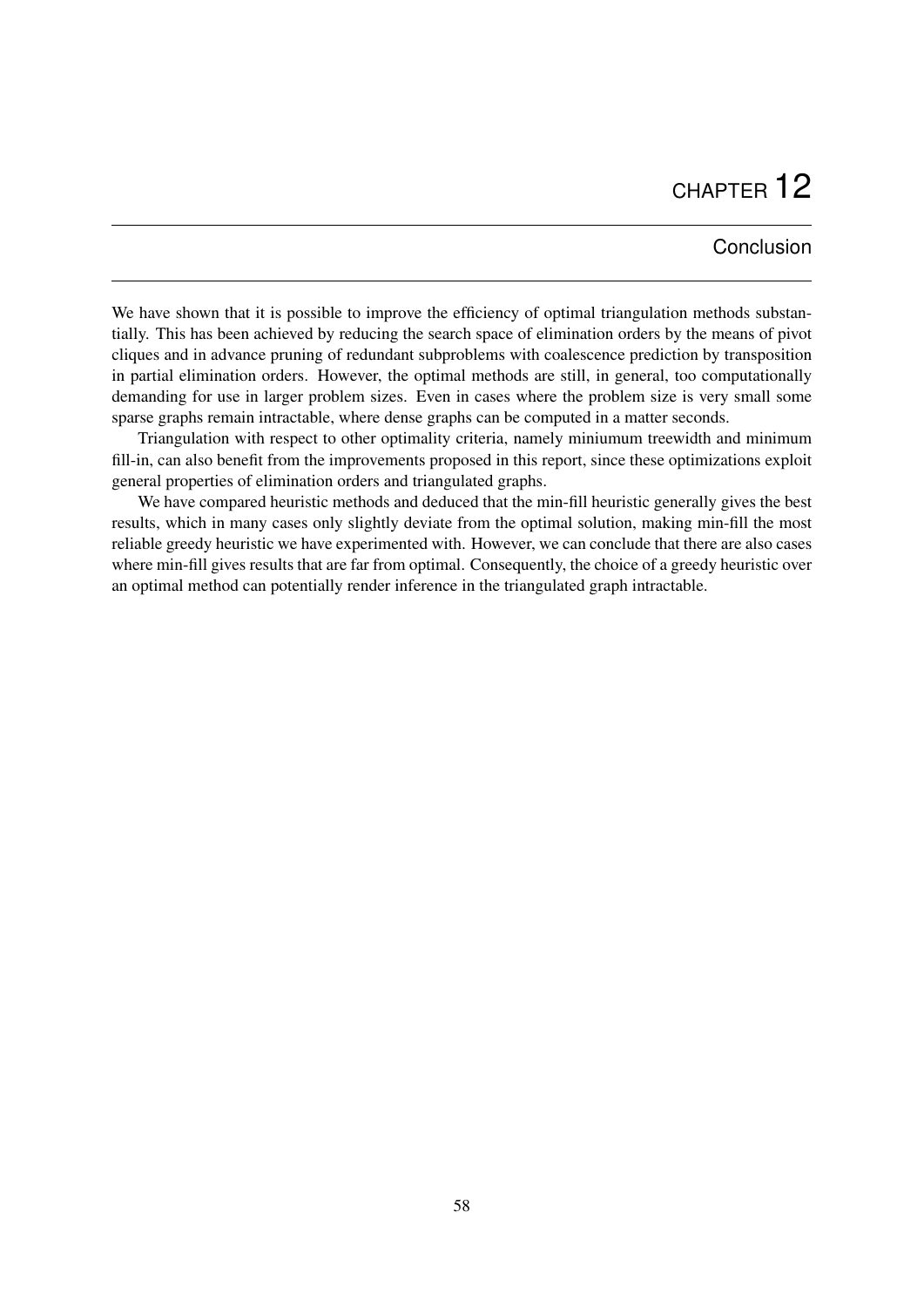# CHAPTER 12

## Conclusion

We have shown that it is possible to improve the efficiency of optimal triangulation methods substantially. This has been achieved by reducing the search space of elimination orders by the means of pivot cliques and in advance pruning of redundant subproblems with coalescence prediction by transposition in partial elimination orders. However, the optimal methods are still, in general, too computationally demanding for use in larger problem sizes. Even in cases where the problem size is very small some sparse graphs remain intractable, where dense graphs can be computed in a matter seconds.

Triangulation with respect to other optimality criteria, namely miniumum treewidth and minimum fill-in, can also benefit from the improvements proposed in this report, since these optimizations exploit general properties of elimination orders and triangulated graphs.

We have compared heuristic methods and deduced that the min-fill heuristic generally gives the best results, which in many cases only slightly deviate from the optimal solution, making min-fill the most reliable greedy heuristic we have experimented with. However, we can conclude that there are also cases where min-fill gives results that are far from optimal. Consequently, the choice of a greedy heuristic over an optimal method can potentially render inference in the triangulated graph intractable.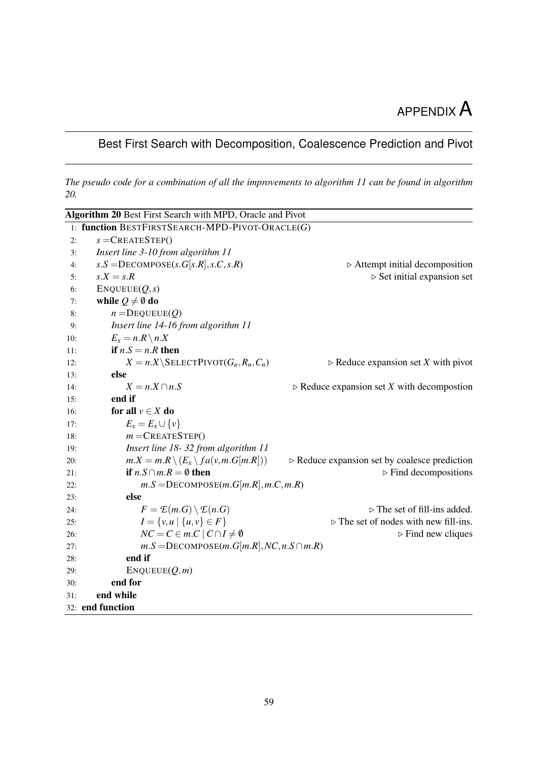# APPENDIX A

## Best First Search with Decomposition, Coalescence Prediction and Pivot

*The pseudo code for a combination of all the improvements to algorithm 11 can be found in algorithm 20.*

**Algorithm 20** Best First Search with MPD, Oracle and Pivot

```
 1: function BESTFIRSTSEARCH-MPD-PIVOT-ORACLE(G)
 2:     s = CREATESTEP()
 3:     Insert line 3-10 from algorithm 11
 4:     s.S = DECOMPOSE(s.G[s.R], s.C, s.R)                    ▷ Attempt initial decomposition
 5:     s.X = s.R                                              ▷ Set initial expansion set
 6:     ENQUEUE(Q, s)
 7:     while Q ≠ ∅ do
 8:         n = DEQUEUE(Q)
 9:         Insert line 14-16 from algorithm 11
10:         E_x = n.R \ n.X
11:         if n.S = n.R then
12:             X = n.X \ SELECTPIVOT(G_n, R_n, C_n)           ▷ Reduce expansion set X with pivot
13:         else
14:             X = n.X ∩ n.S                                  ▷ Reduce expansion set X with decompostion
15:         end if
16:         for all v ∈ X do
17:             E_x = E_x ∪ {v}
18:             m = CREATESTEP()
19:             Insert line 18- 32 from algorithm 11
20:             m.X = m.R \ (E_x \ fa(v, m.G[m.R]))            ▷ Reduce expansion set by coalesce prediction
21:             if n.S ∩ m.R = ∅ then                           ▷ Find decompositions
22:                 m.S = DECOMPOSE(m.G[m.R], m.C, m.R)
23:             else
24:                 F = E(m.G) \ E(n.G)                        ▷ The set of fill-ins added.
25:                 I = {v, u | {u, v} ∈ F}                     ▷ The set of nodes with new fill-ins.
26:                 NC = C ∈ m.C | C ∩ I ≠ ∅                    ▷ Find new cliques
27:                 m.S = DECOMPOSE(m.G[m.R], NC, n.S ∩ m.R)
28:             end if
29:             ENQUEUE(Q, m)
30:         end for
31:     end while
32: end function
```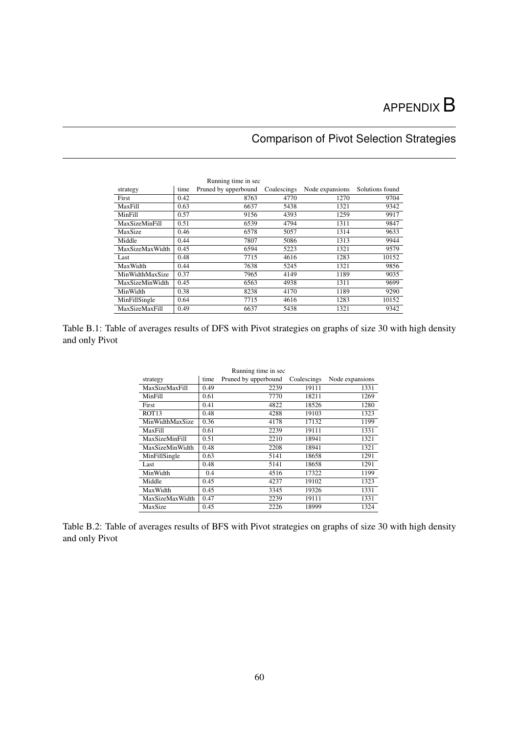# APPENDIX B

## Comparison of Pivot Selection Strategies

| | Running time in sec | | | | |
|---|---|---|---|---|---|
| strategy | time | Pruned by upperbound | Coalescings | Node expansions | Solutions found |
| First | 0.42 | 8763 | 4770 | 1270 | 9704 |
| MaxFill | 0.63 | 6637 | 5438 | 1321 | 9342 |
| MinFill | 0.57 | 9156 | 4393 | 1259 | 9917 |
| MaxSizeMinFill | 0.51 | 6539 | 4794 | 1311 | 9847 |
| MaxSize | 0.46 | 6578 | 5057 | 1314 | 9633 |
| Middle | 0.44 | 7807 | 5086 | 1313 | 9944 |
| MaxSizeMaxWidth | 0.45 | 6594 | 5223 | 1321 | 9579 |
| Last | 0.48 | 7715 | 4616 | 1283 | 10152 |
| MaxWidth | 0.44 | 7638 | 5245 | 1321 | 9856 |
| MinWidthMaxSize | 0.37 | 7965 | 4149 | 1189 | 9035 |
| MaxSizeMinWidth | 0.45 | 6563 | 4938 | 1311 | 9699 |
| MinWidth | 0.38 | 8238 | 4170 | 1189 | 9290 |
| MinFillSingle | 0.64 | 7715 | 4616 | 1283 | 10152 |
| MaxSizeMaxFill | 0.49 | 6637 | 5438 | 1321 | 9342 |

Table B.1: Table of averages results of DFS with Pivot strategies on graphs of size 30 with high density and only Pivot

| | Running time in sec | | | |
|---|---|---|---|---|
| strategy | time | Pruned by upperbound | Coalescings | Node expansions |
| MaxSizeMaxFill | 0.49 | 2239 | 19111 | 1331 |
| MinFill | 0.61 | 7770 | 18211 | 1269 |
| First | 0.41 | 4822 | 18526 | 1280 |
| ROT13 | 0.48 | 4288 | 19103 | 1323 |
| MinWidthMaxSize | 0.36 | 4178 | 17132 | 1199 |
| MaxFill | 0.61 | 2239 | 19111 | 1331 |
| MaxSizeMinFill | 0.51 | 2210 | 18941 | 1321 |
| MaxSizeMinWidth | 0.48 | 2208 | 18941 | 1321 |
| MinFillSingle | 0.63 | 5141 | 18658 | 1291 |
| Last | 0.48 | 5141 | 18658 | 1291 |
| MinWidth | 0.4 | 4516 | 17322 | 1199 |
| Middle | 0.45 | 4237 | 19102 | 1323 |
| MaxWidth | 0.45 | 3345 | 19326 | 1331 |
| MaxSizeMaxWidth | 0.47 | 2239 | 19111 | 1331 |
| MaxSize | 0.45 | 2226 | 18999 | 1324 |

Table B.2: Table of averages results of BFS with Pivot strategies on graphs of size 30 with high density and only Pivot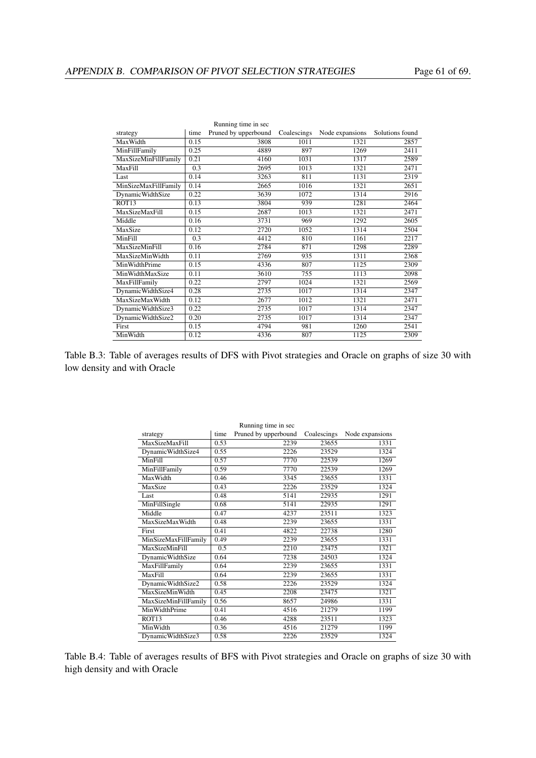| strategy | time | Pruned by upperbound | Coalescings | Node expansions | Solutions found |
|---|---|---|---|---|---|
| | Running time in sec | | | | |
| MaxWidth | 0.15 | 3808 | 1011 | 1321 | 2857 |
| MinFillFamily | 0.25 | 4889 | 897 | 1269 | 2411 |
| MaxSizeMinFillFamily | 0.21 | 4160 | 1031 | 1317 | 2589 |
| MaxFill | 0.3 | 2695 | 1013 | 1321 | 2471 |
| Last | 0.14 | 3263 | 811 | 1131 | 2319 |
| MinSizeMaxFillFamily | 0.14 | 2665 | 1016 | 1321 | 2651 |
| DynamicWidthSize | 0.22 | 3639 | 1072 | 1314 | 2916 |
| ROT13 | 0.13 | 3804 | 939 | 1281 | 2464 |
| MaxSizeMaxFill | 0.15 | 2687 | 1013 | 1321 | 2471 |
| Middle | 0.16 | 3731 | 969 | 1292 | 2605 |
| MaxSize | 0.12 | 2720 | 1052 | 1314 | 2504 |
| MinFill | 0.3 | 4412 | 810 | 1161 | 2217 |
| MaxSizeMinFill | 0.16 | 2784 | 871 | 1298 | 2289 |
| MaxSizeMinWidth | 0.11 | 2769 | 935 | 1311 | 2368 |
| MinWidthPrime | 0.15 | 4336 | 807 | 1125 | 2309 |
| MinWidthMaxSize | 0.11 | 3610 | 755 | 1113 | 2098 |
| MaxFillFamily | 0.22 | 2797 | 1024 | 1321 | 2569 |
| DynamicWidthSize4 | 0.28 | 2735 | 1017 | 1314 | 2347 |
| MaxSizeMaxWidth | 0.12 | 2677 | 1012 | 1321 | 2471 |
| DynamicWidthSize3 | 0.22 | 2735 | 1017 | 1314 | 2347 |
| DynamicWidthSize2 | 0.20 | 2735 | 1017 | 1314 | 2347 |
| First | 0.15 | 4794 | 981 | 1260 | 2541 |
| MinWidth | 0.12 | 4336 | 807 | 1125 | 2309 |

Table B.3: Table of averages results of DFS with Pivot strategies and Oracle on graphs of size 30 with low density and with Oracle

| strategy | time | Pruned by upperbound | Coalescings | Node expansions |
|---|---|---|---|---|
| | Running time in sec | | | |
| MaxSizeMaxFill | 0.53 | 2239 | 23655 | 1331 |
| DynamicWidthSize4 | 0.55 | 2226 | 23529 | 1324 |
| MinFill | 0.57 | 7770 | 22539 | 1269 |
| MinFillFamily | 0.59 | 7770 | 22539 | 1269 |
| MaxWidth | 0.46 | 3345 | 23655 | 1331 |
| MaxSize | 0.43 | 2226 | 23529 | 1324 |
| Last | 0.48 | 5141 | 22935 | 1291 |
| MinFillSingle | 0.68 | 5141 | 22935 | 1291 |
| Middle | 0.47 | 4237 | 23511 | 1323 |
| MaxSizeMaxWidth | 0.48 | 2239 | 23655 | 1331 |
| First | 0.41 | 4822 | 22738 | 1280 |
| MinSizeMaxFillFamily | 0.49 | 2239 | 23655 | 1331 |
| MaxSizeMinFill | 0.5 | 2210 | 23475 | 1321 |
| DynamicWidthSize | 0.64 | 7238 | 24503 | 1324 |
| MaxFillFamily | 0.64 | 2239 | 23655 | 1331 |
| MaxFill | 0.64 | 2239 | 23655 | 1331 |
| DynamicWidthSize2 | 0.58 | 2226 | 23529 | 1324 |
| MaxSizeMinWidth | 0.45 | 2208 | 23475 | 1321 |
| MaxSizeMinFillFamily | 0.56 | 8657 | 24986 | 1331 |
| MinWidthPrime | 0.41 | 4516 | 21279 | 1199 |
| ROT13 | 0.46 | 4288 | 23511 | 1323 |
| MinWidth | 0.36 | 4516 | 21279 | 1199 |
| DynamicWidthSize3 | 0.58 | 2226 | 23529 | 1324 |

Table B.4: Table of averages results of BFS with Pivot strategies and Oracle on graphs of size 30 with high density and with Oracle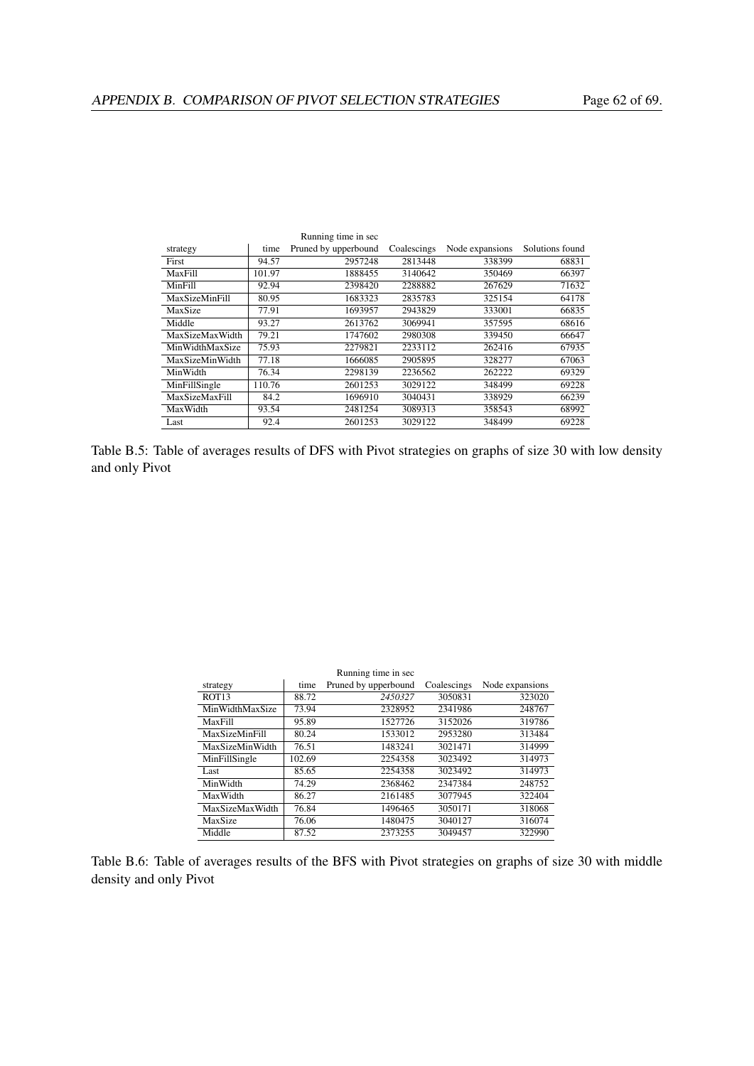| | | Running time in sec | | | |
|---|---|---|---|---|---|
| strategy | time | Pruned by upperbound | Coalescings | Node expansions | Solutions found |
| First | 94.57 | 2957248 | 2813448 | 338399 | 68831 |
| MaxFill | 101.97 | 1888455 | 3140642 | 350469 | 66397 |
| MinFill | 92.94 | 2398420 | 2288882 | 267629 | 71632 |
| MaxSizeMinFill | 80.95 | 1683323 | 2835783 | 325154 | 64178 |
| MaxSize | 77.91 | 1693957 | 2943829 | 333001 | 66835 |
| Middle | 93.27 | 2613762 | 3069941 | 357595 | 68616 |
| MaxSizeMaxWidth | 79.21 | 1747602 | 2980308 | 339450 | 66647 |
| MinWidthMaxSize | 75.93 | 2279821 | 2233112 | 262416 | 67935 |
| MaxSizeMinWidth | 77.18 | 1666085 | 2905895 | 328277 | 67063 |
| MinWidth | 76.34 | 2298139 | 2236562 | 262222 | 69329 |
| MinFillSingle | 110.76 | 2601253 | 3029122 | 348499 | 69228 |
| MaxSizeMaxFill | 84.2 | 1696910 | 3040431 | 338929 | 66239 |
| MaxWidth | 93.54 | 2481254 | 3089313 | 358543 | 68992 |
| Last | 92.4 | 2601253 | 3029122 | 348499 | 69228 |

Table B.5: Table of averages results of DFS with Pivot strategies on graphs of size 30 with low density and only Pivot

| | | Running time in sec | | |
|---|---|---|---|---|
| strategy | time | Pruned by upperbound | Coalescings | Node expansions |
| ROT13 | 88.72 | *2450327* | 3050831 | 323020 |
| MinWidthMaxSize | 73.94 | 2328952 | 2341986 | 248767 |
| MaxFill | 95.89 | 1527726 | 3152026 | 319786 |
| MaxSizeMinFill | 80.24 | 1533012 | 2953280 | 313484 |
| MaxSizeMinWidth | 76.51 | 1483241 | 3021471 | 314999 |
| MinFillSingle | 102.69 | 2254358 | 3023492 | 314973 |
| Last | 85.65 | 2254358 | 3023492 | 314973 |
| MinWidth | 74.29 | 2368462 | 2347384 | 248752 |
| MaxWidth | 86.27 | 2161485 | 3077945 | 322404 |
| MaxSizeMaxWidth | 76.84 | 1496465 | 3050171 | 318068 |
| MaxSize | 76.06 | 1480475 | 3040127 | 316074 |
| Middle | 87.52 | 2373255 | 3049457 | 322990 |

Table B.6: Table of averages results of the BFS with Pivot strategies on graphs of size 30 with middle density and only Pivot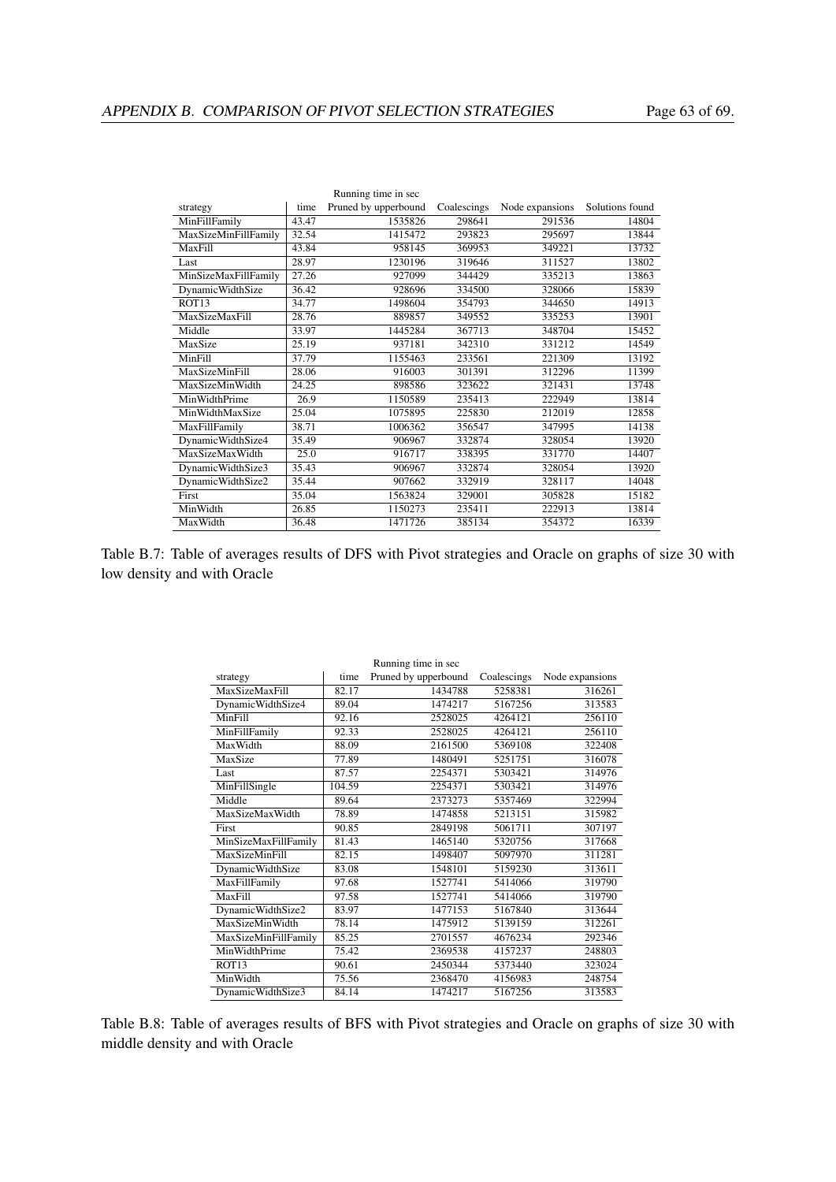| Running time in sec | | | | | |
|---|---|---|---|---|---|
| strategy | time | Pruned by upperbound | Coalescings | Node expansions | Solutions found |
| MinFillFamily | 43.47 | 1535826 | 298641 | 291536 | 14804 |
| MaxSizeMinFillFamily | 32.54 | 1415472 | 293823 | 295697 | 13844 |
| MaxFill | 43.84 | 958145 | 369953 | 349221 | 13732 |
| Last | 28.97 | 1230196 | 319646 | 311527 | 13802 |
| MinSizeMaxFillFamily | 27.26 | 927099 | 344429 | 335213 | 13863 |
| DynamicWidthSize | 36.42 | 928696 | 334500 | 328066 | 15839 |
| ROT13 | 34.77 | 1498604 | 354793 | 344650 | 14913 |
| MaxSizeMaxFill | 28.76 | 889857 | 349552 | 335253 | 13901 |
| Middle | 33.97 | 1445284 | 367713 | 348704 | 15452 |
| MaxSize | 25.19 | 937181 | 342310 | 331212 | 14549 |
| MinFill | 37.79 | 1155463 | 233561 | 221309 | 13192 |
| MaxSizeMinFill | 28.06 | 916003 | 301391 | 312296 | 11399 |
| MaxSizeMinWidth | 24.25 | 898586 | 323622 | 321431 | 13748 |
| MinWidthPrime | 26.9 | 1150589 | 235413 | 222949 | 13814 |
| MinWidthMaxSize | 25.04 | 1075895 | 225830 | 212019 | 12858 |
| MaxFillFamily | 38.71 | 1006362 | 356547 | 347995 | 14138 |
| DynamicWidthSize4 | 35.49 | 906967 | 332874 | 328054 | 13920 |
| MaxSizeMaxWidth | 25.0 | 916717 | 338395 | 331770 | 14407 |
| DynamicWidthSize3 | 35.43 | 906967 | 332874 | 328054 | 13920 |
| DynamicWidthSize2 | 35.44 | 907662 | 332919 | 328117 | 14048 |
| First | 35.04 | 1563824 | 329001 | 305828 | 15182 |
| MinWidth | 26.85 | 1150273 | 235411 | 222913 | 13814 |
| MaxWidth | 36.48 | 1471726 | 385134 | 354372 | 16339 |

Table B.7: Table of averages results of DFS with Pivot strategies and Oracle on graphs of size 30 with low density and with Oracle

| Running time in sec | | | | |
|---|---|---|---|---|
| strategy | time | Pruned by upperbound | Coalescings | Node expansions |
| MaxSizeMaxFill | 82.17 | 1434788 | 5258381 | 316261 |
| DynamicWidthSize4 | 89.04 | 1474217 | 5167256 | 313583 |
| MinFill | 92.16 | 2528025 | 4264121 | 256110 |
| MinFillFamily | 92.33 | 2528025 | 4264121 | 256110 |
| MaxWidth | 88.09 | 2161500 | 5369108 | 322408 |
| MaxSize | 77.89 | 1480491 | 5251751 | 316078 |
| Last | 87.57 | 2254371 | 5303421 | 314976 |
| MinFillSingle | 104.59 | 2254371 | 5303421 | 314976 |
| Middle | 89.64 | 2373273 | 5357469 | 322994 |
| MaxSizeMaxWidth | 78.89 | 1474858 | 5213151 | 315982 |
| First | 90.85 | 2849198 | 5061711 | 307197 |
| MinSizeMaxFillFamily | 81.43 | 1465140 | 5320756 | 317668 |
| MaxSizeMinFill | 82.15 | 1498407 | 5097970 | 311281 |
| DynamicWidthSize | 83.08 | 1548101 | 5159230 | 313611 |
| MaxFillFamily | 97.68 | 1527741 | 5414066 | 319790 |
| MaxFill | 97.58 | 1527741 | 5414066 | 319790 |
| DynamicWidthSize2 | 83.97 | 1477153 | 5167840 | 313644 |
| MaxSizeMinWidth | 78.14 | 1475912 | 5139159 | 312261 |
| MaxSizeMinFillFamily | 85.25 | 2701557 | 4676234 | 292346 |
| MinWidthPrime | 75.42 | 2369538 | 4157237 | 248803 |
| ROT13 | 90.61 | 2450344 | 5373440 | 323024 |
| MinWidth | 75.56 | 2368470 | 4156983 | 248754 |
| DynamicWidthSize3 | 84.14 | 1474217 | 5167256 | 313583 |

Table B.8: Table of averages results of BFS with Pivot strategies and Oracle on graphs of size 30 with middle density and with Oracle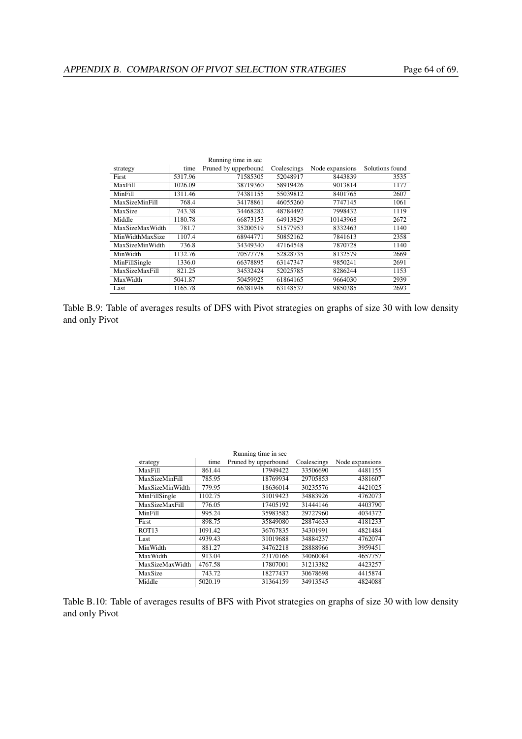| strategy | time | Running time in sec<br>Pruned by upperbound | Coalescings | Node expansions | Solutions found |
|---|---|---|---|---|---|
| First | 5317.96 | 71585305 | 52048917 | 8443839 | 3535 |
| MaxFill | 1026.09 | 38719360 | 58919426 | 9013814 | 1177 |
| MinFill | 1311.46 | 74381155 | 55039812 | 8401765 | 2607 |
| MaxSizeMinFill | 768.4 | 34178861 | 46055260 | 7747145 | 1061 |
| MaxSize | 743.38 | 34468282 | 48784492 | 7998432 | 1119 |
| Middle | 1180.78 | 66873153 | 64913829 | 10143968 | 2672 |
| MaxSizeMaxWidth | 781.7 | 35200519 | 51577953 | 8332463 | 1140 |
| MinWidthMaxSize | 1107.4 | 68944771 | 50852162 | 7841613 | 2358 |
| MaxSizeMinWidth | 736.8 | 34349340 | 47164548 | 7870728 | 1140 |
| MinWidth | 1132.76 | 70577778 | 52828735 | 8132579 | 2669 |
| MinFillSingle | 1336.0 | 66378895 | 63147347 | 9850241 | 2691 |
| MaxSizeMaxFill | 821.25 | 34532424 | 52025785 | 8286244 | 1153 |
| MaxWidth | 5041.87 | 50459925 | 61864165 | 9664030 | 2939 |
| Last | 1165.78 | 66381948 | 63148537 | 9850385 | 2693 |

Table B.9: Table of averages results of DFS with Pivot strategies on graphs of size 30 with low density and only Pivot

| strategy | time | Running time in sec<br>Pruned by upperbound | Coalescings | Node expansions |
|---|---|---|---|---|
| MaxFill | 861.44 | 17949422 | 33506690 | 4481155 |
| MaxSizeMinFill | 785.95 | 18769934 | 29705853 | 4381607 |
| MaxSizeMinWidth | 779.95 | 18636014 | 30235576 | 4421025 |
| MinFillSingle | 1102.75 | 31019423 | 34883926 | 4762073 |
| MaxSizeMaxFill | 776.05 | 17405192 | 31444146 | 4403790 |
| MinFill | 995.24 | 35983582 | 29727960 | 4034372 |
| First | 898.75 | 35849080 | 28874633 | 4181233 |
| ROT13 | 1091.42 | 36767835 | 34301991 | 4821484 |
| Last | 4939.43 | 31019688 | 34884237 | 4762074 |
| MinWidth | 881.27 | 34762218 | 28888966 | 3959451 |
| MaxWidth | 913.04 | 23170166 | 34060084 | 4657757 |
| MaxSizeMaxWidth | 4767.58 | 17807001 | 31213382 | 4423257 |
| MaxSize | 743.72 | 18277437 | 30678698 | 4415874 |
| Middle | 5020.19 | 31364159 | 34913545 | 4824088 |

Table B.10: Table of averages results of BFS with Pivot strategies on graphs of size 30 with low density and only Pivot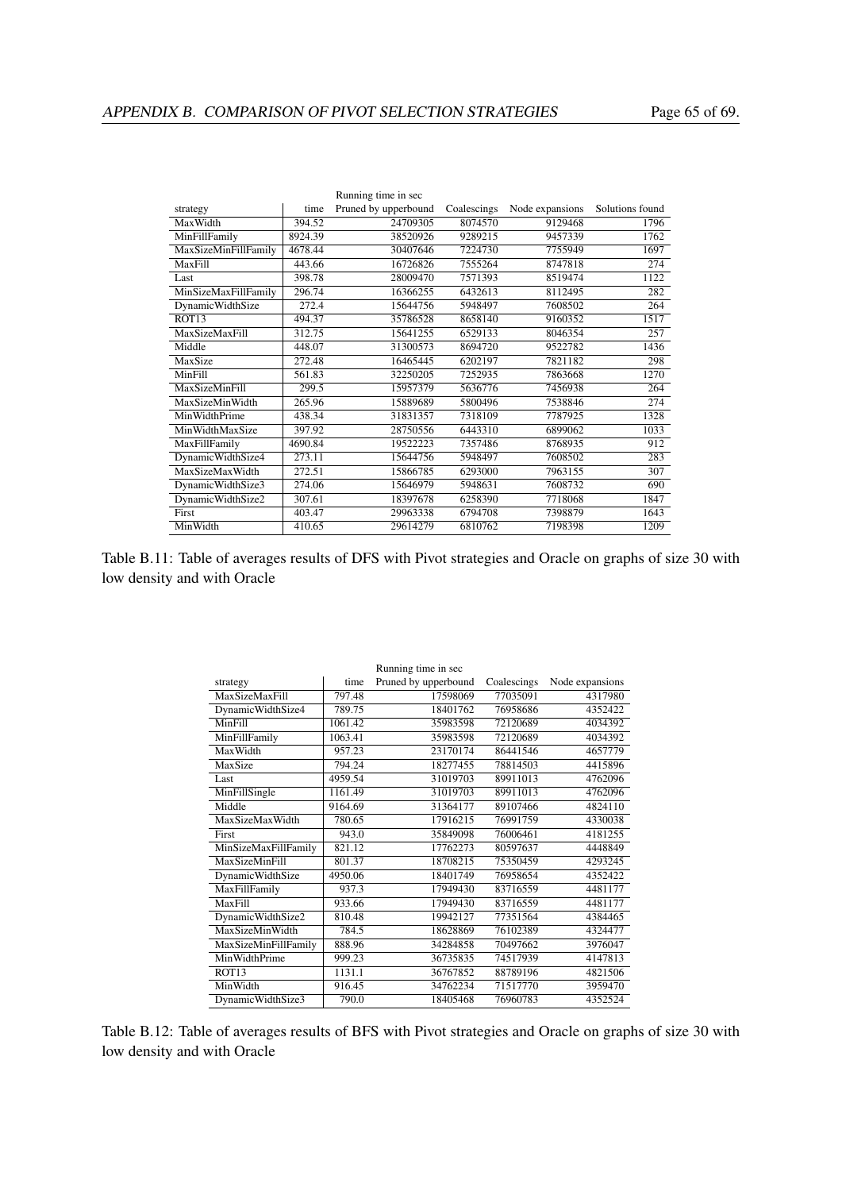| strategy | time | Pruned by upperbound | Coalescings | Node expansions | Solutions found |
|---|---|---|---|---|---|
| | Running time in sec | | | | |
| MaxWidth | 394.52 | 24709305 | 8074570 | 9129468 | 1796 |
| MinFillFamily | 8924.39 | 38520926 | 9289215 | 9457339 | 1762 |
| MaxSizeMinFillFamily | 4678.44 | 30407646 | 7224730 | 7755949 | 1697 |
| MaxFill | 443.66 | 16726826 | 7555264 | 8747818 | 274 |
| Last | 398.78 | 28009470 | 7571393 | 8519474 | 1122 |
| MinSizeMaxFillFamily | 296.74 | 16366255 | 6432613 | 8112495 | 282 |
| DynamicWidthSize | 272.4 | 15644756 | 5948497 | 7608502 | 264 |
| ROT13 | 494.37 | 35786528 | 8658140 | 9160352 | 1517 |
| MaxSizeMaxFill | 312.75 | 15641255 | 6529133 | 8046354 | 257 |
| Middle | 448.07 | 31300573 | 8694720 | 9522782 | 1436 |
| MaxSize | 272.48 | 16465445 | 6202197 | 7821182 | 298 |
| MinFill | 561.83 | 32250205 | 7252935 | 7863668 | 1270 |
| MaxSizeMinFill | 299.5 | 15957379 | 5636776 | 7456938 | 264 |
| MaxSizeMinWidth | 265.96 | 15889689 | 5800496 | 7538846 | 274 |
| MinWidthPrime | 438.34 | 31831357 | 7318109 | 7787925 | 1328 |
| MinWidthMaxSize | 397.92 | 28750556 | 6443310 | 6899062 | 1033 |
| MaxFillFamily | 4690.84 | 19522223 | 7357486 | 8768935 | 912 |
| DynamicWidthSize4 | 273.11 | 15644756 | 5948497 | 7608502 | 283 |
| MaxSizeMaxWidth | 272.51 | 15866785 | 6293000 | 7963155 | 307 |
| DynamicWidthSize3 | 274.06 | 15646979 | 5948631 | 7608732 | 690 |
| DynamicWidthSize2 | 307.61 | 18397678 | 6258390 | 7718068 | 1847 |
| First | 403.47 | 29963338 | 6794708 | 7398879 | 1643 |
| MinWidth | 410.65 | 29614279 | 6810762 | 7198398 | 1209 |

Table B.11: Table of averages results of DFS with Pivot strategies and Oracle on graphs of size 30 with low density and with Oracle

| strategy | time | Pruned by upperbound | Coalescings | Node expansions |
|---|---|---|---|---|
| | Running time in sec | | | |
| MaxSizeMaxFill | 797.48 | 17598069 | 77035091 | 4317980 |
| DynamicWidthSize4 | 789.75 | 18401762 | 76958686 | 4352422 |
| MinFill | 1061.42 | 35983598 | 72120689 | 4034392 |
| MinFillFamily | 1063.41 | 35983598 | 72120689 | 4034392 |
| MaxWidth | 957.23 | 23170174 | 86441546 | 4657779 |
| MaxSize | 794.24 | 18277455 | 78814503 | 4415896 |
| Last | 4959.54 | 31019703 | 89911013 | 4762096 |
| MinFillSingle | 1161.49 | 31019703 | 89911013 | 4762096 |
| Middle | 9164.69 | 31364177 | 89107466 | 4824110 |
| MaxSizeMaxWidth | 780.65 | 17916215 | 76991759 | 4330038 |
| First | 943.0 | 35849098 | 76006461 | 4181255 |
| MinSizeMaxFillFamily | 821.12 | 17762273 | 80597637 | 4448849 |
| MaxSizeMinFill | 801.37 | 18708215 | 75350459 | 4293245 |
| DynamicWidthSize | 4950.06 | 18401749 | 76958654 | 4352422 |
| MaxFillFamily | 937.3 | 17949430 | 83716559 | 4481177 |
| MaxFill | 933.66 | 17949430 | 83716559 | 4481177 |
| DynamicWidthSize2 | 810.48 | 19942127 | 77351564 | 4384465 |
| MaxSizeMinWidth | 784.5 | 18628869 | 76102389 | 4324477 |
| MaxSizeMinFillFamily | 888.96 | 34284858 | 70497662 | 3976047 |
| MinWidthPrime | 999.23 | 36735835 | 74517939 | 4147813 |
| ROT13 | 1131.1 | 36767852 | 88789196 | 4821506 |
| MinWidth | 916.45 | 34762234 | 71517770 | 3959470 |
| DynamicWidthSize3 | 790.0 | 18405468 | 76960783 | 4352524 |

Table B.12: Table of averages results of BFS with Pivot strategies and Oracle on graphs of size 30 with low density and with Oracle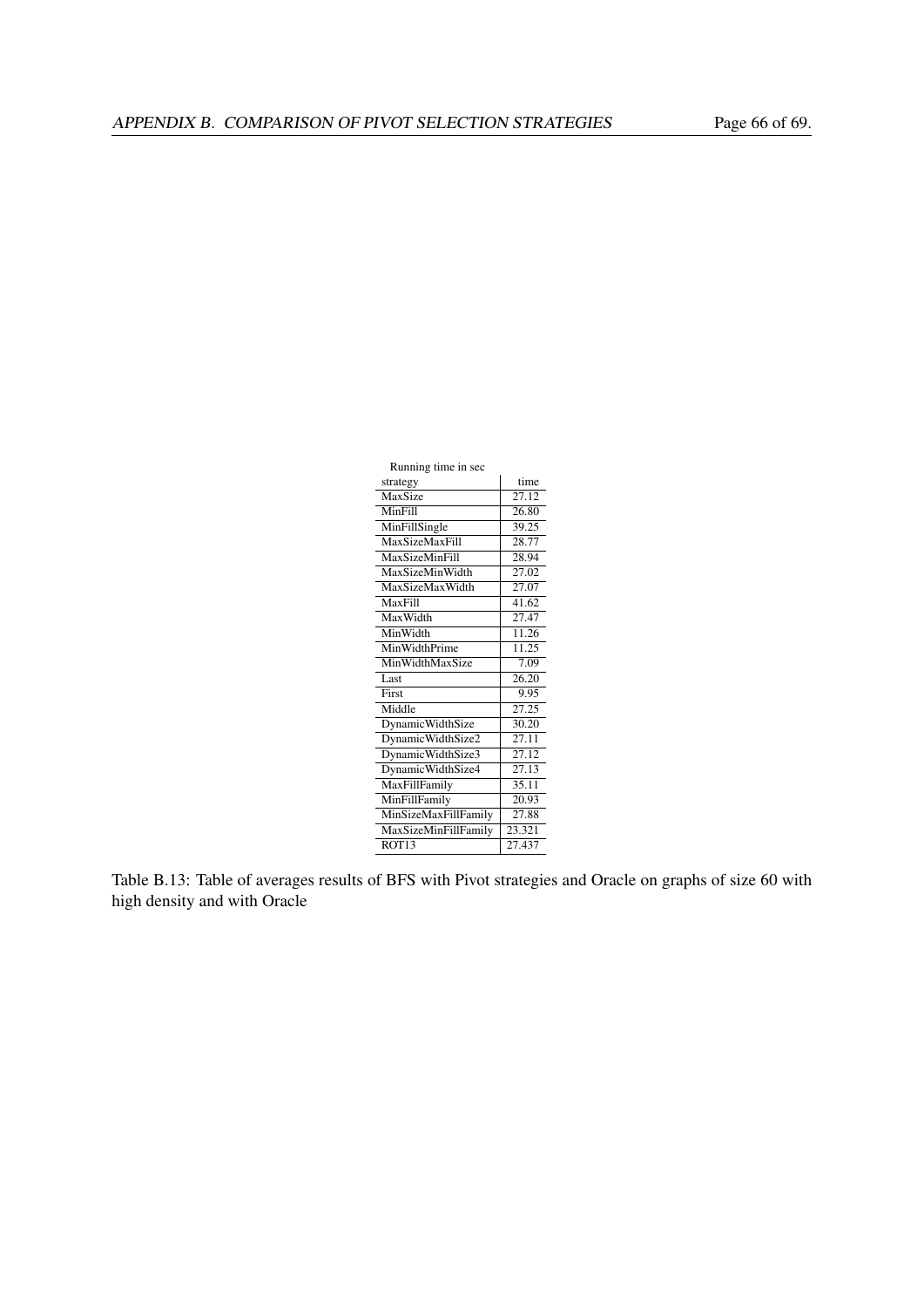Running time in sec

| strategy | time |
|---|---|
| MaxSize | 27.12 |
| MinFill | 26.80 |
| MinFillSingle | 39.25 |
| MaxSizeMaxFill | 28.77 |
| MaxSizeMinFill | 28.94 |
| MaxSizeMinWidth | 27.02 |
| MaxSizeMaxWidth | 27.07 |
| MaxFill | 41.62 |
| MaxWidth | 27.47 |
| MinWidth | 11.26 |
| MinWidthPrime | 11.25 |
| MinWidthMaxSize | 7.09 |
| Last | 26.20 |
| First | 9.95 |
| Middle | 27.25 |
| DynamicWidthSize | 30.20 |
| DynamicWidthSize2 | 27.11 |
| DynamicWidthSize3 | 27.12 |
| DynamicWidthSize4 | 27.13 |
| MaxFillFamily | 35.11 |
| MinFillFamily | 20.93 |
| MinSizeMaxFillFamily | 27.88 |
| MaxSizeMinFillFamily | 23.321 |
| ROT13 | 27.437 |

Table B.13: Table of averages results of BFS with Pivot strategies and Oracle on graphs of size 60 with high density and with Oracle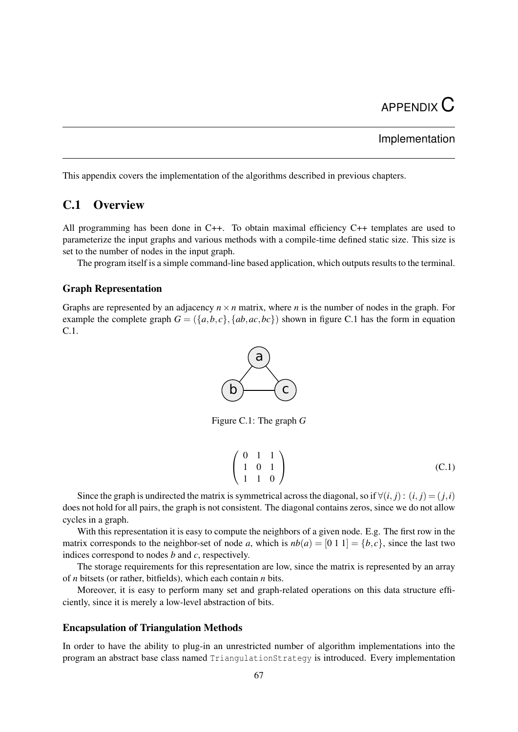# APPENDIX C

## Implementation

This appendix covers the implementation of the algorithms described in previous chapters.

## C.1 Overview

All programming has been done in C++. To obtain maximal efficiency C++ templates are used to parameterize the input graphs and various methods with a compile-time defined static size. This size is set to the number of nodes in the input graph.

The program itself is a simple command-line based application, which outputs results to the terminal.

### Graph Representation

Graphs are represented by an adjacency $n \times n$ matrix, where $n$ is the number of nodes in the graph. For example the complete graph $G = (\{a,b,c\},\{ab,ac,bc\})$ shown in figure C.1 has the form in equation C.1.

Figure C.1: The graph $G$

$$\begin{pmatrix} 0 & 1 & 1 \\ 1 & 0 & 1 \\ 1 & 1 & 0 \end{pmatrix} \tag{C.1}$$

Since the graph is undirected the matrix is symmetrical across the diagonal, so if $\forall(i,j) : (i,j) = (j,i)$ does not hold for all pairs, the graph is not consistent. The diagonal contains zeros, since we do not allow cycles in a graph.

With this representation it is easy to compute the neighbors of a given node. E.g. The first row in the matrix corresponds to the neighbor-set of node $a$, which is $nb(a) = [0\ 1\ 1] = \{b,c\}$, since the last two indices correspond to nodes $b$ and $c$, respectively.

The storage requirements for this representation are low, since the matrix is represented by an array of $n$ bitsets (or rather, bitfields), which each contain $n$ bits.

Moreover, it is easy to perform many set and graph-related operations on this data structure efficiently, since it is merely a low-level abstraction of bits.

### Encapsulation of Triangulation Methods

In order to have the ability to plug-in an unrestricted number of algorithm implementations into the program an abstract base class named `TriangulationStrategy` is introduced. Every implementation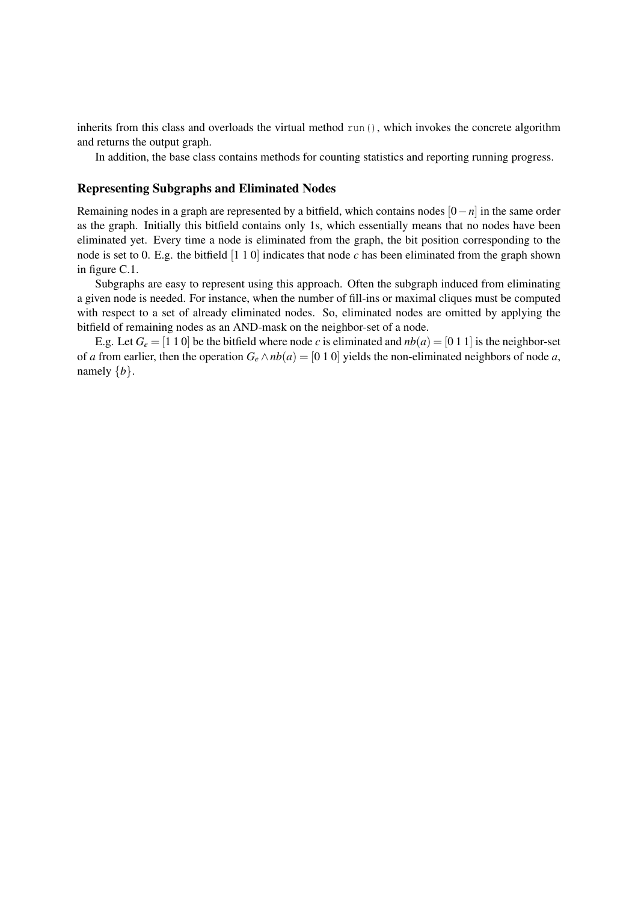inherits from this class and overloads the virtual method `run()`, which invokes the concrete algorithm and returns the output graph.

In addition, the base class contains methods for counting statistics and reporting running progress.

### Representing Subgraphs and Eliminated Nodes

Remaining nodes in a graph are represented by a bitfield, which contains nodes $[0-n]$ in the same order as the graph. Initially this bitfield contains only 1s, which essentially means that no nodes have been eliminated yet. Every time a node is eliminated from the graph, the bit position corresponding to the node is set to 0. E.g. the bitfield [1 1 0] indicates that node $c$ has been eliminated from the graph shown in figure C.1.

Subgraphs are easy to represent using this approach. Often the subgraph induced from eliminating a given node is needed. For instance, when the number of fill-ins or maximal cliques must be computed with respect to a set of already eliminated nodes. So, eliminated nodes are omitted by applying the bitfield of remaining nodes as an AND-mask on the neighbor-set of a node.

E.g. Let $G_e = [1\ 1\ 0]$ be the bitfield where node $c$ is eliminated and $nb(a) = [0\ 1\ 1]$ is the neighbor-set of $a$ from earlier, then the operation $G_e \wedge nb(a) = [0\ 1\ 0]$ yields the non-eliminated neighbors of node $a$, namely $\{b\}$.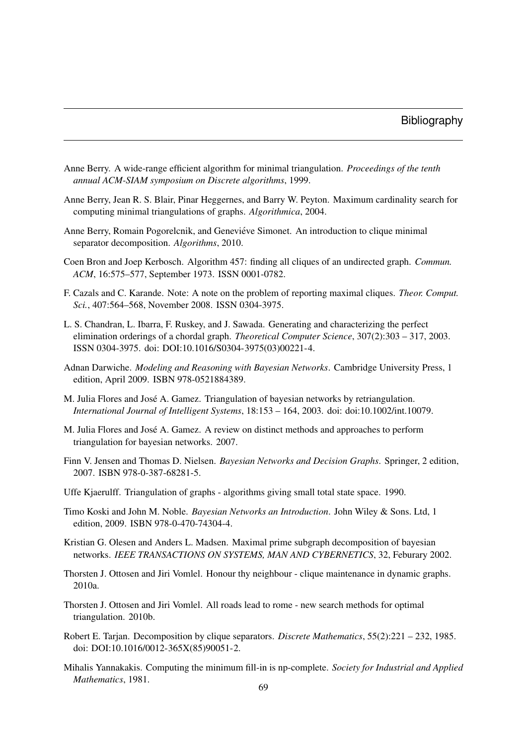# Bibliography

Anne Berry. A wide-range efficient algorithm for minimal triangulation. *Proceedings of the tenth annual ACM-SIAM symposium on Discrete algorithms*, 1999.

Anne Berry, Jean R. S. Blair, Pinar Heggernes, and Barry W. Peyton. Maximum cardinality search for computing minimal triangulations of graphs. *Algorithmica*, 2004.

Anne Berry, Romain Pogorelcnik, and Geneviéve Simonet. An introduction to clique minimal separator decomposition. *Algorithms*, 2010.

Coen Bron and Joep Kerbosch. Algorithm 457: finding all cliques of an undirected graph. *Commun. ACM*, 16:575–577, September 1973. ISSN 0001-0782.

F. Cazals and C. Karande. Note: A note on the problem of reporting maximal cliques. *Theor. Comput. Sci.*, 407:564–568, November 2008. ISSN 0304-3975.

L. S. Chandran, L. Ibarra, F. Ruskey, and J. Sawada. Generating and characterizing the perfect elimination orderings of a chordal graph. *Theoretical Computer Science*, 307(2):303 – 317, 2003. ISSN 0304-3975. doi: DOI:10.1016/S0304-3975(03)00221-4.

Adnan Darwiche. *Modeling and Reasoning with Bayesian Networks*. Cambridge University Press, 1 edition, April 2009. ISBN 978-0521884389.

M. Julia Flores and José A. Gamez. Triangulation of bayesian networks by retriangulation. *International Journal of Intelligent Systems*, 18:153 – 164, 2003. doi: doi:10.1002/int.10079.

M. Julia Flores and José A. Gamez. A review on distinct methods and approaches to perform triangulation for bayesian networks. 2007.

Finn V. Jensen and Thomas D. Nielsen. *Bayesian Networks and Decision Graphs*. Springer, 2 edition, 2007. ISBN 978-0-387-68281-5.

Uffe Kjaerulff. Triangulation of graphs - algorithms giving small total state space. 1990.

Timo Koski and John M. Noble. *Bayesian Networks an Introduction*. John Wiley & Sons. Ltd, 1 edition, 2009. ISBN 978-0-470-74304-4.

Kristian G. Olesen and Anders L. Madsen. Maximal prime subgraph decomposition of bayesian networks. *IEEE TRANSACTIONS ON SYSTEMS, MAN AND CYBERNETICS*, 32, Feburary 2002.

Thorsten J. Ottosen and Jiri Vomlel. Honour thy neighbour - clique maintenance in dynamic graphs. 2010a.

Thorsten J. Ottosen and Jiri Vomlel. All roads lead to rome - new search methods for optimal triangulation. 2010b.

Robert E. Tarjan. Decomposition by clique separators. *Discrete Mathematics*, 55(2):221 – 232, 1985. doi: DOI:10.1016/0012-365X(85)90051-2.

Mihalis Yannakakis. Computing the minimum fill-in is np-complete. *Society for Industrial and Applied Mathematics*, 1981.